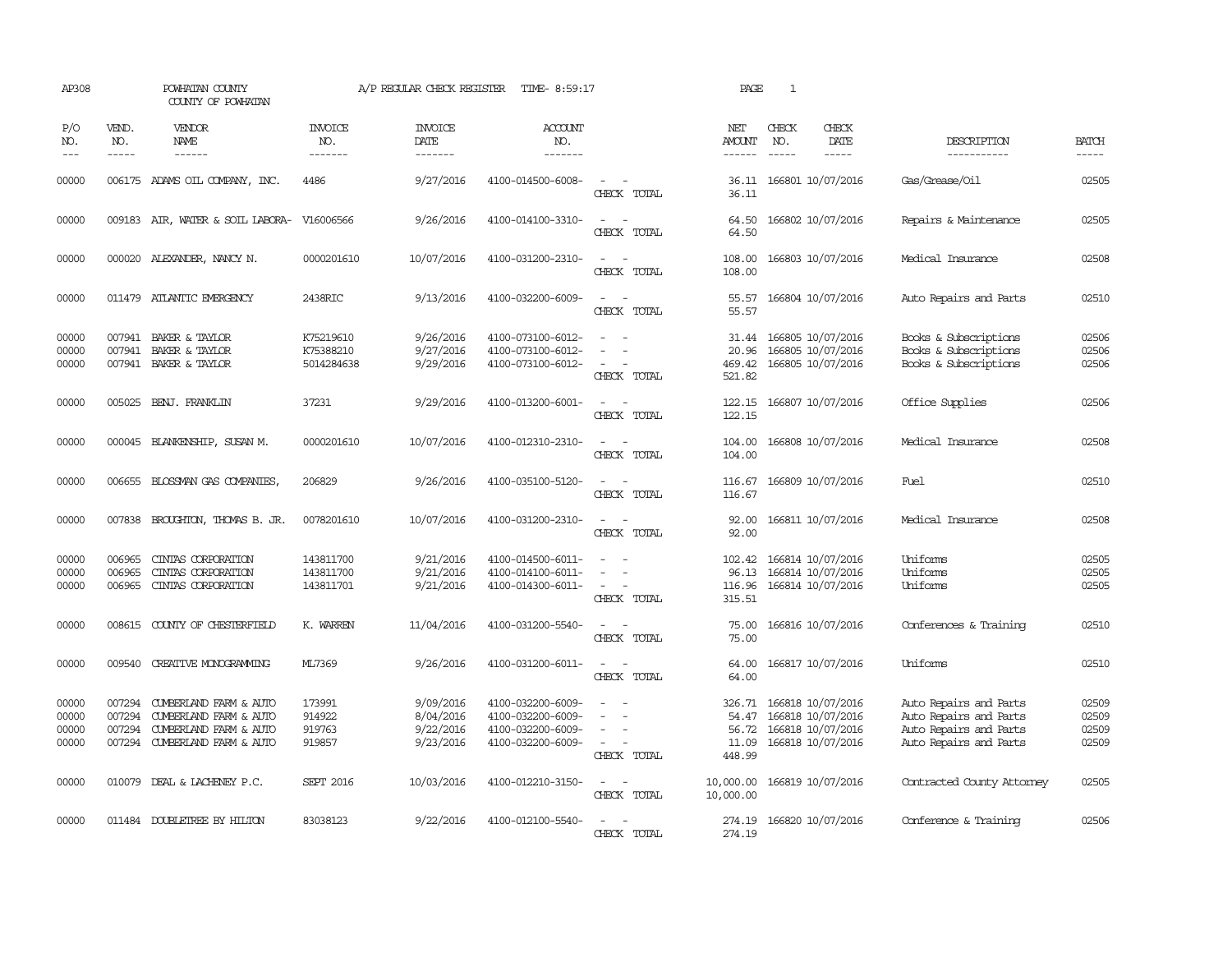AP308 POWHATAN COUNTY A/P REGULAR CHECK REGISTER TIME- 8:59:17 PAGE 1

COUNTY OF POWHATAN

| P/O NO. | VEND. NO. | VENDOR NAME | INVOICE NO. | INVOICE DATE | ACCOUNT NO. | | NET AMOUNT | CHECK NO. | CHECK DATE | DESCRIPTION | BATCH |
|---|---|---|---|---|---|---|---|---|---|---|---|
| --- | ----- | ------ | ------- | ------- | ------- | | ------ | ----- | ----- | ----------- | ----- |
| 00000 | 006175 | ADAMS OIL COMPANY, INC. | 4486 | 9/27/2016 | 4100-014500-6008- | - - | 36.11 | 166801 | 10/07/2016 | Gas/Grease/Oil | 02505 |
| | | | | | | CHECK TOTAL | 36.11 | | | | |
| 00000 | 009183 | AIR, WATER & SOIL LABORA- | V16006566 | 9/26/2016 | 4100-014100-3310- | - - | 64.50 | 166802 | 10/07/2016 | Repairs & Maintenance | 02505 |
| | | | | | | CHECK TOTAL | 64.50 | | | | |
| 00000 | 000020 | ALEXANDER, NANCY N. | 0000201610 | 10/07/2016 | 4100-031200-2310- | - - | 108.00 | 166803 | 10/07/2016 | Medical Insurance | 02508 |
| | | | | | | CHECK TOTAL | 108.00 | | | | |
| 00000 | 011479 | ATLANTIC EMERGENCY | 2438RIC | 9/13/2016 | 4100-032200-6009- | - - | 55.57 | 166804 | 10/07/2016 | Auto Repairs and Parts | 02510 |
| | | | | | | CHECK TOTAL | 55.57 | | | | |
| 00000 | 007941 | BAKER & TAYLOR | K75219610 | 9/26/2016 | 4100-073100-6012- | - - | 31.44 | 166805 | 10/07/2016 | Books & Subscriptions | 02506 |
| 00000 | 007941 | BAKER & TAYLOR | K75388210 | 9/27/2016 | 4100-073100-6012- | - - | 20.96 | 166805 | 10/07/2016 | Books & Subscriptions | 02506 |
| 00000 | 007941 | BAKER & TAYLOR | 5014284638 | 9/29/2016 | 4100-073100-6012- | - - | 469.42 | 166805 | 10/07/2016 | Books & Subscriptions | 02506 |
| | | | | | | CHECK TOTAL | 521.82 | | | | |
| 00000 | 005025 | BENJ. FRANKLIN | 37231 | 9/29/2016 | 4100-013200-6001- | - - | 122.15 | 166807 | 10/07/2016 | Office Supplies | 02506 |
| | | | | | | CHECK TOTAL | 122.15 | | | | |
| 00000 | 000045 | BLANKENSHIP, SUSAN M. | 0000201610 | 10/07/2016 | 4100-012310-2310- | - - | 104.00 | 166808 | 10/07/2016 | Medical Insurance | 02508 |
| | | | | | | CHECK TOTAL | 104.00 | | | | |
| 00000 | 006655 | BLOSSMAN GAS COMPANIES, | 206829 | 9/26/2016 | 4100-035100-5120- | - - | 116.67 | 166809 | 10/07/2016 | Fuel | 02510 |
| | | | | | | CHECK TOTAL | 116.67 | | | | |
| 00000 | 007838 | BROUGHTON, THOMAS B. JR. | 0078201610 | 10/07/2016 | 4100-031200-2310- | - - | 92.00 | 166811 | 10/07/2016 | Medical Insurance | 02508 |
| | | | | | | CHECK TOTAL | 92.00 | | | | |
| 00000 | 006965 | CINTAS CORPORATION | 143811700 | 9/21/2016 | 4100-014500-6011- | - - | 102.42 | 166814 | 10/07/2016 | Uniforms | 02505 |
| 00000 | 006965 | CINTAS CORPORATION | 143811700 | 9/21/2016 | 4100-014100-6011- | - - | 96.13 | 166814 | 10/07/2016 | Uniforms | 02505 |
| 00000 | 006965 | CINTAS CORPORATION | 143811701 | 9/21/2016 | 4100-014300-6011- | - - | 116.96 | 166814 | 10/07/2016 | Uniforms | 02505 |
| | | | | | | CHECK TOTAL | 315.51 | | | | |
| 00000 | 008615 | COUNTY OF CHESTERFIELD | K. WARREN | 11/04/2016 | 4100-031200-5540- | - - | 75.00 | 166816 | 10/07/2016 | Conferences & Training | 02510 |
| | | | | | | CHECK TOTAL | 75.00 | | | | |
| 00000 | 009540 | CREATIVE MONOGRAMMING | ML7369 | 9/26/2016 | 4100-031200-6011- | - - | 64.00 | 166817 | 10/07/2016 | Uniforms | 02510 |
| | | | | | | CHECK TOTAL | 64.00 | | | | |
| 00000 | 007294 | CUMBERLAND FARM & AUTO | 173991 | 9/09/2016 | 4100-032200-6009- | - - | 326.71 | 166818 | 10/07/2016 | Auto Repairs and Parts | 02509 |
| 00000 | 007294 | CUMBERLAND FARM & AUTO | 914922 | 8/04/2016 | 4100-032200-6009- | - - | 54.47 | 166818 | 10/07/2016 | Auto Repairs and Parts | 02509 |
| 00000 | 007294 | CUMBERLAND FARM & AUTO | 919763 | 9/22/2016 | 4100-032200-6009- | - - | 56.72 | 166818 | 10/07/2016 | Auto Repairs and Parts | 02509 |
| 00000 | 007294 | CUMBERLAND FARM & AUTO | 919857 | 9/23/2016 | 4100-032200-6009- | - - | 11.09 | 166818 | 10/07/2016 | Auto Repairs and Parts | 02509 |
| | | | | | | CHECK TOTAL | 448.99 | | | | |
| 00000 | 010079 | DEAL & LACHENEY P.C. | SEPT 2016 | 10/03/2016 | 4100-012210-3150- | - - | 10,000.00 | 166819 | 10/07/2016 | Contracted County Attorney | 02505 |
| | | | | | | CHECK TOTAL | 10,000.00 | | | | |
| 00000 | 011484 | DOUBLETREE BY HILTON | 83038123 | 9/22/2016 | 4100-012100-5540- | - - | 274.19 | 166820 | 10/07/2016 | Conference & Training | 02506 |
| | | | | | | CHECK TOTAL | 274.19 | | | | |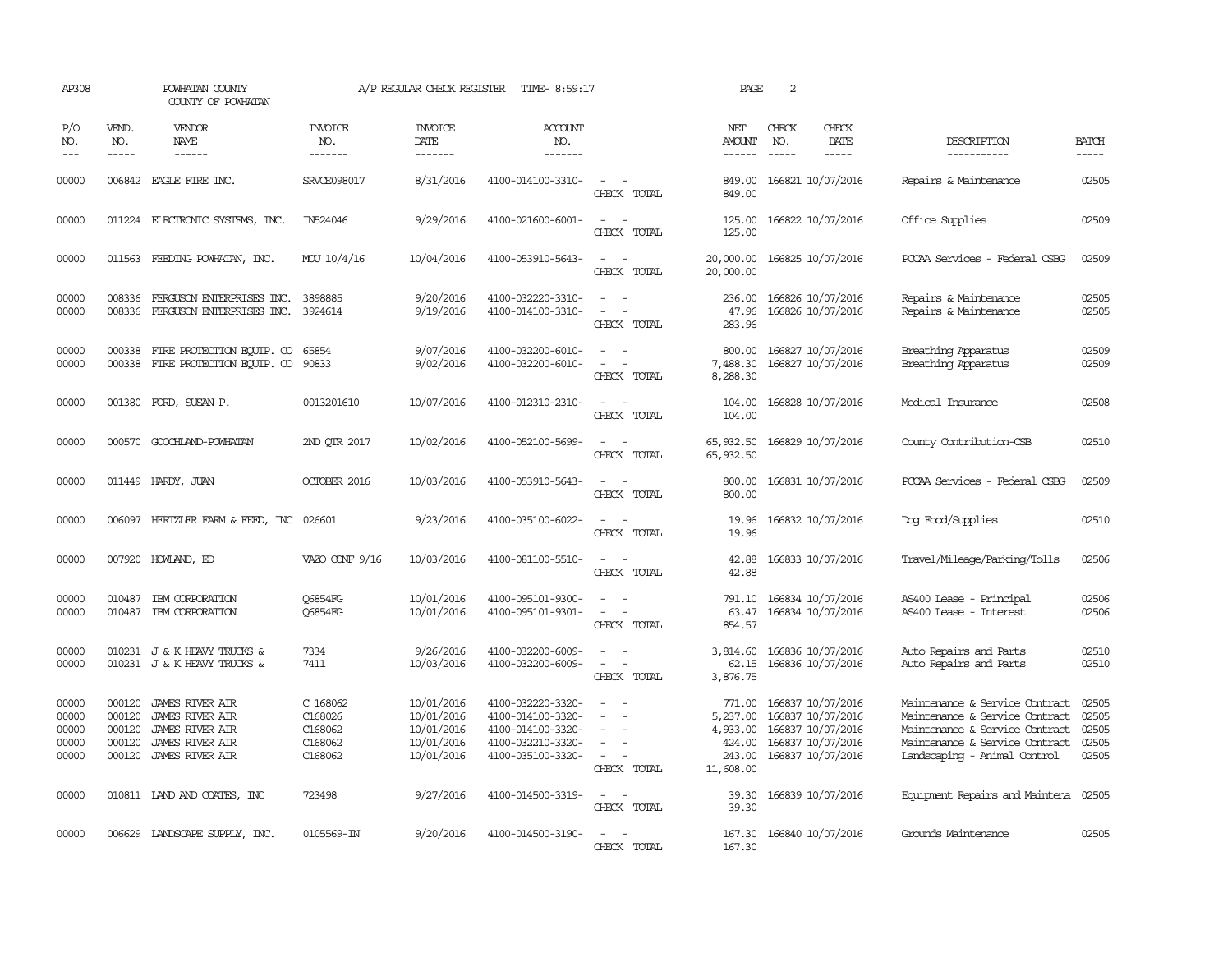AP308 POWHATAN COUNTY A/P REGULAR CHECK REGISTER TIME- 8:59:17 PAGE 2

COUNTY OF POWHATAN

| P/O NO. | VEND. NO. | VENDOR NAME | INVOICE NO. | INVOICE DATE | ACCOUNT NO. | | NET AMOUNT | CHECK NO. | CHECK DATE | DESCRIPTION | BATCH |
|---|---|---|---|---|---|---|---|---|---|---|---|
| 00000 | 006842 | EAGLE FIRE INC. | SRVCE098017 | 8/31/2016 | 4100-014100-3310- | - - | 849.00 | 166821 | 10/07/2016 | Repairs & Maintenance | 02505 |
| | | | | | | CHECK TOTAL | 849.00 | | | | |
| 00000 | 011224 | ELECTRONIC SYSTEMS, INC. | IN524046 | 9/29/2016 | 4100-021600-6001- | - - | 125.00 | 166822 | 10/07/2016 | Office Supplies | 02509 |
| | | | | | | CHECK TOTAL | 125.00 | | | | |
| 00000 | 011563 | FEEDING POWHATAN, INC. | MOU 10/4/16 | 10/04/2016 | 4100-053910-5643- | - - | 20,000.00 | 166825 | 10/07/2016 | PCCAA Services - Federal CSBG | 02509 |
| | | | | | | CHECK TOTAL | 20,000.00 | | | | |
| 00000 | 008336 | FERGUSON ENTERPRISES INC. | 3898885 | 9/20/2016 | 4100-032220-3310- | - - | 236.00 | 166826 | 10/07/2016 | Repairs & Maintenance | 02505 |
| 00000 | 008336 | FERGUSON ENTERPRISES INC. | 3924614 | 9/19/2016 | 4100-014100-3310- | - - | 47.96 | 166826 | 10/07/2016 | Repairs & Maintenance | 02505 |
| | | | | | | CHECK TOTAL | 283.96 | | | | |
| 00000 | 000338 | FIRE PROTECTION EQUIP. CO | 65854 | 9/07/2016 | 4100-032200-6010- | - - | 800.00 | 166827 | 10/07/2016 | Breathing Apparatus | 02509 |
| 00000 | 000338 | FIRE PROTECTION EQUIP. CO | 90833 | 9/02/2016 | 4100-032200-6010- | - - | 7,488.30 | 166827 | 10/07/2016 | Breathing Apparatus | 02509 |
| | | | | | | CHECK TOTAL | 8,288.30 | | | | |
| 00000 | 001380 | FORD, SUSAN P. | 0013201610 | 10/07/2016 | 4100-012310-2310- | - - | 104.00 | 166828 | 10/07/2016 | Medical Insurance | 02508 |
| | | | | | | CHECK TOTAL | 104.00 | | | | |
| 00000 | 000570 | GOOCHLAND-POWHATAN | 2ND QTR 2017 | 10/02/2016 | 4100-052100-5699- | - - | 65,932.50 | 166829 | 10/07/2016 | County Contribution-CSB | 02510 |
| | | | | | | CHECK TOTAL | 65,932.50 | | | | |
| 00000 | 011449 | HARDY, JUAN | OCTOBER 2016 | 10/03/2016 | 4100-053910-5643- | - - | 800.00 | 166831 | 10/07/2016 | PCCAA Services - Federal CSBG | 02509 |
| | | | | | | CHECK TOTAL | 800.00 | | | | |
| 00000 | 006097 | HERTZLER FARM & FEED, INC | 026601 | 9/23/2016 | 4100-035100-6022- | - - | 19.96 | 166832 | 10/07/2016 | Dog Food/Supplies | 02510 |
| | | | | | | CHECK TOTAL | 19.96 | | | | |
| 00000 | 007920 | HOWLAND, ED | VAZO CONF 9/16 | 10/03/2016 | 4100-081100-5510- | - - | 42.88 | 166833 | 10/07/2016 | Travel/Mileage/Parking/Tolls | 02506 |
| | | | | | | CHECK TOTAL | 42.88 | | | | |
| 00000 | 010487 | IBM CORPORATION | Q6854FG | 10/01/2016 | 4100-095101-9300- | - - | 791.10 | 166834 | 10/07/2016 | AS400 Lease - Principal | 02506 |
| 00000 | 010487 | IBM CORPORATION | Q6854FG | 10/01/2016 | 4100-095101-9301- | - - | 63.47 | 166834 | 10/07/2016 | AS400 Lease - Interest | 02506 |
| | | | | | | CHECK TOTAL | 854.57 | | | | |
| 00000 | 010231 | J & K HEAVY TRUCKS & | 7334 | 9/26/2016 | 4100-032200-6009- | - - | 3,814.60 | 166836 | 10/07/2016 | Auto Repairs and Parts | 02510 |
| 00000 | 010231 | J & K HEAVY TRUCKS & | 7411 | 10/03/2016 | 4100-032200-6009- | - - | 62.15 | 166836 | 10/07/2016 | Auto Repairs and Parts | 02510 |
| | | | | | | CHECK TOTAL | 3,876.75 | | | | |
| 00000 | 000120 | JAMES RIVER AIR | C 168062 | 10/01/2016 | 4100-032220-3320- | - - | 771.00 | 166837 | 10/07/2016 | Maintenance & Service Contract | 02505 |
| 00000 | 000120 | JAMES RIVER AIR | C168026 | 10/01/2016 | 4100-014100-3320- | - - | 5,237.00 | 166837 | 10/07/2016 | Maintenance & Service Contract | 02505 |
| 00000 | 000120 | JAMES RIVER AIR | C168062 | 10/01/2016 | 4100-014100-3320- | - - | 4,933.00 | 166837 | 10/07/2016 | Maintenance & Service Contract | 02505 |
| 00000 | 000120 | JAMES RIVER AIR | C168062 | 10/01/2016 | 4100-032210-3320- | - - | 424.00 | 166837 | 10/07/2016 | Maintenance & Service Contract | 02505 |
| 00000 | 000120 | JAMES RIVER AIR | C168062 | 10/01/2016 | 4100-035100-3320- | - - | 243.00 | 166837 | 10/07/2016 | Landscaping - Animal Control | 02505 |
| | | | | | | CHECK TOTAL | 11,608.00 | | | | |
| 00000 | 010811 | LAND AND COATES, INC | 723498 | 9/27/2016 | 4100-014500-3319- | - - | 39.30 | 166839 | 10/07/2016 | Equipment Repairs and Maintena | 02505 |
| | | | | | | CHECK TOTAL | 39.30 | | | | |
| 00000 | 006629 | LANDSCAPE SUPPLY, INC. | 0105569-IN | 9/20/2016 | 4100-014500-3190- | - - | 167.30 | 166840 | 10/07/2016 | Grounds Maintenance | 02505 |
| | | | | | | CHECK TOTAL | 167.30 | | | | |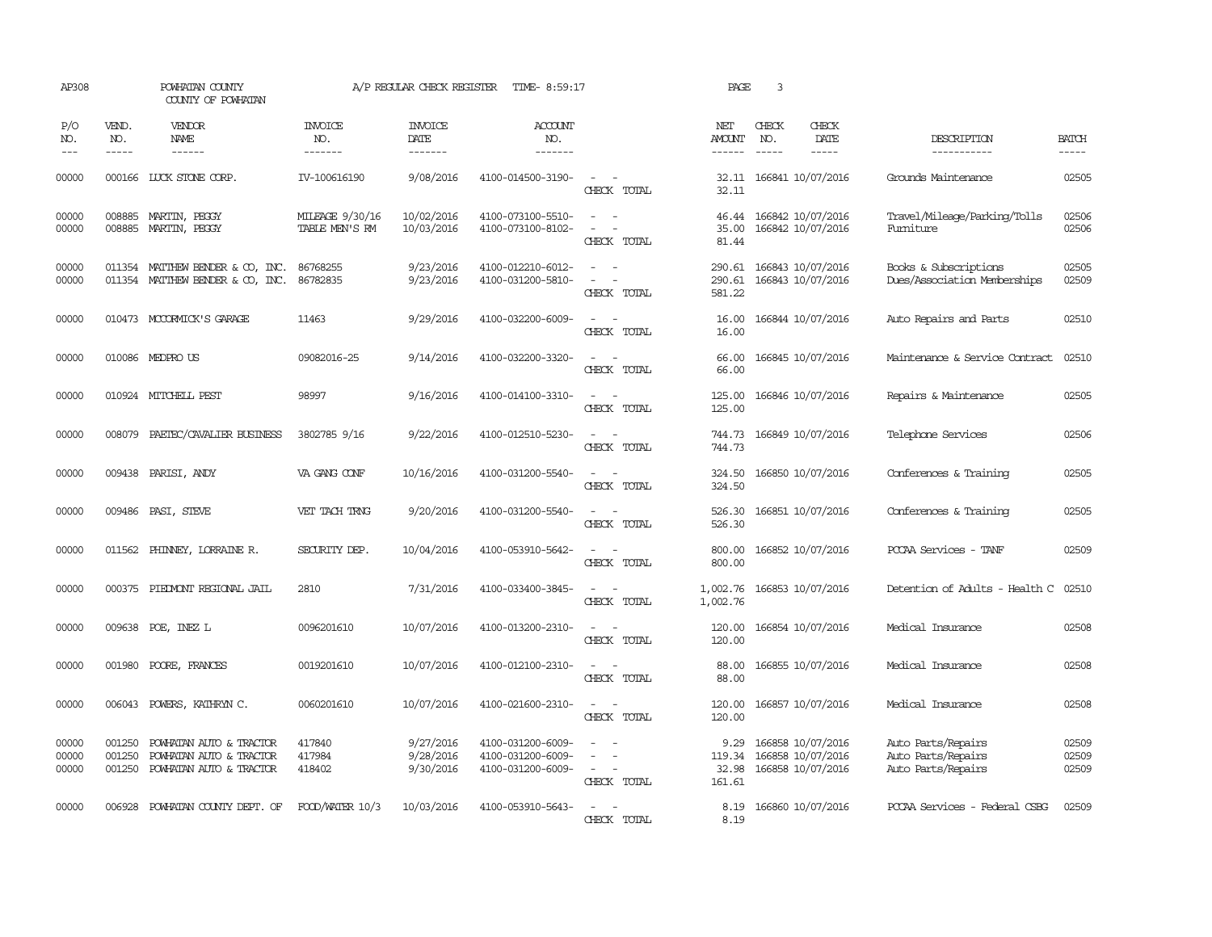AP308 POWHATAN COUNTY A/P REGULAR CHECK REGISTER TIME- 8:59:17

COUNTY OF POWHATAN

| P/O NO. | VEND. NO. | VENDOR NAME | INVOICE NO. | INVOICE DATE | ACCOUNT NO. | | NET AMOUNT | CHECK NO. | CHECK DATE | DESCRIPTION | BATCH |
|---|---|---|---|---|---|---|---|---|---|---|---|
| 00000 | 000166 | LUCK STONE CORP. | IV-100616190 | 9/08/2016 | 4100-014500-3190- | - - | 32.11 | 166841 | 10/07/2016 | Grounds Maintenance | 02505 |
| | | | | | | CHECK TOTAL | 32.11 | | | | |
| 00000 | 008885 | MARTIN, PEGGY | MILEAGE 9/30/16 | 10/02/2016 | 4100-073100-5510- | - - | 46.44 | 166842 | 10/07/2016 | Travel/Mileage/Parking/Tolls | 02506 |
| 00000 | 008885 | MARTIN, PEGGY | TABLE MEN'S RM | 10/03/2016 | 4100-073100-8102- | - - | 35.00 | 166842 | 10/07/2016 | Furniture | 02506 |
| | | | | | | CHECK TOTAL | 81.44 | | | | |
| 00000 | 011354 | MATTHEW BENDER & CO, INC. | 86768255 | 9/23/2016 | 4100-012210-6012- | - - | 290.61 | 166843 | 10/07/2016 | Books & Subscriptions | 02505 |
| 00000 | 011354 | MATTHEW BENDER & CO, INC. | 86782835 | 9/23/2016 | 4100-031200-5810- | - - | 290.61 | 166843 | 10/07/2016 | Dues/Association Memberships | 02509 |
| | | | | | | CHECK TOTAL | 581.22 | | | | |
| 00000 | 010473 | MCCORMICK'S GARAGE | 11463 | 9/29/2016 | 4100-032200-6009- | - - | 16.00 | 166844 | 10/07/2016 | Auto Repairs and Parts | 02510 |
| | | | | | | CHECK TOTAL | 16.00 | | | | |
| 00000 | 010086 | MEDPRO US | 09082016-25 | 9/14/2016 | 4100-032200-3320- | - - | 66.00 | 166845 | 10/07/2016 | Maintenance & Service Contract | 02510 |
| | | | | | | CHECK TOTAL | 66.00 | | | | |
| 00000 | 010924 | MITCHELL PEST | 98997 | 9/16/2016 | 4100-014100-3310- | - - | 125.00 | 166846 | 10/07/2016 | Repairs & Maintenance | 02505 |
| | | | | | | CHECK TOTAL | 125.00 | | | | |
| 00000 | 008079 | PAETEC/CAVALIER BUSINESS | 3802785 9/16 | 9/22/2016 | 4100-012510-5230- | - - | 744.73 | 166849 | 10/07/2016 | Telephone Services | 02506 |
| | | | | | | CHECK TOTAL | 744.73 | | | | |
| 00000 | 009438 | PARISI, ANDY | VA GANG CONF | 10/16/2016 | 4100-031200-5540- | - - | 324.50 | 166850 | 10/07/2016 | Conferences & Training | 02505 |
| | | | | | | CHECK TOTAL | 324.50 | | | | |
| 00000 | 009486 | PASI, STEVE | VET TACH TRNG | 9/20/2016 | 4100-031200-5540- | - - | 526.30 | 166851 | 10/07/2016 | Conferences & Training | 02505 |
| | | | | | | CHECK TOTAL | 526.30 | | | | |
| 00000 | 011562 | PHINNEY, LORRAINE R. | SECURITY DEP. | 10/04/2016 | 4100-053910-5642- | - - | 800.00 | 166852 | 10/07/2016 | PCCAA Services - TANF | 02509 |
| | | | | | | CHECK TOTAL | 800.00 | | | | |
| 00000 | 000375 | PIEDMONT REGIONAL JAIL | 2810 | 7/31/2016 | 4100-033400-3845- | - - | 1,002.76 | 166853 | 10/07/2016 | Detention of Adults - Health C | 02510 |
| | | | | | | CHECK TOTAL | 1,002.76 | | | | |
| 00000 | 009638 | POE, INEZ L | 0096201610 | 10/07/2016 | 4100-013200-2310- | - - | 120.00 | 166854 | 10/07/2016 | Medical Insurance | 02508 |
| | | | | | | CHECK TOTAL | 120.00 | | | | |
| 00000 | 001980 | POORE, FRANCES | 0019201610 | 10/07/2016 | 4100-012100-2310- | - - | 88.00 | 166855 | 10/07/2016 | Medical Insurance | 02508 |
| | | | | | | CHECK TOTAL | 88.00 | | | | |
| 00000 | 006043 | POWERS, KATHRYN C. | 0060201610 | 10/07/2016 | 4100-021600-2310- | - - | 120.00 | 166857 | 10/07/2016 | Medical Insurance | 02508 |
| | | | | | | CHECK TOTAL | 120.00 | | | | |
| 00000 | 001250 | POWHATAN AUTO & TRACTOR | 417840 | 9/27/2016 | 4100-031200-6009- | - - | 9.29 | 166858 | 10/07/2016 | Auto Parts/Repairs | 02509 |
| 00000 | 001250 | POWHATAN AUTO & TRACTOR | 417984 | 9/28/2016 | 4100-031200-6009- | - - | 119.34 | 166858 | 10/07/2016 | Auto Parts/Repairs | 02509 |
| 00000 | 001250 | POWHATAN AUTO & TRACTOR | 418402 | 9/30/2016 | 4100-031200-6009- | - - | 32.98 | 166858 | 10/07/2016 | Auto Parts/Repairs | 02509 |
| | | | | | | CHECK TOTAL | 161.61 | | | | |
| 00000 | 006928 | POWHATAN COUNTY DEPT. OF | FOOD/WATER 10/3 | 10/03/2016 | 4100-053910-5643- | - - | 8.19 | 166860 | 10/07/2016 | PCCAA Services - Federal CSBG | 02509 |
| | | | | | | CHECK TOTAL | 8.19 | | | | |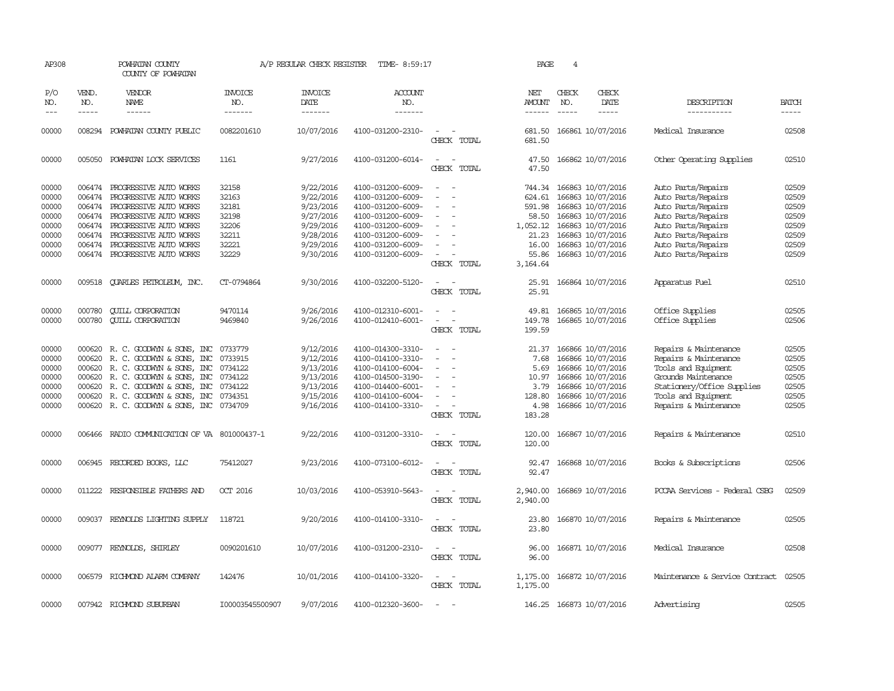AP308 POWHATAN COUNTY A/P REGULAR CHECK REGISTER TIME- 8:59:17
COUNTY OF POWHATAN

| P/O NO. | VEND. NO. | VENDOR NAME | INVOICE NO. | INVOICE DATE | ACCOUNT NO. | | NET AMOUNT | CHECK NO. | CHECK DATE | DESCRIPTION | BATCH |
|---|---|---|---|---|---|---|---|---|---|---|---|
| 00000 | 008294 | POWHATAN COUNTY PUBLIC | 0082201610 | 10/07/2016 | 4100-031200-2310- | - - | 681.50 | 166861 | 10/07/2016 | Medical Insurance | 02508 |
| | | | | | | CHECK TOTAL | 681.50 | | | | |
| 00000 | 005050 | POWHATAN LOCK SERVICES | 1161 | 9/27/2016 | 4100-031200-6014- | - - | 47.50 | 166862 | 10/07/2016 | Other Operating Supplies | 02510 |
| | | | | | | CHECK TOTAL | 47.50 | | | | |
| 00000 | 006474 | PROGRESSIVE AUTO WORKS | 32158 | 9/22/2016 | 4100-031200-6009- | - - | 744.34 | 166863 | 10/07/2016 | Auto Parts/Repairs | 02509 |
| 00000 | 006474 | PROGRESSIVE AUTO WORKS | 32163 | 9/22/2016 | 4100-031200-6009- | - - | 624.61 | 166863 | 10/07/2016 | Auto Parts/Repairs | 02509 |
| 00000 | 006474 | PROGRESSIVE AUTO WORKS | 32181 | 9/23/2016 | 4100-031200-6009- | - - | 591.98 | 166863 | 10/07/2016 | Auto Parts/Repairs | 02509 |
| 00000 | 006474 | PROGRESSIVE AUTO WORKS | 32198 | 9/27/2016 | 4100-031200-6009- | - - | 58.50 | 166863 | 10/07/2016 | Auto Parts/Repairs | 02509 |
| 00000 | 006474 | PROGRESSIVE AUTO WORKS | 32206 | 9/29/2016 | 4100-031200-6009- | - - | 1,052.12 | 166863 | 10/07/2016 | Auto Parts/Repairs | 02509 |
| 00000 | 006474 | PROGRESSIVE AUTO WORKS | 32211 | 9/28/2016 | 4100-031200-6009- | - - | 21.23 | 166863 | 10/07/2016 | Auto Parts/Repairs | 02509 |
| 00000 | 006474 | PROGRESSIVE AUTO WORKS | 32221 | 9/29/2016 | 4100-031200-6009- | - - | 16.00 | 166863 | 10/07/2016 | Auto Parts/Repairs | 02509 |
| 00000 | 006474 | PROGRESSIVE AUTO WORKS | 32229 | 9/30/2016 | 4100-031200-6009- | - - | 55.86 | 166863 | 10/07/2016 | Auto Parts/Repairs | 02509 |
| | | | | | | CHECK TOTAL | 3,164.64 | | | | |
| 00000 | 009518 | QUARLES PETROLEUM, INC. | CT-0794864 | 9/30/2016 | 4100-032200-5120- | - - | 25.91 | 166864 | 10/07/2016 | Apparatus Fuel | 02510 |
| | | | | | | CHECK TOTAL | 25.91 | | | | |
| 00000 | 000780 | QUILL CORPORATION | 9470114 | 9/26/2016 | 4100-012310-6001- | - - | 49.81 | 166865 | 10/07/2016 | Office Supplies | 02505 |
| 00000 | 000780 | QUILL CORPORATION | 9469840 | 9/26/2016 | 4100-012410-6001- | - - | 149.78 | 166865 | 10/07/2016 | Office Supplies | 02506 |
| | | | | | | CHECK TOTAL | 199.59 | | | | |
| 00000 | 000620 | R. C. GOODWYN & SONS, INC | 0733779 | 9/12/2016 | 4100-014300-3310- | - - | 21.37 | 166866 | 10/07/2016 | Repairs & Maintenance | 02505 |
| 00000 | 000620 | R. C. GOODWYN & SONS, INC | 0733915 | 9/12/2016 | 4100-014100-3310- | - - | 7.68 | 166866 | 10/07/2016 | Repairs & Maintenance | 02505 |
| 00000 | 000620 | R. C. GOODWYN & SONS, INC | 0734122 | 9/13/2016 | 4100-014100-6004- | - - | 5.69 | 166866 | 10/07/2016 | Tools and Equipment | 02505 |
| 00000 | 000620 | R. C. GOODWYN & SONS, INC | 0734122 | 9/13/2016 | 4100-014500-3190- | - - | 10.97 | 166866 | 10/07/2016 | Grounds Maintenance | 02505 |
| 00000 | 000620 | R. C. GOODWYN & SONS, INC | 0734122 | 9/13/2016 | 4100-014400-6001- | - - | 3.79 | 166866 | 10/07/2016 | Stationery/Office Supplies | 02505 |
| 00000 | 000620 | R. C. GOODWYN & SONS, INC | 0734351 | 9/15/2016 | 4100-014100-6004- | - - | 128.80 | 166866 | 10/07/2016 | Tools and Equipment | 02505 |
| 00000 | 000620 | R. C. GOODWYN & SONS, INC | 0734709 | 9/16/2016 | 4100-014100-3310- | - - | 4.98 | 166866 | 10/07/2016 | Repairs & Maintenance | 02505 |
| | | | | | | CHECK TOTAL | 183.28 | | | | |
| 00000 | 006466 | RADIO COMMUNICATION OF VA | 801000437-1 | 9/22/2016 | 4100-031200-3310- | - - | 120.00 | 166867 | 10/07/2016 | Repairs & Maintenance | 02510 |
| | | | | | | CHECK TOTAL | 120.00 | | | | |
| 00000 | 006945 | RECORDED BOOKS, LLC | 75412027 | 9/23/2016 | 4100-073100-6012- | - - | 92.47 | 166868 | 10/07/2016 | Books & Subscriptions | 02506 |
| | | | | | | CHECK TOTAL | 92.47 | | | | |
| 00000 | 011222 | RESPONSIBLE FATHERS AND | OCT 2016 | 10/03/2016 | 4100-053910-5643- | - - | 2,940.00 | 166869 | 10/07/2016 | PCCAA Services - Federal CSBG | 02509 |
| | | | | | | CHECK TOTAL | 2,940.00 | | | | |
| 00000 | 009037 | REYNOLDS LIGHTING SUPPLY | 118721 | 9/20/2016 | 4100-014100-3310- | - - | 23.80 | 166870 | 10/07/2016 | Repairs & Maintenance | 02505 |
| | | | | | | CHECK TOTAL | 23.80 | | | | |
| 00000 | 009077 | REYNOLDS, SHIRLEY | 0090201610 | 10/07/2016 | 4100-031200-2310- | - - | 96.00 | 166871 | 10/07/2016 | Medical Insurance | 02508 |
| | | | | | | CHECK TOTAL | 96.00 | | | | |
| 00000 | 006579 | RICHMOND ALARM COMPANY | 142476 | 10/01/2016 | 4100-014100-3320- | - - | 1,175.00 | 166872 | 10/07/2016 | Maintenance & Service Contract | 02505 |
| | | | | | | CHECK TOTAL | 1,175.00 | | | | |
| 00000 | 007942 | RICHMOND SUBURBAN | I00003545500907 | 9/07/2016 | 4100-012320-3600- | - - | 146.25 | 166873 | 10/07/2016 | Advertising | 02505 |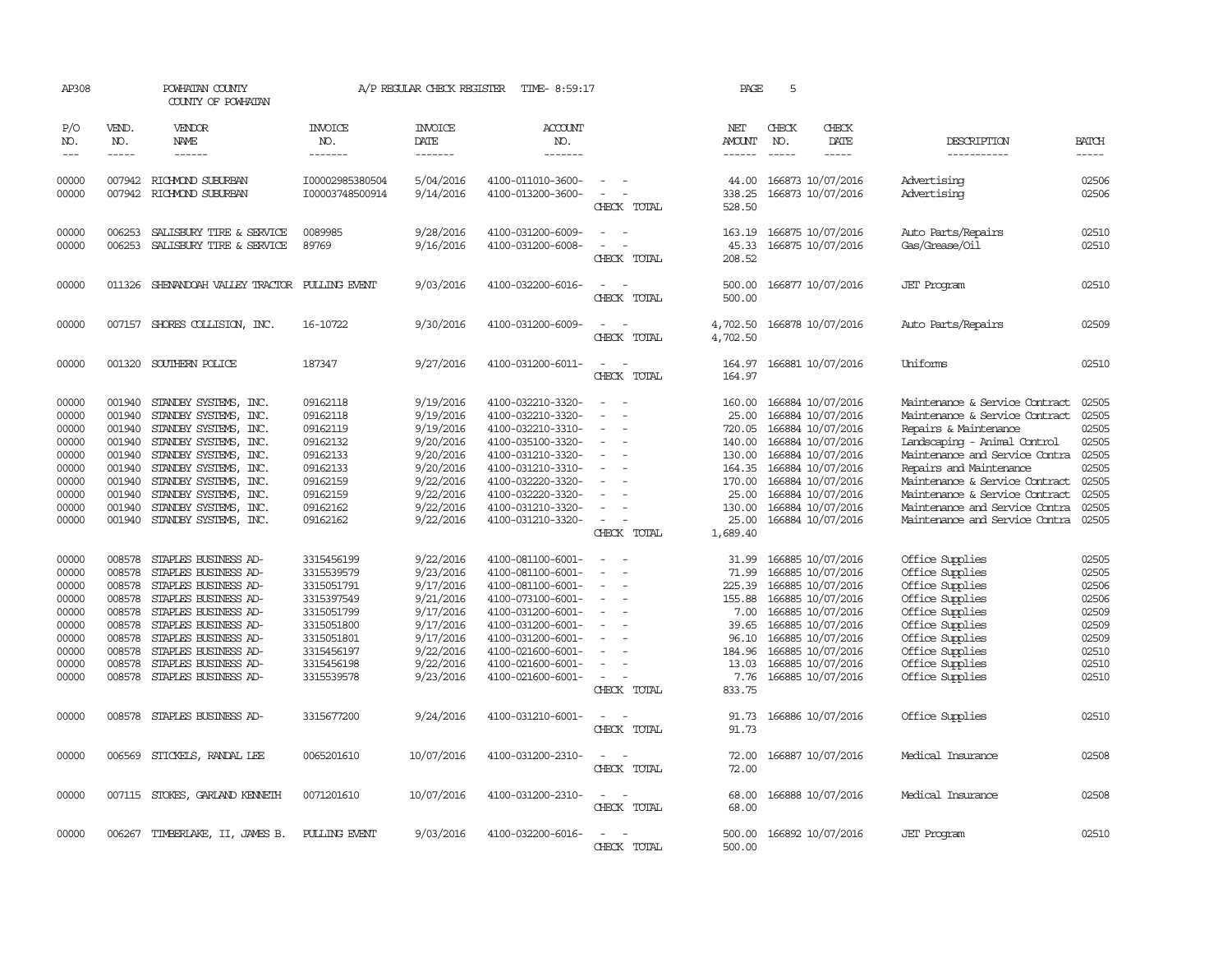AP308 POWHATAN COUNTY A/P REGULAR CHECK REGISTER TIME- 8:59:17 PAGE 5
COUNTY OF POWHATAN

| P/O NO. | VEND. NO. | VENDOR NAME | INVOICE NO. | INVOICE DATE | ACCOUNT NO. | | NET AMOUNT | CHECK NO. | CHECK DATE | DESCRIPTION | BATCH |
|---|---|---|---|---|---|---|---|---|---|---|---|
| 00000 | 007942 | RICHMOND SUBURBAN | I00002985380504 | 5/04/2016 | 4100-011010-3600- | - - | 44.00 | 166873 | 10/07/2016 | Advertising | 02506 |
| 00000 | 007942 | RICHMOND SUBURBAN | I00003748500914 | 9/14/2016 | 4100-013200-3600- | - - | 338.25 | 166873 | 10/07/2016 | Advertising | 02506 |
| | | | | | | CHECK TOTAL | 528.50 | | | | |
| 00000 | 006253 | SALISBURY TIRE & SERVICE | 0089985 | 9/28/2016 | 4100-031200-6009- | - - | 163.19 | 166875 | 10/07/2016 | Auto Parts/Repairs | 02510 |
| 00000 | 006253 | SALISBURY TIRE & SERVICE | 89769 | 9/16/2016 | 4100-031200-6008- | - - | 45.33 | 166875 | 10/07/2016 | Gas/Grease/Oil | 02510 |
| | | | | | | CHECK TOTAL | 208.52 | | | | |
| 00000 | 011326 | SHENANDOAH VALLEY TRACTOR | PULLING EVENT | 9/03/2016 | 4100-032200-6016- | - - | 500.00 | 166877 | 10/07/2016 | JET Program | 02510 |
| | | | | | | CHECK TOTAL | 500.00 | | | | |
| 00000 | 007157 | SHORES COLLISION, INC. | 16-10722 | 9/30/2016 | 4100-031200-6009- | - - | 4,702.50 | 166878 | 10/07/2016 | Auto Parts/Repairs | 02509 |
| | | | | | | CHECK TOTAL | 4,702.50 | | | | |
| 00000 | 001320 | SOUTHERN POLICE | 187347 | 9/27/2016 | 4100-031200-6011- | - - | 164.97 | 166881 | 10/07/2016 | Uniforms | 02510 |
| | | | | | | CHECK TOTAL | 164.97 | | | | |
| 00000 | 001940 | STANDBY SYSTEMS, INC. | 09162118 | 9/19/2016 | 4100-032210-3320- | - - | 160.00 | 166884 | 10/07/2016 | Maintenance & Service Contract | 02505 |
| 00000 | 001940 | STANDBY SYSTEMS, INC. | 09162118 | 9/19/2016 | 4100-032210-3320- | - - | 25.00 | 166884 | 10/07/2016 | Maintenance & Service Contract | 02505 |
| 00000 | 001940 | STANDBY SYSTEMS, INC. | 09162119 | 9/19/2016 | 4100-032210-3310- | - - | 720.05 | 166884 | 10/07/2016 | Repairs & Maintenance | 02505 |
| 00000 | 001940 | STANDBY SYSTEMS, INC. | 09162132 | 9/20/2016 | 4100-035100-3320- | - - | 140.00 | 166884 | 10/07/2016 | Landscaping - Animal Control | 02505 |
| 00000 | 001940 | STANDBY SYSTEMS, INC. | 09162133 | 9/20/2016 | 4100-031210-3320- | - - | 130.00 | 166884 | 10/07/2016 | Maintenance and Service Contra | 02505 |
| 00000 | 001940 | STANDBY SYSTEMS, INC. | 09162133 | 9/20/2016 | 4100-031210-3310- | - - | 164.35 | 166884 | 10/07/2016 | Repairs and Maintenance | 02505 |
| 00000 | 001940 | STANDBY SYSTEMS, INC. | 09162159 | 9/22/2016 | 4100-032220-3320- | - - | 170.00 | 166884 | 10/07/2016 | Maintenance & Service Contract | 02505 |
| 00000 | 001940 | STANDBY SYSTEMS, INC. | 09162159 | 9/22/2016 | 4100-032220-3320- | - - | 25.00 | 166884 | 10/07/2016 | Maintenance & Service Contract | 02505 |
| 00000 | 001940 | STANDBY SYSTEMS, INC. | 09162162 | 9/22/2016 | 4100-031210-3320- | - - | 130.00 | 166884 | 10/07/2016 | Maintenance and Service Contra | 02505 |
| 00000 | 001940 | STANDBY SYSTEMS, INC. | 09162162 | 9/22/2016 | 4100-031210-3320- | - - | 25.00 | 166884 | 10/07/2016 | Maintenance and Service Contra | 02505 |
| | | | | | | CHECK TOTAL | 1,689.40 | | | | |
| 00000 | 008578 | STAPLES BUSINESS AD- | 3315456199 | 9/22/2016 | 4100-081100-6001- | - - | 31.99 | 166885 | 10/07/2016 | Office Supplies | 02505 |
| 00000 | 008578 | STAPLES BUSINESS AD- | 3315539579 | 9/23/2016 | 4100-081100-6001- | - - | 71.99 | 166885 | 10/07/2016 | Office Supplies | 02505 |
| 00000 | 008578 | STAPLES BUSINESS AD- | 3315051791 | 9/17/2016 | 4100-081100-6001- | - - | 225.39 | 166885 | 10/07/2016 | Office Supplies | 02506 |
| 00000 | 008578 | STAPLES BUSINESS AD- | 3315397549 | 9/21/2016 | 4100-073100-6001- | - - | 155.88 | 166885 | 10/07/2016 | Office Supplies | 02506 |
| 00000 | 008578 | STAPLES BUSINESS AD- | 3315051799 | 9/17/2016 | 4100-031200-6001- | - - | 7.00 | 166885 | 10/07/2016 | Office Supplies | 02509 |
| 00000 | 008578 | STAPLES BUSINESS AD- | 3315051800 | 9/17/2016 | 4100-031200-6001- | - - | 39.65 | 166885 | 10/07/2016 | Office Supplies | 02509 |
| 00000 | 008578 | STAPLES BUSINESS AD- | 3315051801 | 9/17/2016 | 4100-031200-6001- | - - | 96.10 | 166885 | 10/07/2016 | Office Supplies | 02509 |
| 00000 | 008578 | STAPLES BUSINESS AD- | 3315456197 | 9/22/2016 | 4100-021600-6001- | - - | 184.96 | 166885 | 10/07/2016 | Office Supplies | 02510 |
| 00000 | 008578 | STAPLES BUSINESS AD- | 3315456198 | 9/22/2016 | 4100-021600-6001- | - - | 13.03 | 166885 | 10/07/2016 | Office Supplies | 02510 |
| 00000 | 008578 | STAPLES BUSINESS AD- | 3315539578 | 9/23/2016 | 4100-021600-6001- | - - | 7.76 | 166885 | 10/07/2016 | Office Supplies | 02510 |
| | | | | | | CHECK TOTAL | 833.75 | | | | |
| 00000 | 008578 | STAPLES BUSINESS AD- | 3315677200 | 9/24/2016 | 4100-031210-6001- | - - | 91.73 | 166886 | 10/07/2016 | Office Supplies | 02510 |
| | | | | | | CHECK TOTAL | 91.73 | | | | |
| 00000 | 006569 | STICKELS, RANDAL LEE | 0065201610 | 10/07/2016 | 4100-031200-2310- | - - | 72.00 | 166887 | 10/07/2016 | Medical Insurance | 02508 |
| | | | | | | CHECK TOTAL | 72.00 | | | | |
| 00000 | 007115 | STOKES, GARLAND KENNETH | 0071201610 | 10/07/2016 | 4100-031200-2310- | - - | 68.00 | 166888 | 10/07/2016 | Medical Insurance | 02508 |
| | | | | | | CHECK TOTAL | 68.00 | | | | |
| 00000 | 006267 | TIMBERLAKE, II, JAMES B. | PULLING EVENT | 9/03/2016 | 4100-032200-6016- | - - | 500.00 | 166892 | 10/07/2016 | JET Program | 02510 |
| | | | | | | CHECK TOTAL | 500.00 | | | | |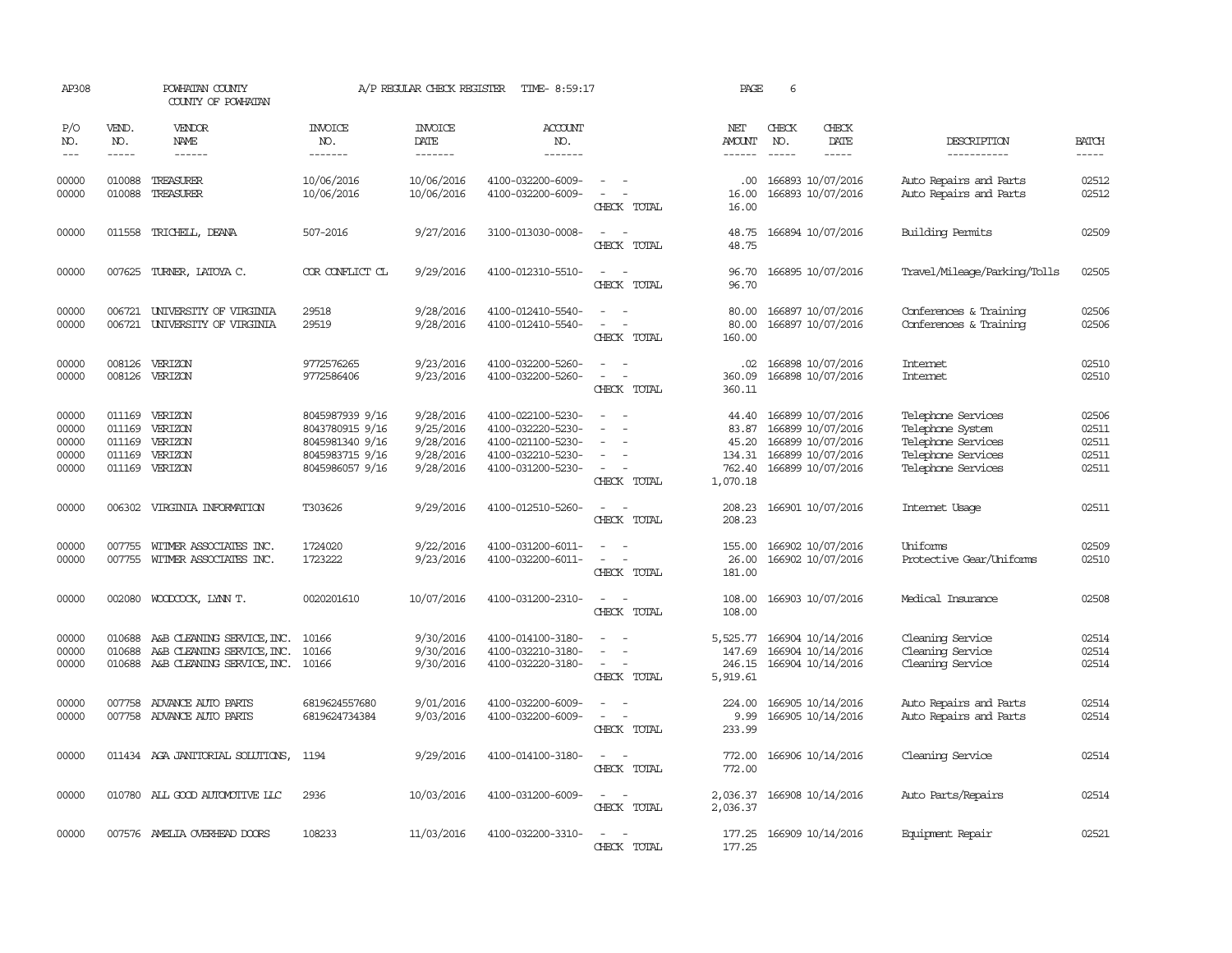AP308 POWHATAN COUNTY A/P REGULAR CHECK REGISTER TIME- 8:59:17 PAGE 6

COUNTY OF POWHATAN

| P/O NO. | VEND. NO. | VENDOR NAME | INVOICE NO. | INVOICE DATE | ACCOUNT NO. | | NET AMOUNT | CHECK NO. | CHECK DATE | DESCRIPTION | BATCH |
|---|---|---|---|---|---|---|---|---|---|---|---|
| --- | ----- | ------ | ------- | ------- | ------- | | ------ | ----- | ----- | ----------- | ----- |
| 00000 | 010088 | TREASURER | 10/06/2016 | 10/06/2016 | 4100-032200-6009- | - - | .00 | 166893 | 10/07/2016 | Auto Repairs and Parts | 02512 |
| 00000 | 010088 | TREASURER | 10/06/2016 | 10/06/2016 | 4100-032200-6009- | - - | 16.00 | 166893 | 10/07/2016 | Auto Repairs and Parts | 02512 |
| | | | | | | CHECK TOTAL | 16.00 | | | | |
| 00000 | 011558 | TRICHELL, DEANA | 507-2016 | 9/27/2016 | 3100-013030-0008- | - - | 48.75 | 166894 | 10/07/2016 | Building Permits | 02509 |
| | | | | | | CHECK TOTAL | 48.75 | | | | |
| 00000 | 007625 | TURNER, LATOYA C. | COR CONFLICT CL | 9/29/2016 | 4100-012310-5510- | - - | 96.70 | 166895 | 10/07/2016 | Travel/Mileage/Parking/Tolls | 02505 |
| | | | | | | CHECK TOTAL | 96.70 | | | | |
| 00000 | 006721 | UNIVERSITY OF VIRGINIA | 29518 | 9/28/2016 | 4100-012410-5540- | - - | 80.00 | 166897 | 10/07/2016 | Conferences & Training | 02506 |
| 00000 | 006721 | UNIVERSITY OF VIRGINIA | 29519 | 9/28/2016 | 4100-012410-5540- | - - | 80.00 | 166897 | 10/07/2016 | Conferences & Training | 02506 |
| | | | | | | CHECK TOTAL | 160.00 | | | | |
| 00000 | 008126 | VERIZON | 9772576265 | 9/23/2016 | 4100-032200-5260- | - - | .02 | 166898 | 10/07/2016 | Internet | 02510 |
| 00000 | 008126 | VERIZON | 9772586406 | 9/23/2016 | 4100-032200-5260- | - - | 360.09 | 166898 | 10/07/2016 | Internet | 02510 |
| | | | | | | CHECK TOTAL | 360.11 | | | | |
| 00000 | 011169 | VERIZON | 8045987939 9/16 | 9/28/2016 | 4100-022100-5230- | - - | 44.40 | 166899 | 10/07/2016 | Telephone Services | 02506 |
| 00000 | 011169 | VERIZON | 8043780915 9/16 | 9/25/2016 | 4100-032220-5230- | - - | 83.87 | 166899 | 10/07/2016 | Telephone System | 02511 |
| 00000 | 011169 | VERIZON | 8045981340 9/16 | 9/28/2016 | 4100-021100-5230- | - - | 45.20 | 166899 | 10/07/2016 | Telephone Services | 02511 |
| 00000 | 011169 | VERIZON | 8045983715 9/16 | 9/28/2016 | 4100-032210-5230- | - - | 134.31 | 166899 | 10/07/2016 | Telephone Services | 02511 |
| 00000 | 011169 | VERIZON | 8045986057 9/16 | 9/28/2016 | 4100-031200-5230- | - - | 762.40 | 166899 | 10/07/2016 | Telephone Services | 02511 |
| | | | | | | CHECK TOTAL | 1,070.18 | | | | |
| 00000 | 006302 | VIRGINIA INFORMATION | T303626 | 9/29/2016 | 4100-012510-5260- | - - | 208.23 | 166901 | 10/07/2016 | Internet Usage | 02511 |
| | | | | | | CHECK TOTAL | 208.23 | | | | |
| 00000 | 007755 | WITMER ASSOCIATES INC. | 1724020 | 9/22/2016 | 4100-031200-6011- | - - | 155.00 | 166902 | 10/07/2016 | Uniforms | 02509 |
| 00000 | 007755 | WITMER ASSOCIATES INC. | 1723222 | 9/23/2016 | 4100-032200-6011- | - - | 26.00 | 166902 | 10/07/2016 | Protective Gear/Uniforms | 02510 |
| | | | | | | CHECK TOTAL | 181.00 | | | | |
| 00000 | 002080 | WOODCOCK, LYNN T. | 0020201610 | 10/07/2016 | 4100-031200-2310- | - - | 108.00 | 166903 | 10/07/2016 | Medical Insurance | 02508 |
| | | | | | | CHECK TOTAL | 108.00 | | | | |
| 00000 | 010688 | A&B CLEANING SERVICE, INC. | 10166 | 9/30/2016 | 4100-014100-3180- | - - | 5,525.77 | 166904 | 10/14/2016 | Cleaning Service | 02514 |
| 00000 | 010688 | A&B CLEANING SERVICE, INC. | 10166 | 9/30/2016 | 4100-032210-3180- | - - | 147.69 | 166904 | 10/14/2016 | Cleaning Service | 02514 |
| 00000 | 010688 | A&B CLEANING SERVICE, INC. | 10166 | 9/30/2016 | 4100-032220-3180- | - - | 246.15 | 166904 | 10/14/2016 | Cleaning Service | 02514 |
| | | | | | | CHECK TOTAL | 5,919.61 | | | | |
| 00000 | 007758 | ADVANCE AUTO PARTS | 6819624557680 | 9/01/2016 | 4100-032200-6009- | - - | 224.00 | 166905 | 10/14/2016 | Auto Repairs and Parts | 02514 |
| 00000 | 007758 | ADVANCE AUTO PARTS | 6819624734384 | 9/03/2016 | 4100-032200-6009- | - - | 9.99 | 166905 | 10/14/2016 | Auto Repairs and Parts | 02514 |
| | | | | | | CHECK TOTAL | 233.99 | | | | |
| 00000 | 011434 | AGA JANITORIAL SOLUTIONS, | 1194 | 9/29/2016 | 4100-014100-3180- | - - | 772.00 | 166906 | 10/14/2016 | Cleaning Service | 02514 |
| | | | | | | CHECK TOTAL | 772.00 | | | | |
| 00000 | 010780 | ALL GOOD AUTOMOTIVE LLC | 2936 | 10/03/2016 | 4100-031200-6009- | - - | 2,036.37 | 166908 | 10/14/2016 | Auto Parts/Repairs | 02514 |
| | | | | | | CHECK TOTAL | 2,036.37 | | | | |
| 00000 | 007576 | AMELIA OVERHEAD DOORS | 108233 | 11/03/2016 | 4100-032200-3310- | - - | 177.25 | 166909 | 10/14/2016 | Equipment Repair | 02521 |
| | | | | | | CHECK TOTAL | 177.25 | | | | |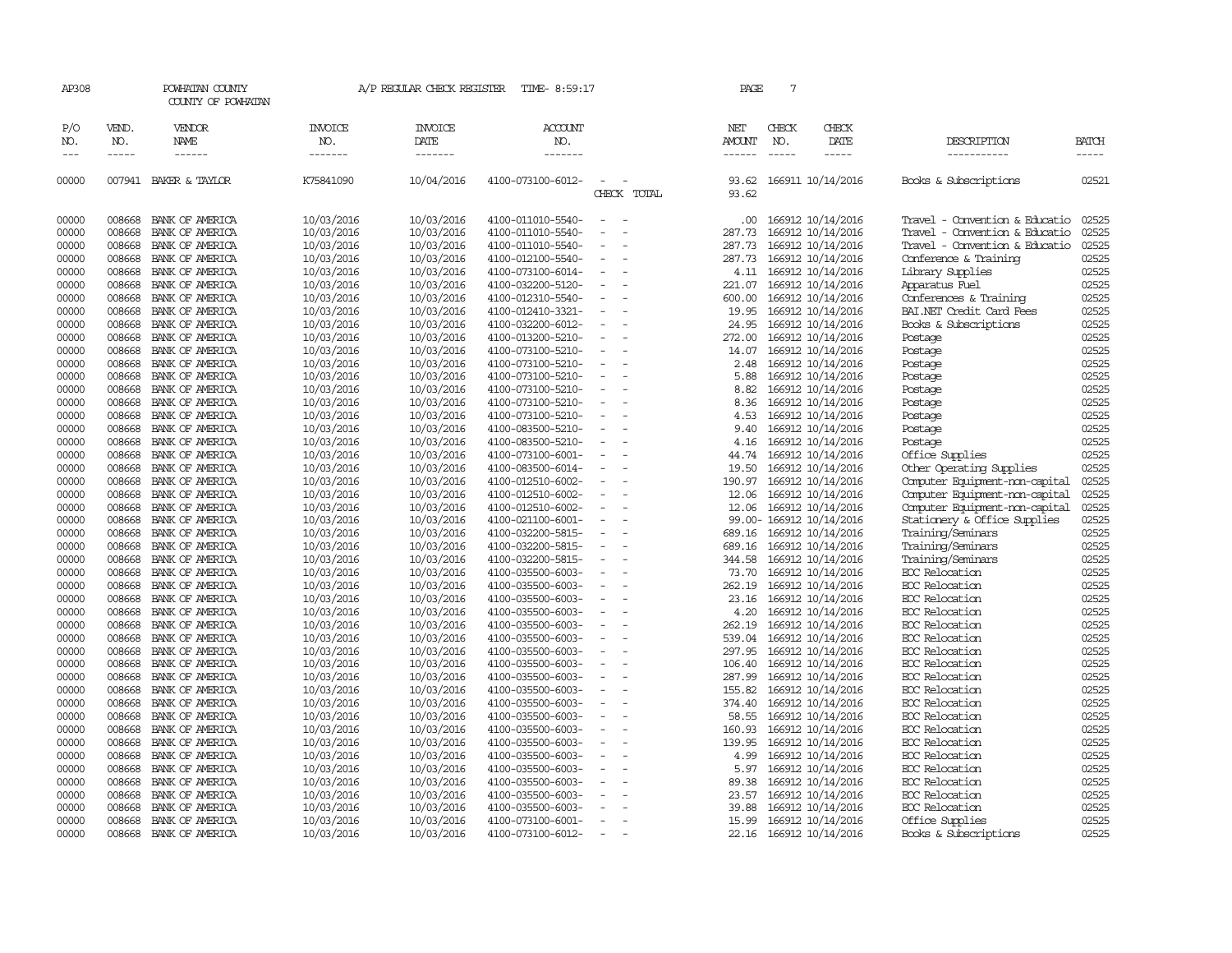AP308 POWHATAN COUNTY A/P REGULAR CHECK REGISTER TIME- 8:59:17

COUNTY OF POWHATAN

| P/O NO. | VEND. NO. | VENDOR NAME | INVOICE NO. | INVOICE DATE | ACCOUNT NO. | | NET AMOUNT | CHECK NO. | CHECK DATE | DESCRIPTION | BATCH |
|---|---|---|---|---|---|---|---|---|---|---|---|
| 00000 | 007941 | BAKER & TAYLOR | K75841090 | 10/04/2016 | 4100-073100-6012- | - - | 93.62 | 166911 | 10/14/2016 | Books & Subscriptions | 02521 |
| | | | | | | CHECK TOTAL | 93.62 | | | | |
| 00000 | 008668 | BANK OF AMERICA | 10/03/2016 | 10/03/2016 | 4100-011010-5540- | - - | .00 | 166912 | 10/14/2016 | Travel - Convention & Educatio | 02525 |
| 00000 | 008668 | BANK OF AMERICA | 10/03/2016 | 10/03/2016 | 4100-011010-5540- | - - | 287.73 | 166912 | 10/14/2016 | Travel - Convention & Educatio | 02525 |
| 00000 | 008668 | BANK OF AMERICA | 10/03/2016 | 10/03/2016 | 4100-011010-5540- | - - | 287.73 | 166912 | 10/14/2016 | Travel - Convention & Educatio | 02525 |
| 00000 | 008668 | BANK OF AMERICA | 10/03/2016 | 10/03/2016 | 4100-012100-5540- | - - | 287.73 | 166912 | 10/14/2016 | Conference & Training | 02525 |
| 00000 | 008668 | BANK OF AMERICA | 10/03/2016 | 10/03/2016 | 4100-073100-6014- | - - | 4.11 | 166912 | 10/14/2016 | Library Supplies | 02525 |
| 00000 | 008668 | BANK OF AMERICA | 10/03/2016 | 10/03/2016 | 4100-032200-5120- | - - | 221.07 | 166912 | 10/14/2016 | Apparatus Fuel | 02525 |
| 00000 | 008668 | BANK OF AMERICA | 10/03/2016 | 10/03/2016 | 4100-012310-5540- | - - | 600.00 | 166912 | 10/14/2016 | Conferences & Training | 02525 |
| 00000 | 008668 | BANK OF AMERICA | 10/03/2016 | 10/03/2016 | 4100-012410-3321- | - - | 19.95 | 166912 | 10/14/2016 | BAI.NET Credit Card Fees | 02525 |
| 00000 | 008668 | BANK OF AMERICA | 10/03/2016 | 10/03/2016 | 4100-032200-6012- | - - | 24.95 | 166912 | 10/14/2016 | Books & Subscriptions | 02525 |
| 00000 | 008668 | BANK OF AMERICA | 10/03/2016 | 10/03/2016 | 4100-013200-5210- | - - | 272.00 | 166912 | 10/14/2016 | Postage | 02525 |
| 00000 | 008668 | BANK OF AMERICA | 10/03/2016 | 10/03/2016 | 4100-073100-5210- | - - | 14.07 | 166912 | 10/14/2016 | Postage | 02525 |
| 00000 | 008668 | BANK OF AMERICA | 10/03/2016 | 10/03/2016 | 4100-073100-5210- | - - | 2.48 | 166912 | 10/14/2016 | Postage | 02525 |
| 00000 | 008668 | BANK OF AMERICA | 10/03/2016 | 10/03/2016 | 4100-073100-5210- | - - | 5.88 | 166912 | 10/14/2016 | Postage | 02525 |
| 00000 | 008668 | BANK OF AMERICA | 10/03/2016 | 10/03/2016 | 4100-073100-5210- | - - | 8.82 | 166912 | 10/14/2016 | Postage | 02525 |
| 00000 | 008668 | BANK OF AMERICA | 10/03/2016 | 10/03/2016 | 4100-073100-5210- | - - | 8.36 | 166912 | 10/14/2016 | Postage | 02525 |
| 00000 | 008668 | BANK OF AMERICA | 10/03/2016 | 10/03/2016 | 4100-073100-5210- | - - | 4.53 | 166912 | 10/14/2016 | Postage | 02525 |
| 00000 | 008668 | BANK OF AMERICA | 10/03/2016 | 10/03/2016 | 4100-083500-5210- | - - | 9.40 | 166912 | 10/14/2016 | Postage | 02525 |
| 00000 | 008668 | BANK OF AMERICA | 10/03/2016 | 10/03/2016 | 4100-083500-5210- | - - | 4.16 | 166912 | 10/14/2016 | Postage | 02525 |
| 00000 | 008668 | BANK OF AMERICA | 10/03/2016 | 10/03/2016 | 4100-073100-6001- | - - | 44.74 | 166912 | 10/14/2016 | Office Supplies | 02525 |
| 00000 | 008668 | BANK OF AMERICA | 10/03/2016 | 10/03/2016 | 4100-083500-6014- | - - | 19.50 | 166912 | 10/14/2016 | Other Operating Supplies | 02525 |
| 00000 | 008668 | BANK OF AMERICA | 10/03/2016 | 10/03/2016 | 4100-012510-6002- | - - | 190.97 | 166912 | 10/14/2016 | Computer Equipment-non-capital | 02525 |
| 00000 | 008668 | BANK OF AMERICA | 10/03/2016 | 10/03/2016 | 4100-012510-6002- | - - | 12.06 | 166912 | 10/14/2016 | Computer Equipment-non-capital | 02525 |
| 00000 | 008668 | BANK OF AMERICA | 10/03/2016 | 10/03/2016 | 4100-012510-6002- | - - | 12.06 | 166912 | 10/14/2016 | Computer Equipment-non-capital | 02525 |
| 00000 | 008668 | BANK OF AMERICA | 10/03/2016 | 10/03/2016 | 4100-021100-6001- | - - | 99.00- | 166912 | 10/14/2016 | Stationery & Office Supplies | 02525 |
| 00000 | 008668 | BANK OF AMERICA | 10/03/2016 | 10/03/2016 | 4100-032200-5815- | - - | 689.16 | 166912 | 10/14/2016 | Training/Seminars | 02525 |
| 00000 | 008668 | BANK OF AMERICA | 10/03/2016 | 10/03/2016 | 4100-032200-5815- | - - | 689.16 | 166912 | 10/14/2016 | Training/Seminars | 02525 |
| 00000 | 008668 | BANK OF AMERICA | 10/03/2016 | 10/03/2016 | 4100-032200-5815- | - - | 344.58 | 166912 | 10/14/2016 | Training/Seminars | 02525 |
| 00000 | 008668 | BANK OF AMERICA | 10/03/2016 | 10/03/2016 | 4100-035500-6003- | - - | 73.70 | 166912 | 10/14/2016 | EOC Relocation | 02525 |
| 00000 | 008668 | BANK OF AMERICA | 10/03/2016 | 10/03/2016 | 4100-035500-6003- | - - | 262.19 | 166912 | 10/14/2016 | EOC Relocation | 02525 |
| 00000 | 008668 | BANK OF AMERICA | 10/03/2016 | 10/03/2016 | 4100-035500-6003- | - - | 23.16 | 166912 | 10/14/2016 | EOC Relocation | 02525 |
| 00000 | 008668 | BANK OF AMERICA | 10/03/2016 | 10/03/2016 | 4100-035500-6003- | - - | 4.20 | 166912 | 10/14/2016 | EOC Relocation | 02525 |
| 00000 | 008668 | BANK OF AMERICA | 10/03/2016 | 10/03/2016 | 4100-035500-6003- | - - | 262.19 | 166912 | 10/14/2016 | EOC Relocation | 02525 |
| 00000 | 008668 | BANK OF AMERICA | 10/03/2016 | 10/03/2016 | 4100-035500-6003- | - - | 539.04 | 166912 | 10/14/2016 | EOC Relocation | 02525 |
| 00000 | 008668 | BANK OF AMERICA | 10/03/2016 | 10/03/2016 | 4100-035500-6003- | - - | 297.95 | 166912 | 10/14/2016 | EOC Relocation | 02525 |
| 00000 | 008668 | BANK OF AMERICA | 10/03/2016 | 10/03/2016 | 4100-035500-6003- | - - | 106.40 | 166912 | 10/14/2016 | EOC Relocation | 02525 |
| 00000 | 008668 | BANK OF AMERICA | 10/03/2016 | 10/03/2016 | 4100-035500-6003- | - - | 287.99 | 166912 | 10/14/2016 | EOC Relocation | 02525 |
| 00000 | 008668 | BANK OF AMERICA | 10/03/2016 | 10/03/2016 | 4100-035500-6003- | - - | 155.82 | 166912 | 10/14/2016 | EOC Relocation | 02525 |
| 00000 | 008668 | BANK OF AMERICA | 10/03/2016 | 10/03/2016 | 4100-035500-6003- | - - | 374.40 | 166912 | 10/14/2016 | EOC Relocation | 02525 |
| 00000 | 008668 | BANK OF AMERICA | 10/03/2016 | 10/03/2016 | 4100-035500-6003- | - - | 58.55 | 166912 | 10/14/2016 | EOC Relocation | 02525 |
| 00000 | 008668 | BANK OF AMERICA | 10/03/2016 | 10/03/2016 | 4100-035500-6003- | - - | 160.93 | 166912 | 10/14/2016 | EOC Relocation | 02525 |
| 00000 | 008668 | BANK OF AMERICA | 10/03/2016 | 10/03/2016 | 4100-035500-6003- | - - | 139.95 | 166912 | 10/14/2016 | EOC Relocation | 02525 |
| 00000 | 008668 | BANK OF AMERICA | 10/03/2016 | 10/03/2016 | 4100-035500-6003- | - - | 4.99 | 166912 | 10/14/2016 | EOC Relocation | 02525 |
| 00000 | 008668 | BANK OF AMERICA | 10/03/2016 | 10/03/2016 | 4100-035500-6003- | - - | 5.97 | 166912 | 10/14/2016 | EOC Relocation | 02525 |
| 00000 | 008668 | BANK OF AMERICA | 10/03/2016 | 10/03/2016 | 4100-035500-6003- | - - | 89.38 | 166912 | 10/14/2016 | EOC Relocation | 02525 |
| 00000 | 008668 | BANK OF AMERICA | 10/03/2016 | 10/03/2016 | 4100-035500-6003- | - - | 23.57 | 166912 | 10/14/2016 | EOC Relocation | 02525 |
| 00000 | 008668 | BANK OF AMERICA | 10/03/2016 | 10/03/2016 | 4100-035500-6003- | - - | 39.88 | 166912 | 10/14/2016 | EOC Relocation | 02525 |
| 00000 | 008668 | BANK OF AMERICA | 10/03/2016 | 10/03/2016 | 4100-073100-6001- | - - | 15.99 | 166912 | 10/14/2016 | Office Supplies | 02525 |
| 00000 | 008668 | BANK OF AMERICA | 10/03/2016 | 10/03/2016 | 4100-073100-6012- | - - | 22.16 | 166912 | 10/14/2016 | Books & Subscriptions | 02525 |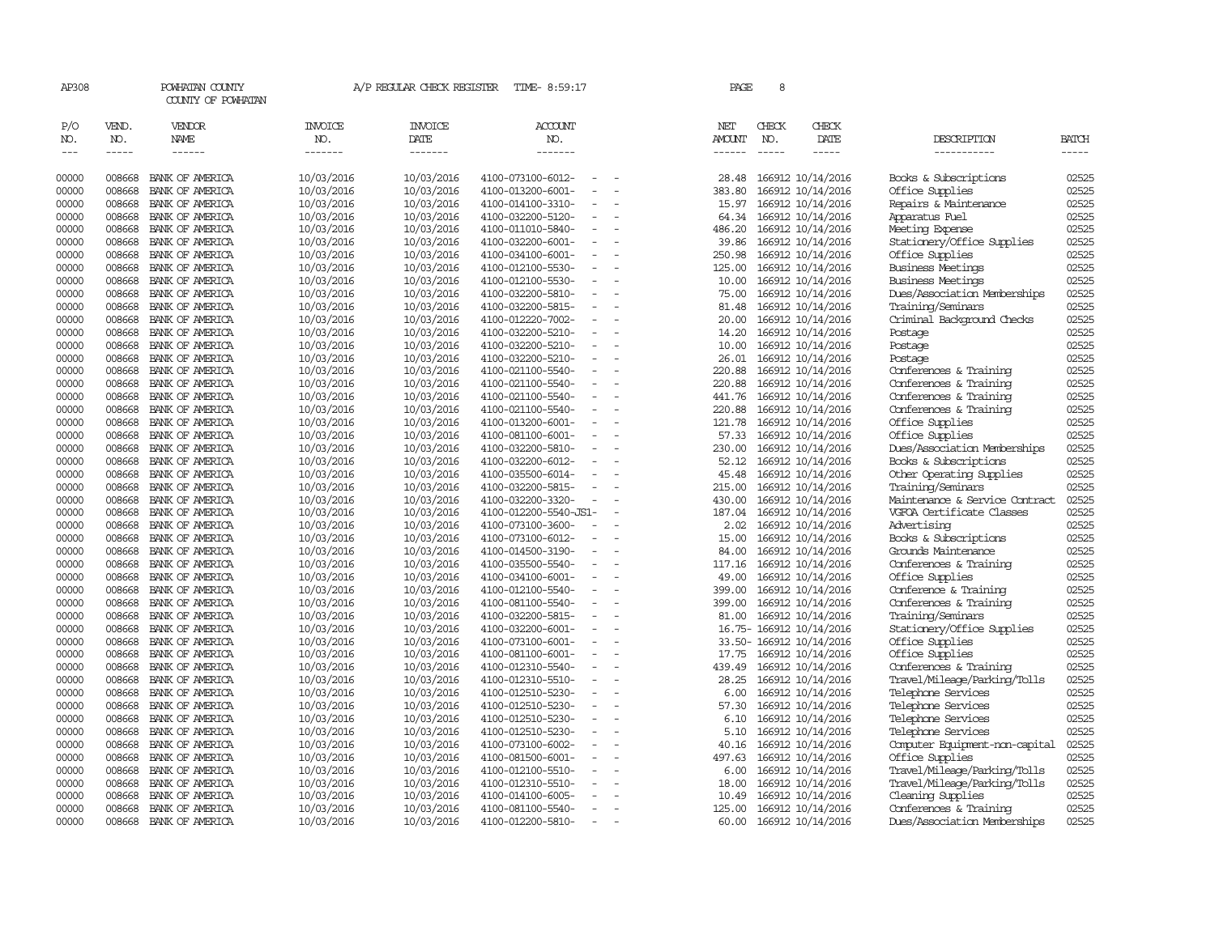AP308 POWHATAN COUNTY A/P REGULAR CHECK REGISTER TIME- 8:59:17 PAGE 8

COUNTY OF POWHATAN

| P/O NO. | VEND. NO. | VENDOR NAME | INVOICE NO. | INVOICE DATE | ACCOUNT NO. | NET AMOUNT | CHECK NO. | CHECK DATE | DESCRIPTION | BATCH |
|---|---|---|---|---|---|---|---|---|---|---|
| 00000 | 008668 | BANK OF AMERICA | 10/03/2016 | 10/03/2016 | 4100-073100-6012- - - | 28.48 | 166912 | 10/14/2016 | Books & Subscriptions | 02525 |
| 00000 | 008668 | BANK OF AMERICA | 10/03/2016 | 10/03/2016 | 4100-013200-6001- - - | 383.80 | 166912 | 10/14/2016 | Office Supplies | 02525 |
| 00000 | 008668 | BANK OF AMERICA | 10/03/2016 | 10/03/2016 | 4100-014100-3310- - - | 15.97 | 166912 | 10/14/2016 | Repairs & Maintenance | 02525 |
| 00000 | 008668 | BANK OF AMERICA | 10/03/2016 | 10/03/2016 | 4100-032200-5120- - - | 64.34 | 166912 | 10/14/2016 | Apparatus Fuel | 02525 |
| 00000 | 008668 | BANK OF AMERICA | 10/03/2016 | 10/03/2016 | 4100-011010-5840- - - | 486.20 | 166912 | 10/14/2016 | Meeting Expense | 02525 |
| 00000 | 008668 | BANK OF AMERICA | 10/03/2016 | 10/03/2016 | 4100-032200-6001- - - | 39.86 | 166912 | 10/14/2016 | Stationery/Office Supplies | 02525 |
| 00000 | 008668 | BANK OF AMERICA | 10/03/2016 | 10/03/2016 | 4100-034100-6001- - - | 250.98 | 166912 | 10/14/2016 | Office Supplies | 02525 |
| 00000 | 008668 | BANK OF AMERICA | 10/03/2016 | 10/03/2016 | 4100-012100-5530- - - | 125.00 | 166912 | 10/14/2016 | Business Meetings | 02525 |
| 00000 | 008668 | BANK OF AMERICA | 10/03/2016 | 10/03/2016 | 4100-012100-5530- - - | 10.00 | 166912 | 10/14/2016 | Business Meetings | 02525 |
| 00000 | 008668 | BANK OF AMERICA | 10/03/2016 | 10/03/2016 | 4100-032200-5810- - - | 75.00 | 166912 | 10/14/2016 | Dues/Association Memberships | 02525 |
| 00000 | 008668 | BANK OF AMERICA | 10/03/2016 | 10/03/2016 | 4100-032200-5815- - - | 81.48 | 166912 | 10/14/2016 | Training/Seminars | 02525 |
| 00000 | 008668 | BANK OF AMERICA | 10/03/2016 | 10/03/2016 | 4100-012220-7002- - - | 20.00 | 166912 | 10/14/2016 | Criminal Background Checks | 02525 |
| 00000 | 008668 | BANK OF AMERICA | 10/03/2016 | 10/03/2016 | 4100-032200-5210- - - | 14.20 | 166912 | 10/14/2016 | Postage | 02525 |
| 00000 | 008668 | BANK OF AMERICA | 10/03/2016 | 10/03/2016 | 4100-032200-5210- - - | 10.00 | 166912 | 10/14/2016 | Postage | 02525 |
| 00000 | 008668 | BANK OF AMERICA | 10/03/2016 | 10/03/2016 | 4100-032200-5210- - - | 26.01 | 166912 | 10/14/2016 | Postage | 02525 |
| 00000 | 008668 | BANK OF AMERICA | 10/03/2016 | 10/03/2016 | 4100-021100-5540- - - | 220.88 | 166912 | 10/14/2016 | Conferences & Training | 02525 |
| 00000 | 008668 | BANK OF AMERICA | 10/03/2016 | 10/03/2016 | 4100-021100-5540- - - | 220.88 | 166912 | 10/14/2016 | Conferences & Training | 02525 |
| 00000 | 008668 | BANK OF AMERICA | 10/03/2016 | 10/03/2016 | 4100-021100-5540- - - | 441.76 | 166912 | 10/14/2016 | Conferences & Training | 02525 |
| 00000 | 008668 | BANK OF AMERICA | 10/03/2016 | 10/03/2016 | 4100-021100-5540- - - | 220.88 | 166912 | 10/14/2016 | Conferences & Training | 02525 |
| 00000 | 008668 | BANK OF AMERICA | 10/03/2016 | 10/03/2016 | 4100-013200-6001- - - | 121.78 | 166912 | 10/14/2016 | Office Supplies | 02525 |
| 00000 | 008668 | BANK OF AMERICA | 10/03/2016 | 10/03/2016 | 4100-081100-6001- - - | 57.33 | 166912 | 10/14/2016 | Office Supplies | 02525 |
| 00000 | 008668 | BANK OF AMERICA | 10/03/2016 | 10/03/2016 | 4100-032200-5810- - - | 230.00 | 166912 | 10/14/2016 | Dues/Association Memberships | 02525 |
| 00000 | 008668 | BANK OF AMERICA | 10/03/2016 | 10/03/2016 | 4100-032200-6012- - - | 52.12 | 166912 | 10/14/2016 | Books & Subscriptions | 02525 |
| 00000 | 008668 | BANK OF AMERICA | 10/03/2016 | 10/03/2016 | 4100-035500-6014- - - | 45.48 | 166912 | 10/14/2016 | Other Operating Supplies | 02525 |
| 00000 | 008668 | BANK OF AMERICA | 10/03/2016 | 10/03/2016 | 4100-032200-5815- - - | 215.00 | 166912 | 10/14/2016 | Training/Seminars | 02525 |
| 00000 | 008668 | BANK OF AMERICA | 10/03/2016 | 10/03/2016 | 4100-032200-3320- - - | 430.00 | 166912 | 10/14/2016 | Maintenance & Service Contract | 02525 |
| 00000 | 008668 | BANK OF AMERICA | 10/03/2016 | 10/03/2016 | 4100-012200-5540-JS1- - | 187.04 | 166912 | 10/14/2016 | VGFOA Certificate Classes | 02525 |
| 00000 | 008668 | BANK OF AMERICA | 10/03/2016 | 10/03/2016 | 4100-073100-3600- - - | 2.02 | 166912 | 10/14/2016 | Advertising | 02525 |
| 00000 | 008668 | BANK OF AMERICA | 10/03/2016 | 10/03/2016 | 4100-073100-6012- - - | 15.00 | 166912 | 10/14/2016 | Books & Subscriptions | 02525 |
| 00000 | 008668 | BANK OF AMERICA | 10/03/2016 | 10/03/2016 | 4100-014500-3190- - - | 84.00 | 166912 | 10/14/2016 | Grounds Maintenance | 02525 |
| 00000 | 008668 | BANK OF AMERICA | 10/03/2016 | 10/03/2016 | 4100-035500-5540- - - | 117.16 | 166912 | 10/14/2016 | Conferences & Training | 02525 |
| 00000 | 008668 | BANK OF AMERICA | 10/03/2016 | 10/03/2016 | 4100-034100-6001- - - | 49.00 | 166912 | 10/14/2016 | Office Supplies | 02525 |
| 00000 | 008668 | BANK OF AMERICA | 10/03/2016 | 10/03/2016 | 4100-012100-5540- - - | 399.00 | 166912 | 10/14/2016 | Conference & Training | 02525 |
| 00000 | 008668 | BANK OF AMERICA | 10/03/2016 | 10/03/2016 | 4100-081100-5540- - - | 399.00 | 166912 | 10/14/2016 | Conferences & Training | 02525 |
| 00000 | 008668 | BANK OF AMERICA | 10/03/2016 | 10/03/2016 | 4100-032200-5815- - - | 81.00 | 166912 | 10/14/2016 | Training/Seminars | 02525 |
| 00000 | 008668 | BANK OF AMERICA | 10/03/2016 | 10/03/2016 | 4100-032200-6001- - - | 16.75- | 166912 | 10/14/2016 | Stationery/Office Supplies | 02525 |
| 00000 | 008668 | BANK OF AMERICA | 10/03/2016 | 10/03/2016 | 4100-073100-6001- - - | 33.50- | 166912 | 10/14/2016 | Office Supplies | 02525 |
| 00000 | 008668 | BANK OF AMERICA | 10/03/2016 | 10/03/2016 | 4100-081100-6001- - - | 17.75 | 166912 | 10/14/2016 | Office Supplies | 02525 |
| 00000 | 008668 | BANK OF AMERICA | 10/03/2016 | 10/03/2016 | 4100-012310-5540- - - | 439.49 | 166912 | 10/14/2016 | Conferences & Training | 02525 |
| 00000 | 008668 | BANK OF AMERICA | 10/03/2016 | 10/03/2016 | 4100-012310-5510- - - | 28.25 | 166912 | 10/14/2016 | Travel/Mileage/Parking/Tolls | 02525 |
| 00000 | 008668 | BANK OF AMERICA | 10/03/2016 | 10/03/2016 | 4100-012510-5230- - - | 6.00 | 166912 | 10/14/2016 | Telephone Services | 02525 |
| 00000 | 008668 | BANK OF AMERICA | 10/03/2016 | 10/03/2016 | 4100-012510-5230- - - | 57.30 | 166912 | 10/14/2016 | Telephone Services | 02525 |
| 00000 | 008668 | BANK OF AMERICA | 10/03/2016 | 10/03/2016 | 4100-012510-5230- - - | 6.10 | 166912 | 10/14/2016 | Telephone Services | 02525 |
| 00000 | 008668 | BANK OF AMERICA | 10/03/2016 | 10/03/2016 | 4100-012510-5230- - - | 5.10 | 166912 | 10/14/2016 | Telephone Services | 02525 |
| 00000 | 008668 | BANK OF AMERICA | 10/03/2016 | 10/03/2016 | 4100-073100-6002- - - | 40.16 | 166912 | 10/14/2016 | Computer Equipment-non-capital | 02525 |
| 00000 | 008668 | BANK OF AMERICA | 10/03/2016 | 10/03/2016 | 4100-081500-6001- - - | 497.63 | 166912 | 10/14/2016 | Office Supplies | 02525 |
| 00000 | 008668 | BANK OF AMERICA | 10/03/2016 | 10/03/2016 | 4100-012100-5510- - - | 6.00 | 166912 | 10/14/2016 | Travel/Mileage/Parking/Tolls | 02525 |
| 00000 | 008668 | BANK OF AMERICA | 10/03/2016 | 10/03/2016 | 4100-012310-5510- - - | 18.00 | 166912 | 10/14/2016 | Travel/Mileage/Parking/Tolls | 02525 |
| 00000 | 008668 | BANK OF AMERICA | 10/03/2016 | 10/03/2016 | 4100-014100-6005- - - | 10.49 | 166912 | 10/14/2016 | Cleaning Supplies | 02525 |
| 00000 | 008668 | BANK OF AMERICA | 10/03/2016 | 10/03/2016 | 4100-081100-5540- - - | 125.00 | 166912 | 10/14/2016 | Conferences & Training | 02525 |
| 00000 | 008668 | BANK OF AMERICA | 10/03/2016 | 10/03/2016 | 4100-012200-5810- - - | 60.00 | 166912 | 10/14/2016 | Dues/Association Memberships | 02525 |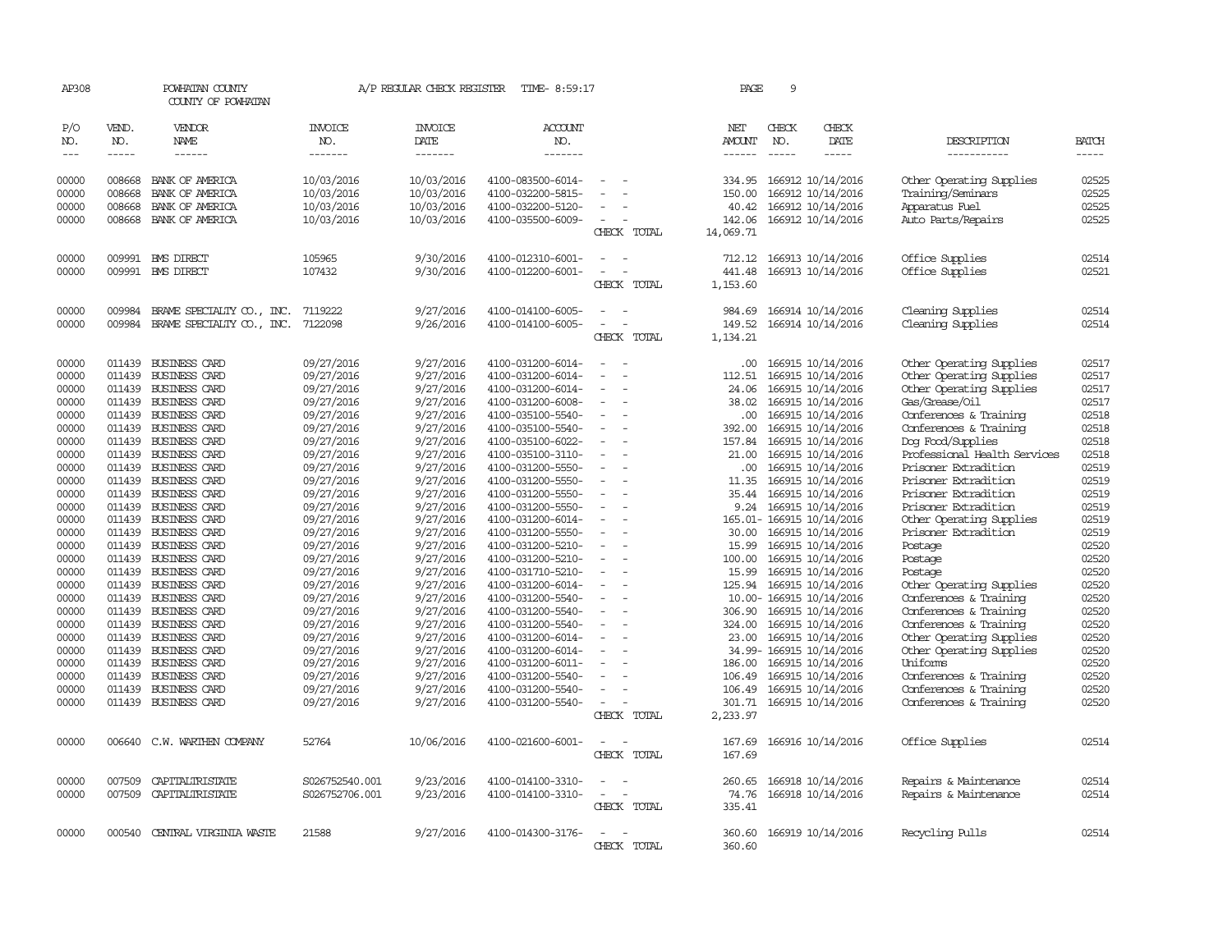AP308 POWHATAN COUNTY A/P REGULAR CHECK REGISTER TIME- 8:59:17 PAGE 9

COUNTY OF POWHATAN

| P/O NO. | VEND. NO. | VENDOR NAME | INVOICE NO. | INVOICE DATE | ACCOUNT NO. | | NET AMOUNT | CHECK NO. | CHECK DATE | DESCRIPTION | BATCH |
|---|---|---|---|---|---|---|---|---|---|---|---|
| 00000 | 008668 | BANK OF AMERICA | 10/03/2016 | 10/03/2016 | 4100-083500-6014- | - - | 334.95 | 166912 | 10/14/2016 | Other Operating Supplies | 02525 |
| 00000 | 008668 | BANK OF AMERICA | 10/03/2016 | 10/03/2016 | 4100-032200-5815- | - - | 150.00 | 166912 | 10/14/2016 | Training/Seminars | 02525 |
| 00000 | 008668 | BANK OF AMERICA | 10/03/2016 | 10/03/2016 | 4100-032200-5120- | - - | 40.42 | 166912 | 10/14/2016 | Apparatus Fuel | 02525 |
| 00000 | 008668 | BANK OF AMERICA | 10/03/2016 | 10/03/2016 | 4100-035500-6009- | - - | 142.06 | 166912 | 10/14/2016 | Auto Parts/Repairs | 02525 |
| | | | | | | CHECK TOTAL | 14,069.71 | | | | |
| 00000 | 009991 | BMS DIRECT | 105965 | 9/30/2016 | 4100-012310-6001- | - - | 712.12 | 166913 | 10/14/2016 | Office Supplies | 02514 |
| 00000 | 009991 | BMS DIRECT | 107432 | 9/30/2016 | 4100-012200-6001- | - - | 441.48 | 166913 | 10/14/2016 | Office Supplies | 02521 |
| | | | | | | CHECK TOTAL | 1,153.60 | | | | |
| 00000 | 009984 | BRAME SPECIALTY CO., INC. | 7119222 | 9/27/2016 | 4100-014100-6005- | - - | 984.69 | 166914 | 10/14/2016 | Cleaning Supplies | 02514 |
| 00000 | 009984 | BRAME SPECIALTY CO., INC. | 7122098 | 9/26/2016 | 4100-014100-6005- | - - | 149.52 | 166914 | 10/14/2016 | Cleaning Supplies | 02514 |
| | | | | | | CHECK TOTAL | 1,134.21 | | | | |
| 00000 | 011439 | BUSINESS CARD | 09/27/2016 | 9/27/2016 | 4100-031200-6014- | - - | .00 | 166915 | 10/14/2016 | Other Operating Supplies | 02517 |
| 00000 | 011439 | BUSINESS CARD | 09/27/2016 | 9/27/2016 | 4100-031200-6014- | - - | 112.51 | 166915 | 10/14/2016 | Other Operating Supplies | 02517 |
| 00000 | 011439 | BUSINESS CARD | 09/27/2016 | 9/27/2016 | 4100-031200-6014- | - - | 24.06 | 166915 | 10/14/2016 | Other Operating Supplies | 02517 |
| 00000 | 011439 | BUSINESS CARD | 09/27/2016 | 9/27/2016 | 4100-031200-6008- | - - | 38.02 | 166915 | 10/14/2016 | Gas/Grease/Oil | 02517 |
| 00000 | 011439 | BUSINESS CARD | 09/27/2016 | 9/27/2016 | 4100-035100-5540- | - - | .00 | 166915 | 10/14/2016 | Conferences & Training | 02518 |
| 00000 | 011439 | BUSINESS CARD | 09/27/2016 | 9/27/2016 | 4100-035100-5540- | - - | 392.00 | 166915 | 10/14/2016 | Conferences & Training | 02518 |
| 00000 | 011439 | BUSINESS CARD | 09/27/2016 | 9/27/2016 | 4100-035100-6022- | - - | 157.84 | 166915 | 10/14/2016 | Dog Food/Supplies | 02518 |
| 00000 | 011439 | BUSINESS CARD | 09/27/2016 | 9/27/2016 | 4100-035100-3110- | - - | 21.00 | 166915 | 10/14/2016 | Professional Health Services | 02518 |
| 00000 | 011439 | BUSINESS CARD | 09/27/2016 | 9/27/2016 | 4100-031200-5550- | - - | .00 | 166915 | 10/14/2016 | Prisoner Extradition | 02519 |
| 00000 | 011439 | BUSINESS CARD | 09/27/2016 | 9/27/2016 | 4100-031200-5550- | - - | 11.35 | 166915 | 10/14/2016 | Prisoner Extradition | 02519 |
| 00000 | 011439 | BUSINESS CARD | 09/27/2016 | 9/27/2016 | 4100-031200-5550- | - - | 35.44 | 166915 | 10/14/2016 | Prisoner Extradition | 02519 |
| 00000 | 011439 | BUSINESS CARD | 09/27/2016 | 9/27/2016 | 4100-031200-5550- | - - | 9.24 | 166915 | 10/14/2016 | Prisoner Extradition | 02519 |
| 00000 | 011439 | BUSINESS CARD | 09/27/2016 | 9/27/2016 | 4100-031200-6014- | - - | 165.01- | 166915 | 10/14/2016 | Other Operating Supplies | 02519 |
| 00000 | 011439 | BUSINESS CARD | 09/27/2016 | 9/27/2016 | 4100-031200-5550- | - - | 30.00 | 166915 | 10/14/2016 | Prisoner Extradition | 02519 |
| 00000 | 011439 | BUSINESS CARD | 09/27/2016 | 9/27/2016 | 4100-031200-5210- | - - | 15.99 | 166915 | 10/14/2016 | Postage | 02520 |
| 00000 | 011439 | BUSINESS CARD | 09/27/2016 | 9/27/2016 | 4100-031200-5210- | - - | 100.00 | 166915 | 10/14/2016 | Postage | 02520 |
| 00000 | 011439 | BUSINESS CARD | 09/27/2016 | 9/27/2016 | 4100-031710-5210- | - - | 15.99 | 166915 | 10/14/2016 | Postage | 02520 |
| 00000 | 011439 | BUSINESS CARD | 09/27/2016 | 9/27/2016 | 4100-031200-6014- | - - | 125.94 | 166915 | 10/14/2016 | Other Operating Supplies | 02520 |
| 00000 | 011439 | BUSINESS CARD | 09/27/2016 | 9/27/2016 | 4100-031200-5540- | - - | 10.00- | 166915 | 10/14/2016 | Conferences & Training | 02520 |
| 00000 | 011439 | BUSINESS CARD | 09/27/2016 | 9/27/2016 | 4100-031200-5540- | - - | 306.90 | 166915 | 10/14/2016 | Conferences & Training | 02520 |
| 00000 | 011439 | BUSINESS CARD | 09/27/2016 | 9/27/2016 | 4100-031200-5540- | - - | 324.00 | 166915 | 10/14/2016 | Conferences & Training | 02520 |
| 00000 | 011439 | BUSINESS CARD | 09/27/2016 | 9/27/2016 | 4100-031200-6014- | - - | 23.00 | 166915 | 10/14/2016 | Other Operating Supplies | 02520 |
| 00000 | 011439 | BUSINESS CARD | 09/27/2016 | 9/27/2016 | 4100-031200-6014- | - - | 34.99- | 166915 | 10/14/2016 | Other Operating Supplies | 02520 |
| 00000 | 011439 | BUSINESS CARD | 09/27/2016 | 9/27/2016 | 4100-031200-6011- | - - | 186.00 | 166915 | 10/14/2016 | Uniforms | 02520 |
| 00000 | 011439 | BUSINESS CARD | 09/27/2016 | 9/27/2016 | 4100-031200-5540- | - - | 106.49 | 166915 | 10/14/2016 | Conferences & Training | 02520 |
| 00000 | 011439 | BUSINESS CARD | 09/27/2016 | 9/27/2016 | 4100-031200-5540- | - - | 106.49 | 166915 | 10/14/2016 | Conferences & Training | 02520 |
| 00000 | 011439 | BUSINESS CARD | 09/27/2016 | 9/27/2016 | 4100-031200-5540- | - - | 301.71 | 166915 | 10/14/2016 | Conferences & Training | 02520 |
| | | | | | | CHECK TOTAL | 2,233.97 | | | | |
| 00000 | 006640 | C.W. WARTHEN COMPANY | 52764 | 10/06/2016 | 4100-021600-6001- | - - | 167.69 | 166916 | 10/14/2016 | Office Supplies | 02514 |
| | | | | | | CHECK TOTAL | 167.69 | | | | |
| 00000 | 007509 | CAPITALTRISTATE | S026752540.001 | 9/23/2016 | 4100-014100-3310- | - - | 260.65 | 166918 | 10/14/2016 | Repairs & Maintenance | 02514 |
| 00000 | 007509 | CAPITALTRISTATE | S026752706.001 | 9/23/2016 | 4100-014100-3310- | - - | 74.76 | 166918 | 10/14/2016 | Repairs & Maintenance | 02514 |
| | | | | | | CHECK TOTAL | 335.41 | | | | |
| 00000 | 000540 | CENTRAL VIRGINIA WASTE | 21588 | 9/27/2016 | 4100-014300-3176- | - - | 360.60 | 166919 | 10/14/2016 | Recycling Pulls | 02514 |
| | | | | | | CHECK TOTAL | 360.60 | | | | |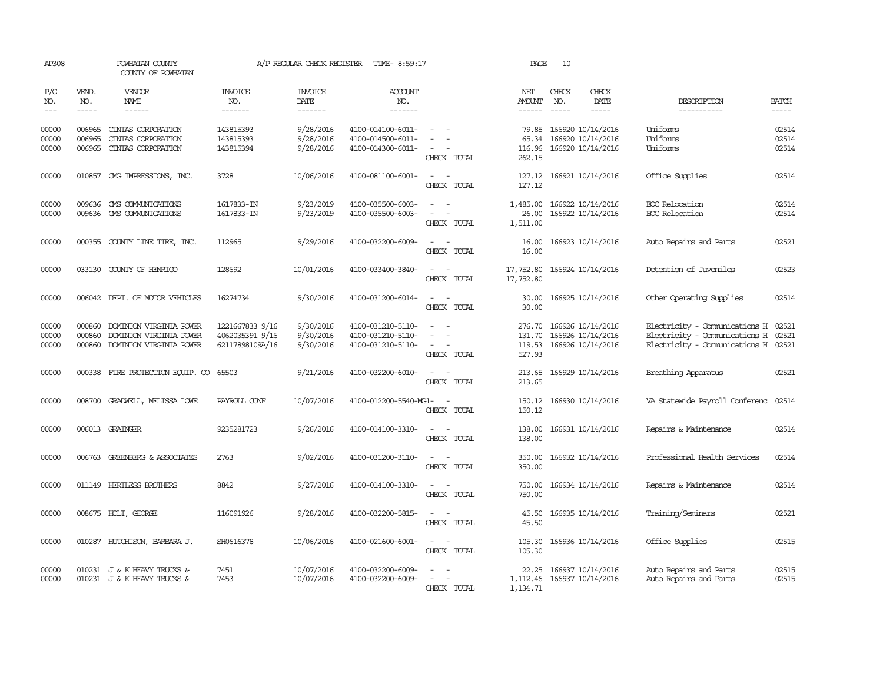AP308 POWHATAN COUNTY A/P REGULAR CHECK REGISTER TIME- 8:59:17 PAGE 10

COUNTY OF POWHATAN

| P/O NO. | VEND. NO. | VENDOR NAME | INVOICE NO. | INVOICE DATE | ACCOUNT NO. | | NET AMOUNT | CHECK NO. | CHECK DATE | DESCRIPTION | BATCH |
|---|---|---|---|---|---|---|---|---|---|---|---|
| 00000 | 006965 | CINTAS CORPORATION | 143815393 | 9/28/2016 | 4100-014100-6011- | - - | 79.85 | 166920 | 10/14/2016 | Uniforms | 02514 |
| 00000 | 006965 | CINTAS CORPORATION | 143815393 | 9/28/2016 | 4100-014500-6011- | - - | 65.34 | 166920 | 10/14/2016 | Uniforms | 02514 |
| 00000 | 006965 | CINTAS CORPORATION | 143815394 | 9/28/2016 | 4100-014300-6011- | - - | 116.96 | 166920 | 10/14/2016 | Uniforms | 02514 |
| | | | | | | CHECK TOTAL | 262.15 | | | | |
| 00000 | 010857 | CMG IMPRESSIONS, INC. | 3728 | 10/06/2016 | 4100-081100-6001- | - - | 127.12 | 166921 | 10/14/2016 | Office Supplies | 02514 |
| | | | | | | CHECK TOTAL | 127.12 | | | | |
| 00000 | 009636 | CMS COMMUNICATIONS | 1617833-IN | 9/23/2019 | 4100-035500-6003- | - - | 1,485.00 | 166922 | 10/14/2016 | EOC Relocation | 02514 |
| 00000 | 009636 | CMS COMMUNICATIONS | 1617833-IN | 9/23/2019 | 4100-035500-6003- | - - | 26.00 | 166922 | 10/14/2016 | EOC Relocation | 02514 |
| | | | | | | CHECK TOTAL | 1,511.00 | | | | |
| 00000 | 000355 | COUNTY LINE TIRE, INC. | 112965 | 9/29/2016 | 4100-032200-6009- | - - | 16.00 | 166923 | 10/14/2016 | Auto Repairs and Parts | 02521 |
| | | | | | | CHECK TOTAL | 16.00 | | | | |
| 00000 | 033130 | COUNTY OF HENRICO | 128692 | 10/01/2016 | 4100-033400-3840- | - - | 17,752.80 | 166924 | 10/14/2016 | Detention of Juveniles | 02523 |
| | | | | | | CHECK TOTAL | 17,752.80 | | | | |
| 00000 | 006042 | DEPT. OF MOTOR VEHICLES | 16274734 | 9/30/2016 | 4100-031200-6014- | - - | 30.00 | 166925 | 10/14/2016 | Other Operating Supplies | 02514 |
| | | | | | | CHECK TOTAL | 30.00 | | | | |
| 00000 | 000860 | DOMINION VIRGINIA POWER | 1221667833 9/16 | 9/30/2016 | 4100-031210-5110- | - - | 276.70 | 166926 | 10/14/2016 | Electricity - Communications H | 02521 |
| 00000 | 000860 | DOMINION VIRGINIA POWER | 4062035391 9/16 | 9/30/2016 | 4100-031210-5110- | - - | 131.70 | 166926 | 10/14/2016 | Electricity - Communications H | 02521 |
| 00000 | 000860 | DOMINION VIRGINIA POWER | 62117898109A/16 | 9/30/2016 | 4100-031210-5110- | - - | 119.53 | 166926 | 10/14/2016 | Electricity - Communications H | 02521 |
| | | | | | | CHECK TOTAL | 527.93 | | | | |
| 00000 | 000338 | FIRE PROTECTION EQUIP. CO | 65503 | 9/21/2016 | 4100-032200-6010- | - - | 213.65 | 166929 | 10/14/2016 | Breathing Apparatus | 02521 |
| | | | | | | CHECK TOTAL | 213.65 | | | | |
| 00000 | 008700 | GRADWELL, MELISSA LOWE | PAYROLL CONF | 10/07/2016 | 4100-012200-5540-MG1- | - | 150.12 | 166930 | 10/14/2016 | VA Statewide Payroll Conferenc | 02514 |
| | | | | | | CHECK TOTAL | 150.12 | | | | |
| 00000 | 006013 | GRAINGER | 9235281723 | 9/26/2016 | 4100-014100-3310- | - - | 138.00 | 166931 | 10/14/2016 | Repairs & Maintenance | 02514 |
| | | | | | | CHECK TOTAL | 138.00 | | | | |
| 00000 | 006763 | GREENBERG & ASSOCIATES | 2763 | 9/02/2016 | 4100-031200-3110- | - - | 350.00 | 166932 | 10/14/2016 | Professional Health Services | 02514 |
| | | | | | | CHECK TOTAL | 350.00 | | | | |
| 00000 | 011149 | HERTLESS BROTHERS | 8842 | 9/27/2016 | 4100-014100-3310- | - - | 750.00 | 166934 | 10/14/2016 | Repairs & Maintenance | 02514 |
| | | | | | | CHECK TOTAL | 750.00 | | | | |
| 00000 | 008675 | HOLT, GEORGE | 116091926 | 9/28/2016 | 4100-032200-5815- | - - | 45.50 | 166935 | 10/14/2016 | Training/Seminars | 02521 |
| | | | | | | CHECK TOTAL | 45.50 | | | | |
| 00000 | 010287 | HUTCHISON, BARBARA J. | SH0616378 | 10/06/2016 | 4100-021600-6001- | - - | 105.30 | 166936 | 10/14/2016 | Office Supplies | 02515 |
| | | | | | | CHECK TOTAL | 105.30 | | | | |
| 00000 | 010231 | J & K HEAVY TRUCKS & | 7451 | 10/07/2016 | 4100-032200-6009- | - - | 22.25 | 166937 | 10/14/2016 | Auto Repairs and Parts | 02515 |
| 00000 | 010231 | J & K HEAVY TRUCKS & | 7453 | 10/07/2016 | 4100-032200-6009- | - - | 1,112.46 | 166937 | 10/14/2016 | Auto Repairs and Parts | 02515 |
| | | | | | | CHECK TOTAL | 1,134.71 | | | | |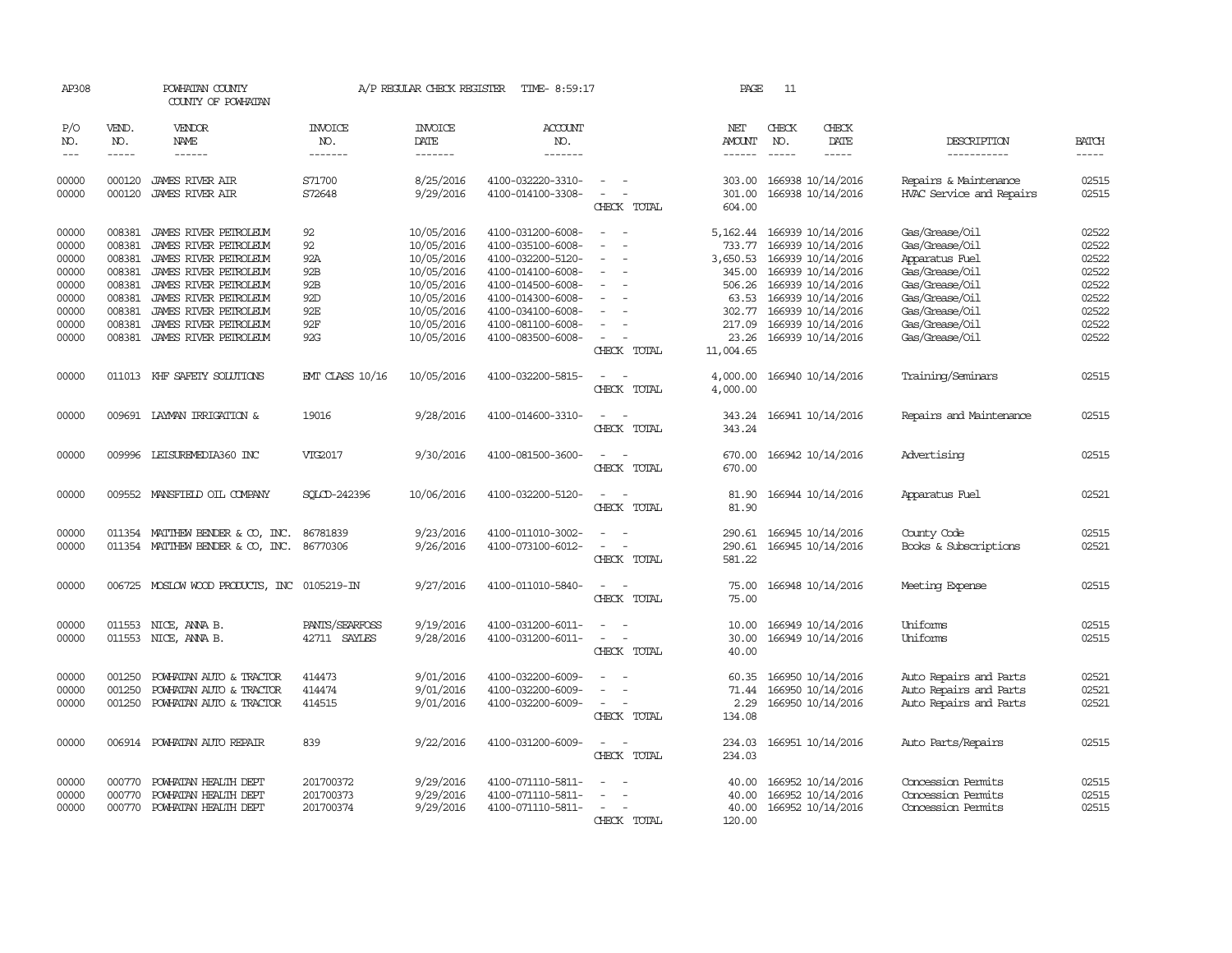AP308 POWHATAN COUNTY A/P REGULAR CHECK REGISTER TIME- 8:59:17 PAGE 11
COUNTY OF POWHATAN

| P/O NO. | VEND. NO. | VENDOR NAME | INVOICE NO. | INVOICE DATE | ACCOUNT NO. | | NET AMOUNT | CHECK NO. | CHECK DATE | DESCRIPTION | BATCH |
|---|---|---|---|---|---|---|---|---|---|---|---|
| 00000 | 000120 | JAMES RIVER AIR | S71700 | 8/25/2016 | 4100-032220-3310- | - - | 303.00 | 166938 | 10/14/2016 | Repairs & Maintenance | 02515 |
| 00000 | 000120 | JAMES RIVER AIR | S72648 | 9/29/2016 | 4100-014100-3308- | - - | 301.00 | 166938 | 10/14/2016 | HVAC Service and Repairs | 02515 |
| | | | | | | CHECK TOTAL | 604.00 | | | | |
| 00000 | 008381 | JAMES RIVER PETROLEUM | 92 | 10/05/2016 | 4100-031200-6008- | - - | 5,162.44 | 166939 | 10/14/2016 | Gas/Grease/Oil | 02522 |
| 00000 | 008381 | JAMES RIVER PETROLEUM | 92 | 10/05/2016 | 4100-035100-6008- | - - | 733.77 | 166939 | 10/14/2016 | Gas/Grease/Oil | 02522 |
| 00000 | 008381 | JAMES RIVER PETROLEUM | 92A | 10/05/2016 | 4100-032200-5120- | - - | 3,650.53 | 166939 | 10/14/2016 | Apparatus Fuel | 02522 |
| 00000 | 008381 | JAMES RIVER PETROLEUM | 92B | 10/05/2016 | 4100-014100-6008- | - - | 345.00 | 166939 | 10/14/2016 | Gas/Grease/Oil | 02522 |
| 00000 | 008381 | JAMES RIVER PETROLEUM | 92B | 10/05/2016 | 4100-014500-6008- | - - | 506.26 | 166939 | 10/14/2016 | Gas/Grease/Oil | 02522 |
| 00000 | 008381 | JAMES RIVER PETROLEUM | 92D | 10/05/2016 | 4100-014300-6008- | - - | 63.53 | 166939 | 10/14/2016 | Gas/Grease/Oil | 02522 |
| 00000 | 008381 | JAMES RIVER PETROLEUM | 92E | 10/05/2016 | 4100-034100-6008- | - - | 302.77 | 166939 | 10/14/2016 | Gas/Grease/Oil | 02522 |
| 00000 | 008381 | JAMES RIVER PETROLEUM | 92F | 10/05/2016 | 4100-081100-6008- | - - | 217.09 | 166939 | 10/14/2016 | Gas/Grease/Oil | 02522 |
| 00000 | 008381 | JAMES RIVER PETROLEUM | 92G | 10/05/2016 | 4100-083500-6008- | - - | 23.26 | 166939 | 10/14/2016 | Gas/Grease/Oil | 02522 |
| | | | | | | CHECK TOTAL | 11,004.65 | | | | |
| 00000 | 011013 | KHF SAFETY SOLUTIONS | EMT CLASS 10/16 | 10/05/2016 | 4100-032200-5815- | - - | 4,000.00 | 166940 | 10/14/2016 | Training/Seminars | 02515 |
| | | | | | | CHECK TOTAL | 4,000.00 | | | | |
| 00000 | 009691 | LAYMAN IRRIGATION & | 19016 | 9/28/2016 | 4100-014600-3310- | - - | 343.24 | 166941 | 10/14/2016 | Repairs and Maintenance | 02515 |
| | | | | | | CHECK TOTAL | 343.24 | | | | |
| 00000 | 009996 | LEISUREMEDIA360 INC | VIG2017 | 9/30/2016 | 4100-081500-3600- | - - | 670.00 | 166942 | 10/14/2016 | Advertising | 02515 |
| | | | | | | CHECK TOTAL | 670.00 | | | | |
| 00000 | 009552 | MANSFIELD OIL COMPANY | SQLCD-242396 | 10/06/2016 | 4100-032200-5120- | - - | 81.90 | 166944 | 10/14/2016 | Apparatus Fuel | 02521 |
| | | | | | | CHECK TOTAL | 81.90 | | | | |
| 00000 | 011354 | MATTHEW BENDER & CO, INC. | 86781839 | 9/23/2016 | 4100-011010-3002- | - - | 290.61 | 166945 | 10/14/2016 | County Code | 02515 |
| 00000 | 011354 | MATTHEW BENDER & CO, INC. | 86770306 | 9/26/2016 | 4100-073100-6012- | - - | 290.61 | 166945 | 10/14/2016 | Books & Subscriptions | 02521 |
| | | | | | | CHECK TOTAL | 581.22 | | | | |
| 00000 | 006725 | MOSLOW WOOD PRODUCTS, INC | 0105219-IN | 9/27/2016 | 4100-011010-5840- | - - | 75.00 | 166948 | 10/14/2016 | Meeting Expense | 02515 |
| | | | | | | CHECK TOTAL | 75.00 | | | | |
| 00000 | 011553 | NICE, ANNA B. | PANTS/SEARFOSS | 9/19/2016 | 4100-031200-6011- | - - | 10.00 | 166949 | 10/14/2016 | Uniforms | 02515 |
| 00000 | 011553 | NICE, ANNA B. | 42711 SAYLES | 9/28/2016 | 4100-031200-6011- | - - | 30.00 | 166949 | 10/14/2016 | Uniforms | 02515 |
| | | | | | | CHECK TOTAL | 40.00 | | | | |
| 00000 | 001250 | POWHATAN AUTO & TRACTOR | 414473 | 9/01/2016 | 4100-032200-6009- | - - | 60.35 | 166950 | 10/14/2016 | Auto Repairs and Parts | 02521 |
| 00000 | 001250 | POWHATAN AUTO & TRACTOR | 414474 | 9/01/2016 | 4100-032200-6009- | - - | 71.44 | 166950 | 10/14/2016 | Auto Repairs and Parts | 02521 |
| 00000 | 001250 | POWHATAN AUTO & TRACTOR | 414515 | 9/01/2016 | 4100-032200-6009- | - - | 2.29 | 166950 | 10/14/2016 | Auto Repairs and Parts | 02521 |
| | | | | | | CHECK TOTAL | 134.08 | | | | |
| 00000 | 006914 | POWHATAN AUTO REPAIR | 839 | 9/22/2016 | 4100-031200-6009- | - - | 234.03 | 166951 | 10/14/2016 | Auto Parts/Repairs | 02515 |
| | | | | | | CHECK TOTAL | 234.03 | | | | |
| 00000 | 000770 | POWHATAN HEALTH DEPT | 201700372 | 9/29/2016 | 4100-071110-5811- | - - | 40.00 | 166952 | 10/14/2016 | Concession Permits | 02515 |
| 00000 | 000770 | POWHATAN HEALTH DEPT | 201700373 | 9/29/2016 | 4100-071110-5811- | - - | 40.00 | 166952 | 10/14/2016 | Concession Permits | 02515 |
| 00000 | 000770 | POWHATAN HEALTH DEPT | 201700374 | 9/29/2016 | 4100-071110-5811- | - - | 40.00 | 166952 | 10/14/2016 | Concession Permits | 02515 |
| | | | | | | CHECK TOTAL | 120.00 | | | | |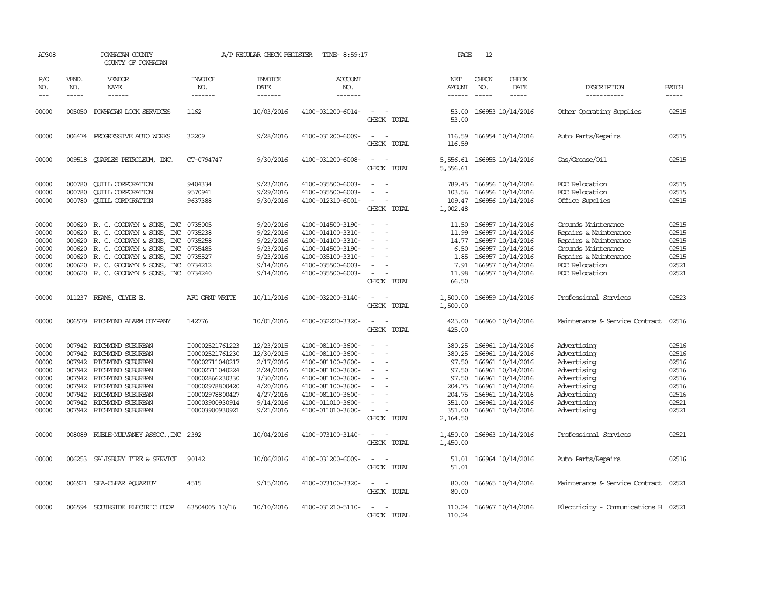AP308 POWHATAN COUNTY A/P REGULAR CHECK REGISTER TIME- 8:59:17 PAGE 12

COUNTY OF POWHATAN

| P/O NO. | VEND. NO. | VENDOR NAME | INVOICE NO. | INVOICE DATE | ACCOUNT NO. | | NET AMOUNT | CHECK NO. | CHECK DATE | DESCRIPTION | BATCH |
|---|---|---|---|---|---|---|---|---|---|---|---|
| 00000 | 005050 | POWHATAN LOCK SERVICES | 1162 | 10/03/2016 | 4100-031200-6014- | - - | 53.00 | 166953 | 10/14/2016 | Other Operating Supplies | 02515 |
| | | | | | | CHECK TOTAL | 53.00 | | | | |
| 00000 | 006474 | PROGRESSIVE AUTO WORKS | 32209 | 9/28/2016 | 4100-031200-6009- | - - | 116.59 | 166954 | 10/14/2016 | Auto Parts/Repairs | 02515 |
| | | | | | | CHECK TOTAL | 116.59 | | | | |
| 00000 | 009518 | QUARLES PETROLEUM, INC. | CT-0794747 | 9/30/2016 | 4100-031200-6008- | - - | 5,556.61 | 166955 | 10/14/2016 | Gas/Grease/Oil | 02515 |
| | | | | | | CHECK TOTAL | 5,556.61 | | | | |
| 00000 | 000780 | QUILL CORPORATION | 9404334 | 9/23/2016 | 4100-035500-6003- | - - | 789.45 | 166956 | 10/14/2016 | EOC Relocation | 02515 |
| 00000 | 000780 | QUILL CORPORATION | 9570941 | 9/29/2016 | 4100-035500-6003- | - - | 103.56 | 166956 | 10/14/2016 | EOC Relocation | 02515 |
| 00000 | 000780 | QUILL CORPORATION | 9637388 | 9/30/2016 | 4100-012310-6001- | - - | 109.47 | 166956 | 10/14/2016 | Office Supplies | 02515 |
| | | | | | | CHECK TOTAL | 1,002.48 | | | | |
| 00000 | 000620 | R. C. GOODWYN & SONS, INC | 0735005 | 9/20/2016 | 4100-014500-3190- | - - | 11.50 | 166957 | 10/14/2016 | Grounds Maintenance | 02515 |
| 00000 | 000620 | R. C. GOODWYN & SONS, INC | 0735238 | 9/22/2016 | 4100-014100-3310- | - - | 11.99 | 166957 | 10/14/2016 | Repairs & Maintenance | 02515 |
| 00000 | 000620 | R. C. GOODWYN & SONS, INC | 0735258 | 9/22/2016 | 4100-014100-3310- | - - | 14.77 | 166957 | 10/14/2016 | Repairs & Maintenance | 02515 |
| 00000 | 000620 | R. C. GOODWYN & SONS, INC | 0735485 | 9/23/2016 | 4100-014500-3190- | - - | 6.50 | 166957 | 10/14/2016 | Grounds Maintenance | 02515 |
| 00000 | 000620 | R. C. GOODWYN & SONS, INC | 0735527 | 9/23/2016 | 4100-035100-3310- | - - | 1.85 | 166957 | 10/14/2016 | Repairs & Maintenance | 02515 |
| 00000 | 000620 | R. C. GOODWYN & SONS, INC | 0734212 | 9/14/2016 | 4100-035500-6003- | - - | 7.91 | 166957 | 10/14/2016 | EOC Relocation | 02521 |
| 00000 | 000620 | R. C. GOODWYN & SONS, INC | 0734240 | 9/14/2016 | 4100-035500-6003- | - - | 11.98 | 166957 | 10/14/2016 | EOC Relocation | 02521 |
| | | | | | | CHECK TOTAL | 66.50 | | | | |
| 00000 | 011237 | REAMS, CLYDE E. | AFG GRNT WRITE | 10/11/2016 | 4100-032200-3140- | - - | 1,500.00 | 166959 | 10/14/2016 | Professional Services | 02523 |
| | | | | | | CHECK TOTAL | 1,500.00 | | | | |
| 00000 | 006579 | RICHMOND ALARM COMPANY | 142776 | 10/01/2016 | 4100-032220-3320- | - - | 425.00 | 166960 | 10/14/2016 | Maintenance & Service Contract | 02516 |
| | | | | | | CHECK TOTAL | 425.00 | | | | |
| 00000 | 007942 | RICHMOND SUBURBAN | I00002521761223 | 12/23/2015 | 4100-081100-3600- | - - | 380.25 | 166961 | 10/14/2016 | Advertising | 02516 |
| 00000 | 007942 | RICHMOND SUBURBAN | I00002521761230 | 12/30/2015 | 4100-081100-3600- | - - | 380.25 | 166961 | 10/14/2016 | Advertising | 02516 |
| 00000 | 007942 | RICHMOND SUBURBAN | I00002711040217 | 2/17/2016 | 4100-081100-3600- | - - | 97.50 | 166961 | 10/14/2016 | Advertising | 02516 |
| 00000 | 007942 | RICHMOND SUBURBAN | I00002711040224 | 2/24/2016 | 4100-081100-3600- | - - | 97.50 | 166961 | 10/14/2016 | Advertising | 02516 |
| 00000 | 007942 | RICHMOND SUBURBAN | I00002866230330 | 3/30/2016 | 4100-081100-3600- | - - | 97.50 | 166961 | 10/14/2016 | Advertising | 02516 |
| 00000 | 007942 | RICHMOND SUBURBAN | I00002978800420 | 4/20/2016 | 4100-081100-3600- | - - | 204.75 | 166961 | 10/14/2016 | Advertising | 02516 |
| 00000 | 007942 | RICHMOND SUBURBAN | I00002978800427 | 4/27/2016 | 4100-081100-3600- | - - | 204.75 | 166961 | 10/14/2016 | Advertising | 02516 |
| 00000 | 007942 | RICHMOND SUBURBAN | I00003900930914 | 9/14/2016 | 4100-011010-3600- | - - | 351.00 | 166961 | 10/14/2016 | Advertising | 02521 |
| 00000 | 007942 | RICHMOND SUBURBAN | I00003900930921 | 9/21/2016 | 4100-011010-3600- | - - | 351.00 | 166961 | 10/14/2016 | Advertising | 02521 |
| | | | | | | CHECK TOTAL | 2,164.50 | | | | |
| 00000 | 008089 | RUBLE-MULVANEY ASSOC.,INC | 2392 | 10/04/2016 | 4100-073100-3140- | - - | 1,450.00 | 166963 | 10/14/2016 | Professional Services | 02521 |
| | | | | | | CHECK TOTAL | 1,450.00 | | | | |
| 00000 | 006253 | SALISBURY TIRE & SERVICE | 90142 | 10/06/2016 | 4100-031200-6009- | - - | 51.01 | 166964 | 10/14/2016 | Auto Parts/Repairs | 02516 |
| | | | | | | CHECK TOTAL | 51.01 | | | | |
| 00000 | 006921 | SEA-CLEAR AQUARIUM | 4515 | 9/15/2016 | 4100-073100-3320- | - - | 80.00 | 166965 | 10/14/2016 | Maintenance & Service Contract | 02521 |
| | | | | | | CHECK TOTAL | 80.00 | | | | |
| 00000 | 006594 | SOUTHSIDE ELECTRIC COOP | 63504005 10/16 | 10/10/2016 | 4100-031210-5110- | - - | 110.24 | 166967 | 10/14/2016 | Electricity - Communications H | 02521 |
| | | | | | | CHECK TOTAL | 110.24 | | | | |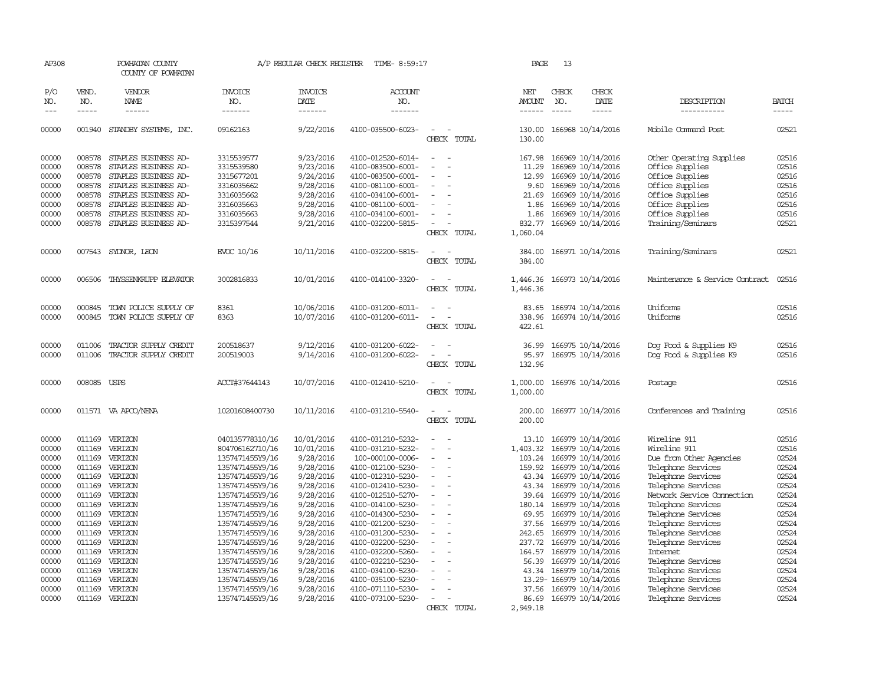AP308 POWHATAN COUNTY A/P REGULAR CHECK REGISTER TIME- 8:59:17 PAGE 13

COUNTY OF POWHATAN

| P/O NO. | VEND. NO. | VENDOR NAME | INVOICE NO. | INVOICE DATE | ACCOUNT NO. | | NET AMOUNT | CHECK NO. | CHECK DATE | DESCRIPTION | BATCH |
|---|---|---|---|---|---|---|---|---|---|---|---|
| --- | ----- | ------ | ------- | ------- | ------- | | ------ | ----- | ----- | ----------- | ----- |
| 00000 | 001940 | STANDBY SYSTEMS, INC. | 09162163 | 9/22/2016 | 4100-035500-6023- | - - | 130.00 | 166968 | 10/14/2016 | Mobile Command Post | 02521 |
| | | | | | | CHECK TOTAL | 130.00 | | | | |
| 00000 | 008578 | STAPLES BUSINESS AD- | 3315539577 | 9/23/2016 | 4100-012520-6014- | - - | 167.98 | 166969 | 10/14/2016 | Other Operating Supplies | 02516 |
| 00000 | 008578 | STAPLES BUSINESS AD- | 3315539580 | 9/23/2016 | 4100-083500-6001- | - - | 11.29 | 166969 | 10/14/2016 | Office Supplies | 02516 |
| 00000 | 008578 | STAPLES BUSINESS AD- | 3315677201 | 9/24/2016 | 4100-083500-6001- | - - | 12.99 | 166969 | 10/14/2016 | Office Supplies | 02516 |
| 00000 | 008578 | STAPLES BUSINESS AD- | 3316035662 | 9/28/2016 | 4100-081100-6001- | - - | 9.60 | 166969 | 10/14/2016 | Office Supplies | 02516 |
| 00000 | 008578 | STAPLES BUSINESS AD- | 3316035662 | 9/28/2016 | 4100-034100-6001- | - - | 21.69 | 166969 | 10/14/2016 | Office Supplies | 02516 |
| 00000 | 008578 | STAPLES BUSINESS AD- | 3316035663 | 9/28/2016 | 4100-081100-6001- | - - | 1.86 | 166969 | 10/14/2016 | Office Supplies | 02516 |
| 00000 | 008578 | STAPLES BUSINESS AD- | 3316035663 | 9/28/2016 | 4100-034100-6001- | - - | 1.86 | 166969 | 10/14/2016 | Office Supplies | 02516 |
| 00000 | 008578 | STAPLES BUSINESS AD- | 3315397544 | 9/21/2016 | 4100-032200-5815- | - - | 832.77 | 166969 | 10/14/2016 | Training/Seminars | 02521 |
| | | | | | | CHECK TOTAL | 1,060.04 | | | | |
| 00000 | 007543 | SYDNOR, LEON | EVOC 10/16 | 10/11/2016 | 4100-032200-5815- | - - | 384.00 | 166971 | 10/14/2016 | Training/Seminars | 02521 |
| | | | | | | CHECK TOTAL | 384.00 | | | | |
| 00000 | 006506 | THYSSENKRUPP ELEVATOR | 3002816833 | 10/01/2016 | 4100-014100-3320- | - - | 1,446.36 | 166973 | 10/14/2016 | Maintenance & Service Contract | 02516 |
| | | | | | | CHECK TOTAL | 1,446.36 | | | | |
| 00000 | 000845 | TOWN POLICE SUPPLY OF | 8361 | 10/06/2016 | 4100-031200-6011- | - - | 83.65 | 166974 | 10/14/2016 | Uniforms | 02516 |
| 00000 | 000845 | TOWN POLICE SUPPLY OF | 8363 | 10/07/2016 | 4100-031200-6011- | - - | 338.96 | 166974 | 10/14/2016 | Uniforms | 02516 |
| | | | | | | CHECK TOTAL | 422.61 | | | | |
| 00000 | 011006 | TRACTOR SUPPLY CREDIT | 200518637 | 9/12/2016 | 4100-031200-6022- | - - | 36.99 | 166975 | 10/14/2016 | Dog Food & Supplies K9 | 02516 |
| 00000 | 011006 | TRACTOR SUPPLY CREDIT | 200519003 | 9/14/2016 | 4100-031200-6022- | - - | 95.97 | 166975 | 10/14/2016 | Dog Food & Supplies K9 | 02516 |
| | | | | | | CHECK TOTAL | 132.96 | | | | |
| 00000 | 008085 | USPS | ACCT#37644143 | 10/07/2016 | 4100-012410-5210- | - - | 1,000.00 | 166976 | 10/14/2016 | Postage | 02516 |
| | | | | | | CHECK TOTAL | 1,000.00 | | | | |
| 00000 | 011571 | VA APCO/NENA | 10201608400730 | 10/11/2016 | 4100-031210-5540- | - - | 200.00 | 166977 | 10/14/2016 | Conferences and Training | 02516 |
| | | | | | | CHECK TOTAL | 200.00 | | | | |
| 00000 | 011169 | VERIZON | 040135778310/16 | 10/01/2016 | 4100-031210-5232- | - - | 13.10 | 166979 | 10/14/2016 | Wireline 911 | 02516 |
| 00000 | 011169 | VERIZON | 804706162710/16 | 10/01/2016 | 4100-031210-5232- | - - | 1,403.32 | 166979 | 10/14/2016 | Wireline 911 | 02516 |
| 00000 | 011169 | VERIZON | 1357471455Y9/16 | 9/28/2016 | 100-000100-0006- | - - | 103.24 | 166979 | 10/14/2016 | Due from Other Agencies | 02524 |
| 00000 | 011169 | VERIZON | 1357471455Y9/16 | 9/28/2016 | 4100-012100-5230- | - - | 159.92 | 166979 | 10/14/2016 | Telephone Services | 02524 |
| 00000 | 011169 | VERIZON | 1357471455Y9/16 | 9/28/2016 | 4100-012310-5230- | - - | 43.34 | 166979 | 10/14/2016 | Telephone Services | 02524 |
| 00000 | 011169 | VERIZON | 1357471455Y9/16 | 9/28/2016 | 4100-012410-5230- | - - | 43.34 | 166979 | 10/14/2016 | Telephone Services | 02524 |
| 00000 | 011169 | VERIZON | 1357471455Y9/16 | 9/28/2016 | 4100-012510-5270- | - - | 39.64 | 166979 | 10/14/2016 | Network Service Connection | 02524 |
| 00000 | 011169 | VERIZON | 1357471455Y9/16 | 9/28/2016 | 4100-014100-5230- | - - | 180.14 | 166979 | 10/14/2016 | Telephone Services | 02524 |
| 00000 | 011169 | VERIZON | 1357471455Y9/16 | 9/28/2016 | 4100-014300-5230- | - - | 69.95 | 166979 | 10/14/2016 | Telephone Services | 02524 |
| 00000 | 011169 | VERIZON | 1357471455Y9/16 | 9/28/2016 | 4100-021200-5230- | - - | 37.56 | 166979 | 10/14/2016 | Telephone Services | 02524 |
| 00000 | 011169 | VERIZON | 1357471455Y9/16 | 9/28/2016 | 4100-031200-5230- | - - | 242.65 | 166979 | 10/14/2016 | Telephone Services | 02524 |
| 00000 | 011169 | VERIZON | 1357471455Y9/16 | 9/28/2016 | 4100-032200-5230- | - - | 237.72 | 166979 | 10/14/2016 | Telephone Services | 02524 |
| 00000 | 011169 | VERIZON | 1357471455Y9/16 | 9/28/2016 | 4100-032200-5260- | - - | 164.57 | 166979 | 10/14/2016 | Internet | 02524 |
| 00000 | 011169 | VERIZON | 1357471455Y9/16 | 9/28/2016 | 4100-032210-5230- | - - | 56.39 | 166979 | 10/14/2016 | Telephone Services | 02524 |
| 00000 | 011169 | VERIZON | 1357471455Y9/16 | 9/28/2016 | 4100-034100-5230- | - - | 43.34 | 166979 | 10/14/2016 | Telephone Services | 02524 |
| 00000 | 011169 | VERIZON | 1357471455Y9/16 | 9/28/2016 | 4100-035100-5230- | - - | 13.29- | 166979 | 10/14/2016 | Telephone Services | 02524 |
| 00000 | 011169 | VERIZON | 1357471455Y9/16 | 9/28/2016 | 4100-071110-5230- | - - | 37.56 | 166979 | 10/14/2016 | Telephone Services | 02524 |
| 00000 | 011169 | VERIZON | 1357471455Y9/16 | 9/28/2016 | 4100-073100-5230- | - - | 86.69 | 166979 | 10/14/2016 | Telephone Services | 02524 |
| | | | | | | CHECK TOTAL | 2,949.18 | | | | |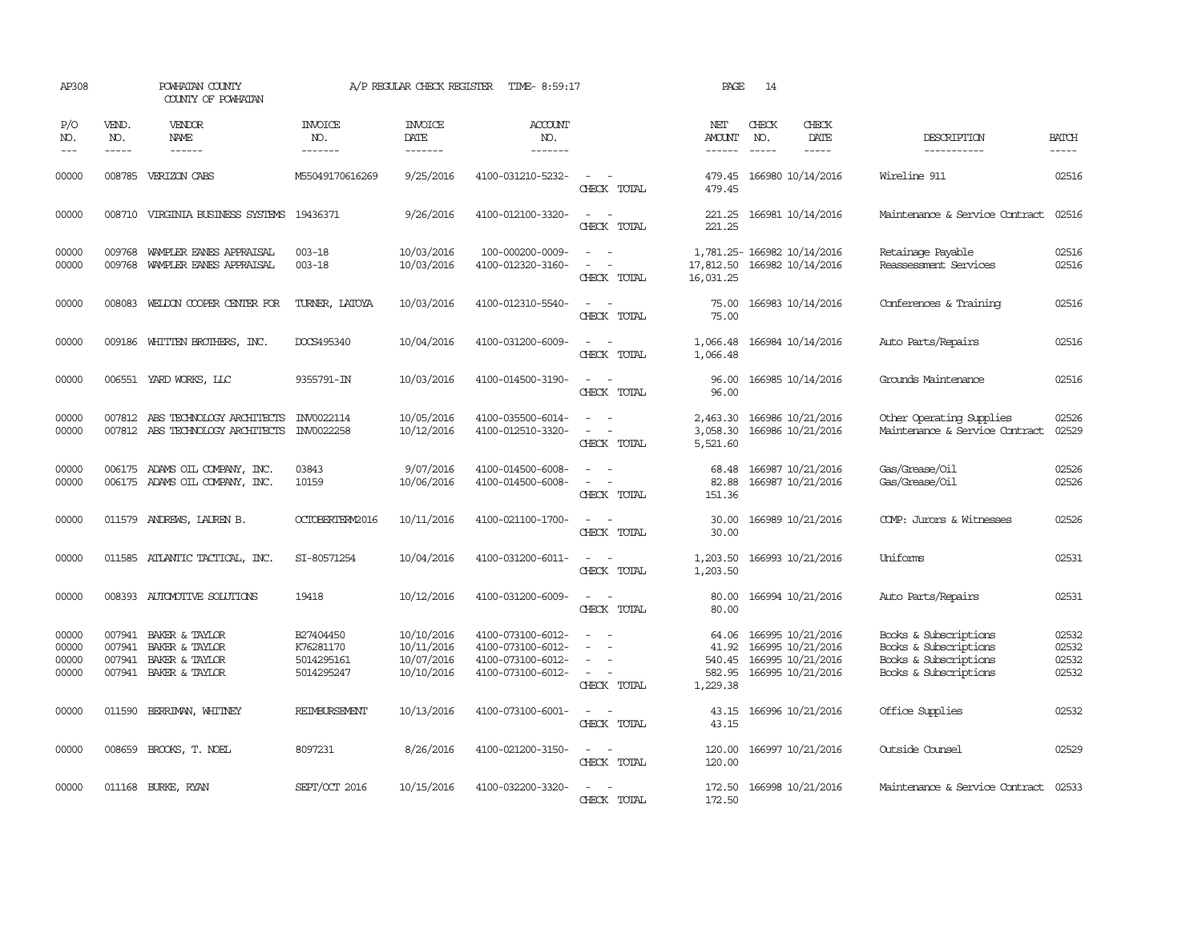AP308 POWHATAN COUNTY A/P REGULAR CHECK REGISTER TIME- 8:59:17

COUNTY OF POWHATAN

| P/O NO. | VEND. NO. | VENDOR NAME | INVOICE NO. | INVOICE DATE | ACCOUNT NO. | | NET AMOUNT | CHECK NO. | CHECK DATE | DESCRIPTION | BATCH |
|---|---|---|---|---|---|---|---|---|---|---|---|
| 00000 | 008785 | VERIZON CABS | M55049170616269 | 9/25/2016 | 4100-031210-5232- | - - | 479.45 | 166980 | 10/14/2016 | Wireline 911 | 02516 |
| | | | | | | CHECK TOTAL | 479.45 | | | | |
| 00000 | 008710 | VIRGINIA BUSINESS SYSTEMS | 19436371 | 9/26/2016 | 4100-012100-3320- | - - | 221.25 | 166981 | 10/14/2016 | Maintenance & Service Contract | 02516 |
| | | | | | | CHECK TOTAL | 221.25 | | | | |
| 00000 | 009768 | WAMPLER EANES APPRAISAL | 003-18 | 10/03/2016 | 100-000200-0009- | - - | 1,781.25- | 166982 | 10/14/2016 | Retainage Payable | 02516 |
| 00000 | 009768 | WAMPLER EANES APPRAISAL | 003-18 | 10/03/2016 | 4100-012320-3160- | - - | 17,812.50 | 166982 | 10/14/2016 | Reassessment Services | 02516 |
| | | | | | | CHECK TOTAL | 16,031.25 | | | | |
| 00000 | 008083 | WELDON COOPER CENTER FOR | TURNER, LATOYA | 10/03/2016 | 4100-012310-5540- | - - | 75.00 | 166983 | 10/14/2016 | Conferences & Training | 02516 |
| | | | | | | CHECK TOTAL | 75.00 | | | | |
| 00000 | 009186 | WHITTEN BROTHERS, INC. | DOCS495340 | 10/04/2016 | 4100-031200-6009- | - - | 1,066.48 | 166984 | 10/14/2016 | Auto Parts/Repairs | 02516 |
| | | | | | | CHECK TOTAL | 1,066.48 | | | | |
| 00000 | 006551 | YARD WORKS, LLC | 9355791-IN | 10/03/2016 | 4100-014500-3190- | - - | 96.00 | 166985 | 10/14/2016 | Grounds Maintenance | 02516 |
| | | | | | | CHECK TOTAL | 96.00 | | | | |
| 00000 | 007812 | ABS TECHNOLOGY ARCHITECTS | INV0022114 | 10/05/2016 | 4100-035500-6014- | - - | 2,463.30 | 166986 | 10/21/2016 | Other Operating Supplies | 02526 |
| 00000 | 007812 | ABS TECHNOLOGY ARCHITECTS | INV0022258 | 10/12/2016 | 4100-012510-3320- | - - | 3,058.30 | 166986 | 10/21/2016 | Maintenance & Service Contract | 02529 |
| | | | | | | CHECK TOTAL | 5,521.60 | | | | |
| 00000 | 006175 | ADAMS OIL COMPANY, INC. | 03843 | 9/07/2016 | 4100-014500-6008- | - - | 68.48 | 166987 | 10/21/2016 | Gas/Grease/Oil | 02526 |
| 00000 | 006175 | ADAMS OIL COMPANY, INC. | 10159 | 10/06/2016 | 4100-014500-6008- | - - | 82.88 | 166987 | 10/21/2016 | Gas/Grease/Oil | 02526 |
| | | | | | | CHECK TOTAL | 151.36 | | | | |
| 00000 | 011579 | ANDREWS, LAUREN B. | OCTOBERTERM2016 | 10/11/2016 | 4100-021100-1700- | - - | 30.00 | 166989 | 10/21/2016 | COMP: Jurors & Witnesses | 02526 |
| | | | | | | CHECK TOTAL | 30.00 | | | | |
| 00000 | 011585 | ATLANTIC TACTICAL, INC. | SI-80571254 | 10/04/2016 | 4100-031200-6011- | - - | 1,203.50 | 166993 | 10/21/2016 | Uniforms | 02531 |
| | | | | | | CHECK TOTAL | 1,203.50 | | | | |
| 00000 | 008393 | AUTOMOTIVE SOLUTIONS | 19418 | 10/12/2016 | 4100-031200-6009- | - - | 80.00 | 166994 | 10/21/2016 | Auto Parts/Repairs | 02531 |
| | | | | | | CHECK TOTAL | 80.00 | | | | |
| 00000 | 007941 | BAKER & TAYLOR | B27404450 | 10/10/2016 | 4100-073100-6012- | - - | 64.06 | 166995 | 10/21/2016 | Books & Subscriptions | 02532 |
| 00000 | 007941 | BAKER & TAYLOR | K76281170 | 10/11/2016 | 4100-073100-6012- | - - | 41.92 | 166995 | 10/21/2016 | Books & Subscriptions | 02532 |
| 00000 | 007941 | BAKER & TAYLOR | 5014295161 | 10/07/2016 | 4100-073100-6012- | - - | 540.45 | 166995 | 10/21/2016 | Books & Subscriptions | 02532 |
| 00000 | 007941 | BAKER & TAYLOR | 5014295247 | 10/10/2016 | 4100-073100-6012- | - - | 582.95 | 166995 | 10/21/2016 | Books & Subscriptions | 02532 |
| | | | | | | CHECK TOTAL | 1,229.38 | | | | |
| 00000 | 011590 | BERRIMAN, WHITNEY | REIMBURSEMENT | 10/13/2016 | 4100-073100-6001- | - - | 43.15 | 166996 | 10/21/2016 | Office Supplies | 02532 |
| | | | | | | CHECK TOTAL | 43.15 | | | | |
| 00000 | 008659 | BROOKS, T. NOEL | 8097231 | 8/26/2016 | 4100-021200-3150- | - - | 120.00 | 166997 | 10/21/2016 | Outside Counsel | 02529 |
| | | | | | | CHECK TOTAL | 120.00 | | | | |
| 00000 | 011168 | BURKE, RYAN | SEPT/OCT 2016 | 10/15/2016 | 4100-032200-3320- | - - | 172.50 | 166998 | 10/21/2016 | Maintenance & Service Contract | 02533 |
| | | | | | | CHECK TOTAL | 172.50 | | | | |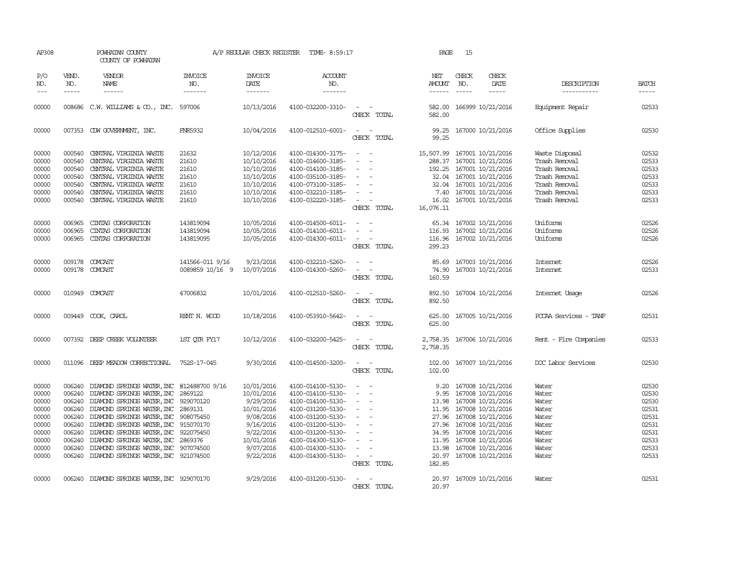AP308 POWHATAN COUNTY A/P REGULAR CHECK REGISTER TIME- 8:59:17 PAGE 15

COUNTY OF POWHATAN

| P/O NO. | VEND. NO. | VENDOR NAME | INVOICE NO. | INVOICE DATE | ACCOUNT NO. | | NET AMOUNT | CHECK NO. | CHECK DATE | DESCRIPTION | BATCH |
|---|---|---|---|---|---|---|---|---|---|---|---|
| 00000 | 008686 | C.W. WILLIAMS & CO., INC. | 597006 | 10/13/2016 | 4100-032200-3310- | - - | 582.00 | 166999 | 10/21/2016 | Equipment Repair | 02533 |
| | | | | | | CHECK TOTAL | 582.00 | | | | |
| 00000 | 007353 | CDW GOVERNMENT, INC. | FNR5932 | 10/04/2016 | 4100-012510-6001- | - - | 99.25 | 167000 | 10/21/2016 | Office Supplies | 02530 |
| | | | | | | CHECK TOTAL | 99.25 | | | | |
| 00000 | 000540 | CENTRAL VIRGINIA WASTE | 21632 | 10/12/2016 | 4100-014300-3175- | - - | 15,507.99 | 167001 | 10/21/2016 | Waste Disposal | 02532 |
| 00000 | 000540 | CENTRAL VIRGINIA WASTE | 21610 | 10/10/2016 | 4100-014600-3185- | - - | 288.37 | 167001 | 10/21/2016 | Trash Removal | 02533 |
| 00000 | 000540 | CENTRAL VIRGINIA WASTE | 21610 | 10/10/2016 | 4100-014100-3185- | - - | 192.25 | 167001 | 10/21/2016 | Trash Removal | 02533 |
| 00000 | 000540 | CENTRAL VIRGINIA WASTE | 21610 | 10/10/2016 | 4100-035100-3185- | - - | 32.04 | 167001 | 10/21/2016 | Trash Removal | 02533 |
| 00000 | 000540 | CENTRAL VIRGINIA WASTE | 21610 | 10/10/2016 | 4100-073100-3185- | - - | 32.04 | 167001 | 10/21/2016 | Trash Removal | 02533 |
| 00000 | 000540 | CENTRAL VIRGINIA WASTE | 21610 | 10/10/2016 | 4100-032210-3185- | - - | 7.40 | 167001 | 10/21/2016 | Trash Removal | 02533 |
| 00000 | 000540 | CENTRAL VIRGINIA WASTE | 21610 | 10/10/2016 | 4100-032220-3185- | - - | 16.02 | 167001 | 10/21/2016 | Trash Removal | 02533 |
| | | | | | | CHECK TOTAL | 16,076.11 | | | | |
| 00000 | 006965 | CINTAS CORPORATION | 143819094 | 10/05/2016 | 4100-014500-6011- | - - | 65.34 | 167002 | 10/21/2016 | Uniforms | 02526 |
| 00000 | 006965 | CINTAS CORPORATION | 143819094 | 10/05/2016 | 4100-014100-6011- | - - | 116.93 | 167002 | 10/21/2016 | Uniforms | 02526 |
| 00000 | 006965 | CINTAS CORPORATION | 143819095 | 10/05/2016 | 4100-014300-6011- | - - | 116.96 | 167002 | 10/21/2016 | Uniforms | 02526 |
| | | | | | | CHECK TOTAL | 299.23 | | | | |
| 00000 | 009178 | COMCAST | 141566-011 9/16 | 9/23/2016 | 4100-032210-5260- | - - | 85.69 | 167003 | 10/21/2016 | Internet | 02526 |
| 00000 | 009178 | COMCAST | 0089859 10/16 9 | 10/07/2016 | 4100-014300-5260- | - - | 74.90 | 167003 | 10/21/2016 | Internet | 02533 |
| | | | | | | CHECK TOTAL | 160.59 | | | | |
| 00000 | 010949 | COMCAST | 47006832 | 10/01/2016 | 4100-012510-5260- | - - | 892.50 | 167004 | 10/21/2016 | Internet Usage | 02526 |
| | | | | | | CHECK TOTAL | 892.50 | | | | |
| 00000 | 009449 | COOK, CAROL | RENT N. WOOD | 10/18/2016 | 4100-053910-5642- | - - | 625.00 | 167005 | 10/21/2016 | PCCAA Services - TANF | 02531 |
| | | | | | | CHECK TOTAL | 625.00 | | | | |
| 00000 | 007392 | DEEP CREEK VOLUNTEER | 1ST QTR FY17 | 10/12/2016 | 4100-032200-5425- | - - | 2,758.35 | 167006 | 10/21/2016 | Rent - Fire Companies | 02533 |
| | | | | | | CHECK TOTAL | 2,758.35 | | | | |
| 00000 | 011096 | DEEP MEADOW CORRECTIONAL | 752S-17-045 | 9/30/2016 | 4100-014500-3200- | - - | 102.00 | 167007 | 10/21/2016 | DOC Labor Services | 02530 |
| | | | | | | CHECK TOTAL | 102.00 | | | | |
| 00000 | 006240 | DIAMOND SPRINGS WATER, INC | #12488700 9/16 | 10/01/2016 | 4100-014100-5130- | - - | 9.20 | 167008 | 10/21/2016 | Water | 02530 |
| 00000 | 006240 | DIAMOND SPRINGS WATER, INC | 2869122 | 10/01/2016 | 4100-014100-5130- | - - | 9.95 | 167008 | 10/21/2016 | Water | 02530 |
| 00000 | 006240 | DIAMOND SPRINGS WATER, INC | 929070120 | 9/29/2016 | 4100-014100-5130- | - - | 13.98 | 167008 | 10/21/2016 | Water | 02530 |
| 00000 | 006240 | DIAMOND SPRINGS WATER, INC | 2869131 | 10/01/2016 | 4100-031200-5130- | - - | 11.95 | 167008 | 10/21/2016 | Water | 02531 |
| 00000 | 006240 | DIAMOND SPRINGS WATER, INC | 908075450 | 9/08/2016 | 4100-031200-5130- | - - | 27.96 | 167008 | 10/21/2016 | Water | 02531 |
| 00000 | 006240 | DIAMOND SPRINGS WATER, INC | 915070170 | 9/16/2016 | 4100-031200-5130- | - - | 27.96 | 167008 | 10/21/2016 | Water | 02531 |
| 00000 | 006240 | DIAMOND SPRINGS WATER, INC | 922075450 | 9/22/2016 | 4100-031200-5130- | - - | 34.95 | 167008 | 10/21/2016 | Water | 02531 |
| 00000 | 006240 | DIAMOND SPRINGS WATER, INC | 2869376 | 10/01/2016 | 4100-014300-5130- | - - | 11.95 | 167008 | 10/21/2016 | Water | 02533 |
| 00000 | 006240 | DIAMOND SPRINGS WATER, INC | 907074500 | 9/07/2016 | 4100-014300-5130- | - - | 13.98 | 167008 | 10/21/2016 | Water | 02533 |
| 00000 | 006240 | DIAMOND SPRINGS WATER, INC | 921074500 | 9/22/2016 | 4100-014300-5130- | - - | 20.97 | 167008 | 10/21/2016 | Water | 02533 |
| | | | | | | CHECK TOTAL | 182.85 | | | | |
| 00000 | 006240 | DIAMOND SPRINGS WATER, INC | 929070170 | 9/29/2016 | 4100-031200-5130- | - - | 20.97 | 167009 | 10/21/2016 | Water | 02531 |
| | | | | | | CHECK TOTAL | 20.97 | | | | |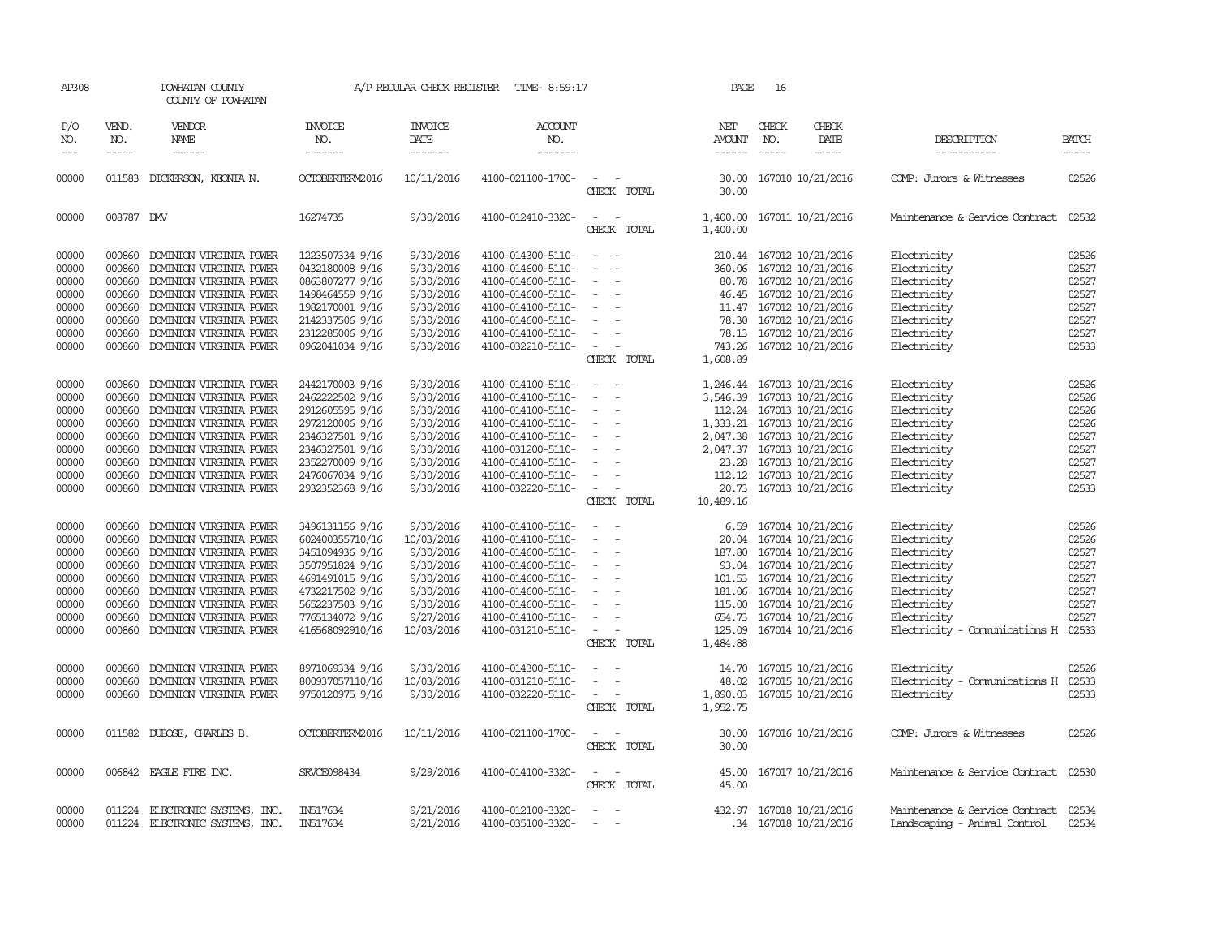AP308 POWHATAN COUNTY A/P REGULAR CHECK REGISTER TIME- 8:59:17 PAGE 16
COUNTY OF POWHATAN

| P/O NO. | VEND. NO. | VENDOR NAME | INVOICE NO. | INVOICE DATE | ACCOUNT NO. | | NET AMOUNT | CHECK NO. | CHECK DATE | DESCRIPTION | BATCH |
|---|---|---|---|---|---|---|---|---|---|---|---|
| 00000 | 011583 | DICKERSON, KEONIA N. | OCTOBERTERM2016 | 10/11/2016 | 4100-021100-1700- | - - | 30.00 | 167010 | 10/21/2016 | COMP: Jurors & Witnesses | 02526 |
| | | | | | | CHECK TOTAL | 30.00 | | | | |
| 00000 | 008787 | DMV | 16274735 | 9/30/2016 | 4100-012410-3320- | - - | 1,400.00 | 167011 | 10/21/2016 | Maintenance & Service Contract | 02532 |
| | | | | | | CHECK TOTAL | 1,400.00 | | | | |
| 00000 | 000860 | DOMINION VIRGINIA POWER | 1223507334 9/16 | 9/30/2016 | 4100-014300-5110- | - - | 210.44 | 167012 | 10/21/2016 | Electricity | 02526 |
| 00000 | 000860 | DOMINION VIRGINIA POWER | 0432180008 9/16 | 9/30/2016 | 4100-014600-5110- | - - | 360.06 | 167012 | 10/21/2016 | Electricity | 02527 |
| 00000 | 000860 | DOMINION VIRGINIA POWER | 0863807277 9/16 | 9/30/2016 | 4100-014600-5110- | - - | 80.78 | 167012 | 10/21/2016 | Electricity | 02527 |
| 00000 | 000860 | DOMINION VIRGINIA POWER | 1498464559 9/16 | 9/30/2016 | 4100-014600-5110- | - - | 46.45 | 167012 | 10/21/2016 | Electricity | 02527 |
| 00000 | 000860 | DOMINION VIRGINIA POWER | 1982170001 9/16 | 9/30/2016 | 4100-014100-5110- | - - | 11.47 | 167012 | 10/21/2016 | Electricity | 02527 |
| 00000 | 000860 | DOMINION VIRGINIA POWER | 2142337506 9/16 | 9/30/2016 | 4100-014600-5110- | - - | 78.30 | 167012 | 10/21/2016 | Electricity | 02527 |
| 00000 | 000860 | DOMINION VIRGINIA POWER | 2312285006 9/16 | 9/30/2016 | 4100-014100-5110- | - - | 78.13 | 167012 | 10/21/2016 | Electricity | 02527 |
| 00000 | 000860 | DOMINION VIRGINIA POWER | 0962041034 9/16 | 9/30/2016 | 4100-032210-5110- | - - | 743.26 | 167012 | 10/21/2016 | Electricity | 02533 |
| | | | | | | CHECK TOTAL | 1,608.89 | | | | |
| 00000 | 000860 | DOMINION VIRGINIA POWER | 2442170003 9/16 | 9/30/2016 | 4100-014100-5110- | - - | 1,246.44 | 167013 | 10/21/2016 | Electricity | 02526 |
| 00000 | 000860 | DOMINION VIRGINIA POWER | 2462222502 9/16 | 9/30/2016 | 4100-014100-5110- | - - | 3,546.39 | 167013 | 10/21/2016 | Electricity | 02526 |
| 00000 | 000860 | DOMINION VIRGINIA POWER | 2912605595 9/16 | 9/30/2016 | 4100-014100-5110- | - - | 112.24 | 167013 | 10/21/2016 | Electricity | 02526 |
| 00000 | 000860 | DOMINION VIRGINIA POWER | 2972120006 9/16 | 9/30/2016 | 4100-014100-5110- | - - | 1,333.21 | 167013 | 10/21/2016 | Electricity | 02526 |
| 00000 | 000860 | DOMINION VIRGINIA POWER | 2346327501 9/16 | 9/30/2016 | 4100-014100-5110- | - - | 2,047.38 | 167013 | 10/21/2016 | Electricity | 02527 |
| 00000 | 000860 | DOMINION VIRGINIA POWER | 2346327501 9/16 | 9/30/2016 | 4100-031200-5110- | - - | 2,047.37 | 167013 | 10/21/2016 | Electricity | 02527 |
| 00000 | 000860 | DOMINION VIRGINIA POWER | 2352270009 9/16 | 9/30/2016 | 4100-014100-5110- | - - | 23.28 | 167013 | 10/21/2016 | Electricity | 02527 |
| 00000 | 000860 | DOMINION VIRGINIA POWER | 2476067034 9/16 | 9/30/2016 | 4100-014100-5110- | - - | 112.12 | 167013 | 10/21/2016 | Electricity | 02527 |
| 00000 | 000860 | DOMINION VIRGINIA POWER | 2932352368 9/16 | 9/30/2016 | 4100-032220-5110- | - - | 20.73 | 167013 | 10/21/2016 | Electricity | 02533 |
| | | | | | | CHECK TOTAL | 10,489.16 | | | | |
| 00000 | 000860 | DOMINION VIRGINIA POWER | 3496131156 9/16 | 9/30/2016 | 4100-014100-5110- | - - | 6.59 | 167014 | 10/21/2016 | Electricity | 02526 |
| 00000 | 000860 | DOMINION VIRGINIA POWER | 602400355710/16 | 10/03/2016 | 4100-014100-5110- | - - | 20.04 | 167014 | 10/21/2016 | Electricity | 02526 |
| 00000 | 000860 | DOMINION VIRGINIA POWER | 3451094936 9/16 | 9/30/2016 | 4100-014600-5110- | - - | 187.80 | 167014 | 10/21/2016 | Electricity | 02527 |
| 00000 | 000860 | DOMINION VIRGINIA POWER | 3507951824 9/16 | 9/30/2016 | 4100-014600-5110- | - - | 93.04 | 167014 | 10/21/2016 | Electricity | 02527 |
| 00000 | 000860 | DOMINION VIRGINIA POWER | 4691491015 9/16 | 9/30/2016 | 4100-014600-5110- | - - | 101.53 | 167014 | 10/21/2016 | Electricity | 02527 |
| 00000 | 000860 | DOMINION VIRGINIA POWER | 4732217502 9/16 | 9/30/2016 | 4100-014600-5110- | - - | 181.06 | 167014 | 10/21/2016 | Electricity | 02527 |
| 00000 | 000860 | DOMINION VIRGINIA POWER | 5652237503 9/16 | 9/30/2016 | 4100-014600-5110- | - - | 115.00 | 167014 | 10/21/2016 | Electricity | 02527 |
| 00000 | 000860 | DOMINION VIRGINIA POWER | 7765134072 9/16 | 9/27/2016 | 4100-014100-5110- | - - | 654.73 | 167014 | 10/21/2016 | Electricity | 02527 |
| 00000 | 000860 | DOMINION VIRGINIA POWER | 416568092910/16 | 10/03/2016 | 4100-031210-5110- | - - | 125.09 | 167014 | 10/21/2016 | Electricity - Communications H | 02533 |
| | | | | | | CHECK TOTAL | 1,484.88 | | | | |
| 00000 | 000860 | DOMINION VIRGINIA POWER | 8971069334 9/16 | 9/30/2016 | 4100-014300-5110- | - - | 14.70 | 167015 | 10/21/2016 | Electricity | 02526 |
| 00000 | 000860 | DOMINION VIRGINIA POWER | 800937057110/16 | 10/03/2016 | 4100-031210-5110- | - - | 48.02 | 167015 | 10/21/2016 | Electricity - Communications H | 02533 |
| 00000 | 000860 | DOMINION VIRGINIA POWER | 9750120975 9/16 | 9/30/2016 | 4100-032220-5110- | - - | 1,890.03 | 167015 | 10/21/2016 | Electricity | 02533 |
| | | | | | | CHECK TOTAL | 1,952.75 | | | | |
| 00000 | 011582 | DUBOSE, CHARLES B. | OCTOBERTERM2016 | 10/11/2016 | 4100-021100-1700- | - - | 30.00 | 167016 | 10/21/2016 | COMP: Jurors & Witnesses | 02526 |
| | | | | | | CHECK TOTAL | 30.00 | | | | |
| 00000 | 006842 | EAGLE FIRE INC. | SRVCE098434 | 9/29/2016 | 4100-014100-3320- | - - | 45.00 | 167017 | 10/21/2016 | Maintenance & Service Contract | 02530 |
| | | | | | | CHECK TOTAL | 45.00 | | | | |
| 00000 | 011224 | ELECTRONIC SYSTEMS, INC. | IN517634 | 9/21/2016 | 4100-012100-3320- | - - | 432.97 | 167018 | 10/21/2016 | Maintenance & Service Contract | 02534 |
| 00000 | 011224 | ELECTRONIC SYSTEMS, INC. | IN517634 | 9/21/2016 | 4100-035100-3320- | - - | .34 | 167018 | 10/21/2016 | Landscaping - Animal Control | 02534 |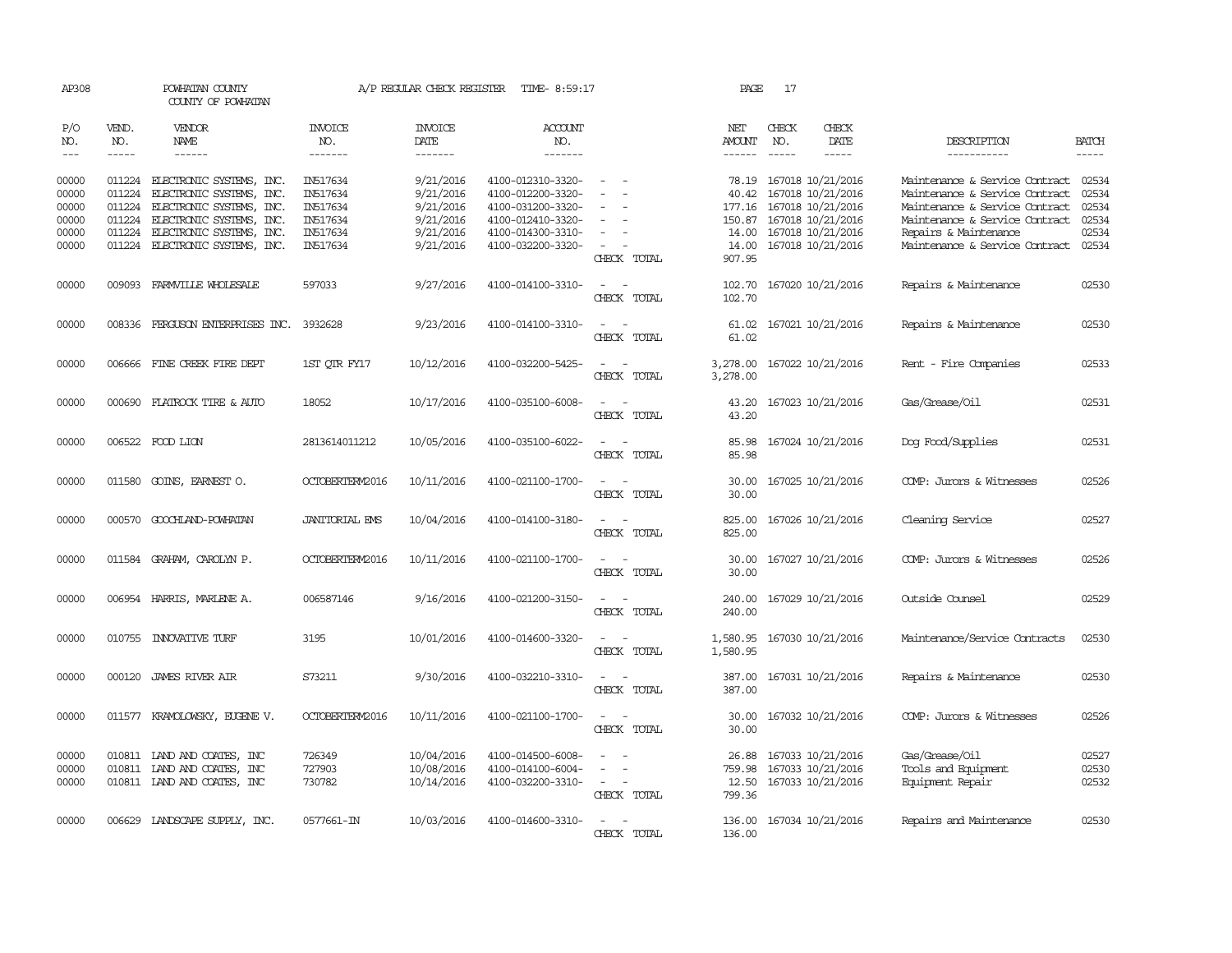AP308 POWHATAN COUNTY A/P REGULAR CHECK REGISTER TIME- 8:59:17 PAGE 17

COUNTY OF POWHATAN

| P/O NO. | VEND. NO. | VENDOR NAME | INVOICE NO. | INVOICE DATE | ACCOUNT NO. | | NET AMOUNT | CHECK NO. | CHECK DATE | DESCRIPTION | BATCH |
|---|---|---|---|---|---|---|---|---|---|---|---|
| 00000 | 011224 | ELECTRONIC SYSTEMS, INC. | IN517634 | 9/21/2016 | 4100-012310-3320- | - - | 78.19 | 167018 | 10/21/2016 | Maintenance & Service Contract | 02534 |
| 00000 | 011224 | ELECTRONIC SYSTEMS, INC. | IN517634 | 9/21/2016 | 4100-012200-3320- | - - | 40.42 | 167018 | 10/21/2016 | Maintenance & Service Contract | 02534 |
| 00000 | 011224 | ELECTRONIC SYSTEMS, INC. | IN517634 | 9/21/2016 | 4100-031200-3320- | - - | 177.16 | 167018 | 10/21/2016 | Maintenance & Service Contract | 02534 |
| 00000 | 011224 | ELECTRONIC SYSTEMS, INC. | IN517634 | 9/21/2016 | 4100-012410-3320- | - - | 150.87 | 167018 | 10/21/2016 | Maintenance & Service Contract | 02534 |
| 00000 | 011224 | ELECTRONIC SYSTEMS, INC. | IN517634 | 9/21/2016 | 4100-014300-3310- | - - | 14.00 | 167018 | 10/21/2016 | Repairs & Maintenance | 02534 |
| 00000 | 011224 | ELECTRONIC SYSTEMS, INC. | IN517634 | 9/21/2016 | 4100-032200-3320- | - - | 14.00 | 167018 | 10/21/2016 | Maintenance & Service Contract | 02534 |
| | | | | | | CHECK TOTAL | 907.95 | | | | |
| 00000 | 009093 | FARMVILLE WHOLESALE | 597033 | 9/27/2016 | 4100-014100-3310- | - - | 102.70 | 167020 | 10/21/2016 | Repairs & Maintenance | 02530 |
| | | | | | | CHECK TOTAL | 102.70 | | | | |
| 00000 | 008336 | FERGUSON ENTERPRISES INC. | 3932628 | 9/23/2016 | 4100-014100-3310- | - - | 61.02 | 167021 | 10/21/2016 | Repairs & Maintenance | 02530 |
| | | | | | | CHECK TOTAL | 61.02 | | | | |
| 00000 | 006666 | FINE CREEK FIRE DEPT | 1ST QTR FY17 | 10/12/2016 | 4100-032200-5425- | - - | 3,278.00 | 167022 | 10/21/2016 | Rent - Fire Companies | 02533 |
| | | | | | | CHECK TOTAL | 3,278.00 | | | | |
| 00000 | 000690 | FLATROCK TIRE & AUTO | 18052 | 10/17/2016 | 4100-035100-6008- | - - | 43.20 | 167023 | 10/21/2016 | Gas/Grease/Oil | 02531 |
| | | | | | | CHECK TOTAL | 43.20 | | | | |
| 00000 | 006522 | FOOD LION | 2813614011212 | 10/05/2016 | 4100-035100-6022- | - - | 85.98 | 167024 | 10/21/2016 | Dog Food/Supplies | 02531 |
| | | | | | | CHECK TOTAL | 85.98 | | | | |
| 00000 | 011580 | GOINS, EARNEST O. | OCTOBERTERM2016 | 10/11/2016 | 4100-021100-1700- | - - | 30.00 | 167025 | 10/21/2016 | COMP: Jurors & Witnesses | 02526 |
| | | | | | | CHECK TOTAL | 30.00 | | | | |
| 00000 | 000570 | GOOCHLAND-POWHATAN | JANITORIAL EMS | 10/04/2016 | 4100-014100-3180- | - - | 825.00 | 167026 | 10/21/2016 | Cleaning Service | 02527 |
| | | | | | | CHECK TOTAL | 825.00 | | | | |
| 00000 | 011584 | GRAHAM, CAROLYN P. | OCTOBERTERM2016 | 10/11/2016 | 4100-021100-1700- | - - | 30.00 | 167027 | 10/21/2016 | COMP: Jurors & Witnesses | 02526 |
| | | | | | | CHECK TOTAL | 30.00 | | | | |
| 00000 | 006954 | HARRIS, MARLENE A. | 006587146 | 9/16/2016 | 4100-021200-3150- | - - | 240.00 | 167029 | 10/21/2016 | Outside Counsel | 02529 |
| | | | | | | CHECK TOTAL | 240.00 | | | | |
| 00000 | 010755 | INNOVATIVE TURF | 3195 | 10/01/2016 | 4100-014600-3320- | - - | 1,580.95 | 167030 | 10/21/2016 | Maintenance/Service Contracts | 02530 |
| | | | | | | CHECK TOTAL | 1,580.95 | | | | |
| 00000 | 000120 | JAMES RIVER AIR | S73211 | 9/30/2016 | 4100-032210-3310- | - - | 387.00 | 167031 | 10/21/2016 | Repairs & Maintenance | 02530 |
| | | | | | | CHECK TOTAL | 387.00 | | | | |
| 00000 | 011577 | KRAMOLOWSKY, EUGENE V. | OCTOBERTERM2016 | 10/11/2016 | 4100-021100-1700- | - - | 30.00 | 167032 | 10/21/2016 | COMP: Jurors & Witnesses | 02526 |
| | | | | | | CHECK TOTAL | 30.00 | | | | |
| 00000 | 010811 | LAND AND COATES, INC | 726349 | 10/04/2016 | 4100-014500-6008- | - - | 26.88 | 167033 | 10/21/2016 | Gas/Grease/Oil | 02527 |
| 00000 | 010811 | LAND AND COATES, INC | 727903 | 10/08/2016 | 4100-014100-6004- | - - | 759.98 | 167033 | 10/21/2016 | Tools and Equipment | 02530 |
| 00000 | 010811 | LAND AND COATES, INC | 730782 | 10/14/2016 | 4100-032200-3310- | - - | 12.50 | 167033 | 10/21/2016 | Equipment Repair | 02532 |
| | | | | | | CHECK TOTAL | 799.36 | | | | |
| 00000 | 006629 | LANDSCAPE SUPPLY, INC. | 0577661-IN | 10/03/2016 | 4100-014600-3310- | - - | 136.00 | 167034 | 10/21/2016 | Repairs and Maintenance | 02530 |
| | | | | | | CHECK TOTAL | 136.00 | | | | |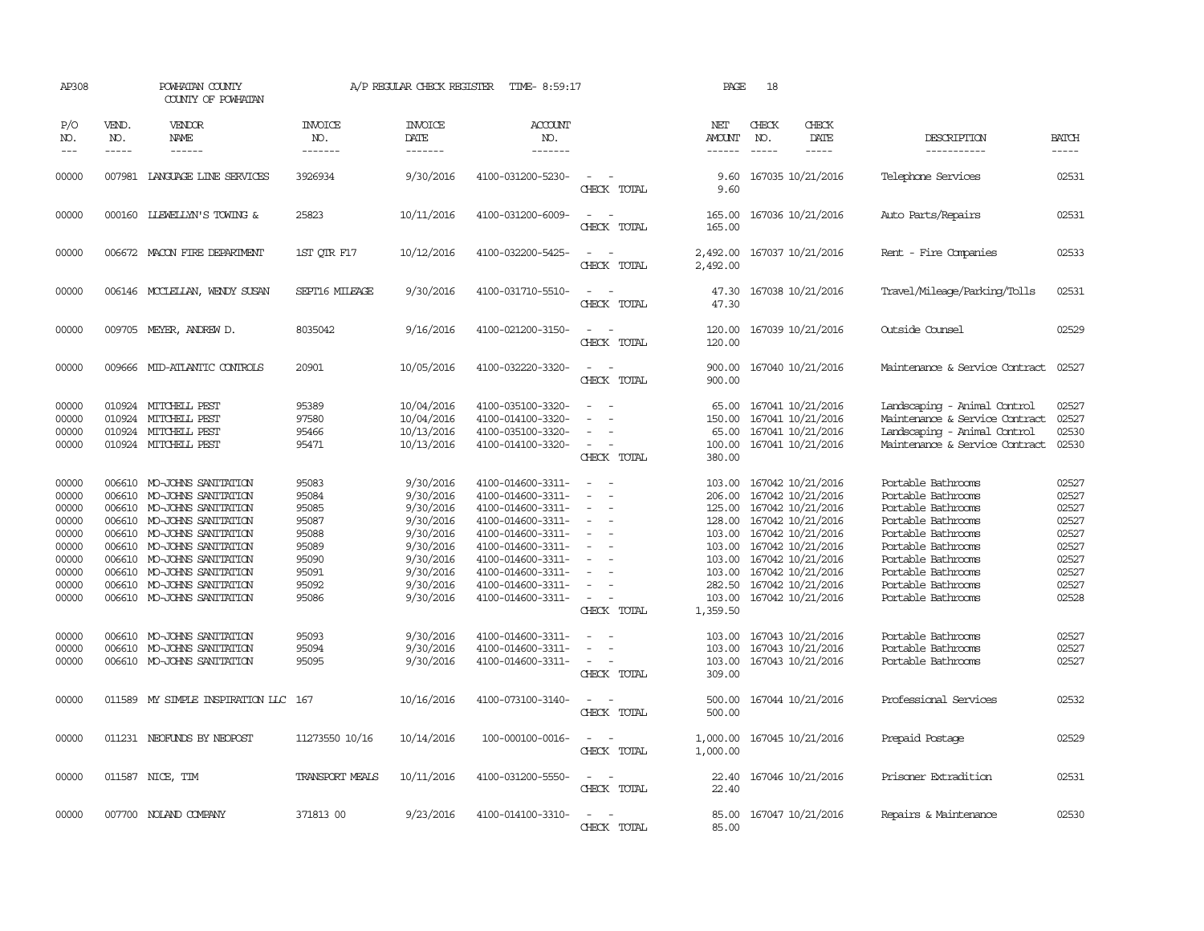AP308 POWHATAN COUNTY COUNTY OF POWHATAN A/P REGULAR CHECK REGISTER TIME- 8:59:17 PAGE 18

| P/O NO. | VEND. NO. | VENDOR NAME | INVOICE NO. | INVOICE DATE | ACCOUNT NO. | | NET AMOUNT | CHECK NO. | CHECK DATE | DESCRIPTION | BATCH |
|---|---|---|---|---|---|---|---|---|---|---|---|
| --- | ----- | ------ | ------- | ------- | ------- | | ------ | ----- | ----- | ----------- | ----- |
| 00000 | 007981 | LANGUAGE LINE SERVICES | 3926934 | 9/30/2016 | 4100-031200-5230- | - - | 9.60 | 167035 | 10/21/2016 | Telephone Services | 02531 |
| | | | | | | CHECK TOTAL | 9.60 | | | | |
| 00000 | 000160 | LLEWELLYN'S TOWING & | 25823 | 10/11/2016 | 4100-031200-6009- | - - | 165.00 | 167036 | 10/21/2016 | Auto Parts/Repairs | 02531 |
| | | | | | | CHECK TOTAL | 165.00 | | | | |
| 00000 | 006672 | MACON FIRE DEPARTMENT | 1ST QTR F17 | 10/12/2016 | 4100-032200-5425- | - - | 2,492.00 | 167037 | 10/21/2016 | Rent - Fire Companies | 02533 |
| | | | | | | CHECK TOTAL | 2,492.00 | | | | |
| 00000 | 006146 | MCCLELLAN, WENDY SUSAN | SEPT16 MILEAGE | 9/30/2016 | 4100-031710-5510- | - - | 47.30 | 167038 | 10/21/2016 | Travel/Mileage/Parking/Tolls | 02531 |
| | | | | | | CHECK TOTAL | 47.30 | | | | |
| 00000 | 009705 | MEYER, ANDREW D. | 8035042 | 9/16/2016 | 4100-021200-3150- | - - | 120.00 | 167039 | 10/21/2016 | Outside Counsel | 02529 |
| | | | | | | CHECK TOTAL | 120.00 | | | | |
| 00000 | 009666 | MID-ATLANTIC CONTROLS | 20901 | 10/05/2016 | 4100-032220-3320- | - - | 900.00 | 167040 | 10/21/2016 | Maintenance & Service Contract | 02527 |
| | | | | | | CHECK TOTAL | 900.00 | | | | |
| 00000 | 010924 | MITCHELL PEST | 95389 | 10/04/2016 | 4100-035100-3320- | - - | 65.00 | 167041 | 10/21/2016 | Landscaping - Animal Control | 02527 |
| 00000 | 010924 | MITCHELL PEST | 97580 | 10/04/2016 | 4100-014100-3320- | - - | 150.00 | 167041 | 10/21/2016 | Maintenance & Service Contract | 02527 |
| 00000 | 010924 | MITCHELL PEST | 95466 | 10/13/2016 | 4100-035100-3320- | - - | 65.00 | 167041 | 10/21/2016 | Landscaping - Animal Control | 02530 |
| 00000 | 010924 | MITCHELL PEST | 95471 | 10/13/2016 | 4100-014100-3320- | - - | 100.00 | 167041 | 10/21/2016 | Maintenance & Service Contract | 02530 |
| | | | | | | CHECK TOTAL | 380.00 | | | | |
| 00000 | 006610 | MO-JOHNS SANITATION | 95083 | 9/30/2016 | 4100-014600-3311- | - - | 103.00 | 167042 | 10/21/2016 | Portable Bathrooms | 02527 |
| 00000 | 006610 | MO-JOHNS SANITATION | 95084 | 9/30/2016 | 4100-014600-3311- | - - | 206.00 | 167042 | 10/21/2016 | Portable Bathrooms | 02527 |
| 00000 | 006610 | MO-JOHNS SANITATION | 95085 | 9/30/2016 | 4100-014600-3311- | - - | 125.00 | 167042 | 10/21/2016 | Portable Bathrooms | 02527 |
| 00000 | 006610 | MO-JOHNS SANITATION | 95087 | 9/30/2016 | 4100-014600-3311- | - - | 128.00 | 167042 | 10/21/2016 | Portable Bathrooms | 02527 |
| 00000 | 006610 | MO-JOHNS SANITATION | 95088 | 9/30/2016 | 4100-014600-3311- | - - | 103.00 | 167042 | 10/21/2016 | Portable Bathrooms | 02527 |
| 00000 | 006610 | MO-JOHNS SANITATION | 95089 | 9/30/2016 | 4100-014600-3311- | - - | 103.00 | 167042 | 10/21/2016 | Portable Bathrooms | 02527 |
| 00000 | 006610 | MO-JOHNS SANITATION | 95090 | 9/30/2016 | 4100-014600-3311- | - - | 103.00 | 167042 | 10/21/2016 | Portable Bathrooms | 02527 |
| 00000 | 006610 | MO-JOHNS SANITATION | 95091 | 9/30/2016 | 4100-014600-3311- | - - | 103.00 | 167042 | 10/21/2016 | Portable Bathrooms | 02527 |
| 00000 | 006610 | MO-JOHNS SANITATION | 95092 | 9/30/2016 | 4100-014600-3311- | - - | 282.50 | 167042 | 10/21/2016 | Portable Bathrooms | 02527 |
| 00000 | 006610 | MO-JOHNS SANITATION | 95086 | 9/30/2016 | 4100-014600-3311- | - - | 103.00 | 167042 | 10/21/2016 | Portable Bathrooms | 02528 |
| | | | | | | CHECK TOTAL | 1,359.50 | | | | |
| 00000 | 006610 | MO-JOHNS SANITATION | 95093 | 9/30/2016 | 4100-014600-3311- | - - | 103.00 | 167043 | 10/21/2016 | Portable Bathrooms | 02527 |
| 00000 | 006610 | MO-JOHNS SANITATION | 95094 | 9/30/2016 | 4100-014600-3311- | - - | 103.00 | 167043 | 10/21/2016 | Portable Bathrooms | 02527 |
| 00000 | 006610 | MO-JOHNS SANITATION | 95095 | 9/30/2016 | 4100-014600-3311- | - - | 103.00 | 167043 | 10/21/2016 | Portable Bathrooms | 02527 |
| | | | | | | CHECK TOTAL | 309.00 | | | | |
| 00000 | 011589 | MY SIMPLE INSPIRATION LLC | 167 | 10/16/2016 | 4100-073100-3140- | - - | 500.00 | 167044 | 10/21/2016 | Professional Services | 02532 |
| | | | | | | CHECK TOTAL | 500.00 | | | | |
| 00000 | 011231 | NEOFUNDS BY NEOPOST | 11273550 10/16 | 10/14/2016 | 100-000100-0016- | - - | 1,000.00 | 167045 | 10/21/2016 | Prepaid Postage | 02529 |
| | | | | | | CHECK TOTAL | 1,000.00 | | | | |
| 00000 | 011587 | NICE, TIM | TRANSPORT MEALS | 10/11/2016 | 4100-031200-5550- | - - | 22.40 | 167046 | 10/21/2016 | Prisoner Extradition | 02531 |
| | | | | | | CHECK TOTAL | 22.40 | | | | |
| 00000 | 007700 | NOLAND COMPANY | 371813 00 | 9/23/2016 | 4100-014100-3310- | - - | 85.00 | 167047 | 10/21/2016 | Repairs & Maintenance | 02530 |
| | | | | | | CHECK TOTAL | 85.00 | | | | |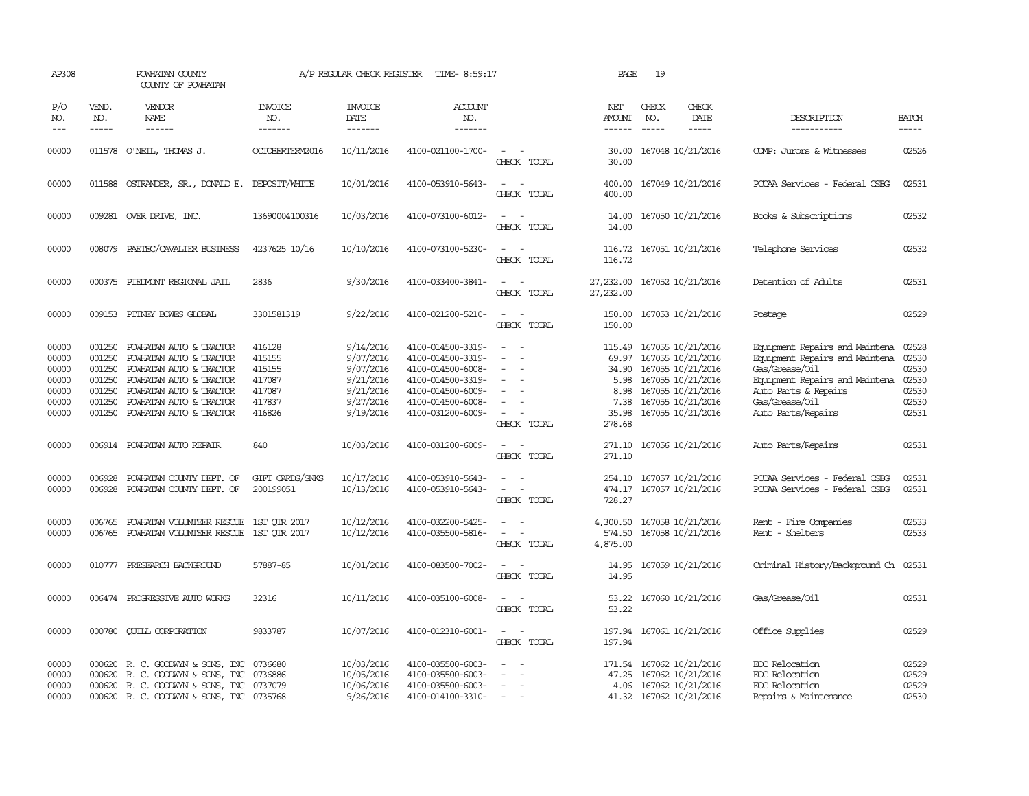AP308 POWHATAN COUNTY A/P REGULAR CHECK REGISTER TIME- 8:59:17 PAGE 19

COUNTY OF POWHATAN

| P/O NO. | VEND. NO. | VENDOR NAME | INVOICE NO. | INVOICE DATE | ACCOUNT NO. | | NET AMOUNT | CHECK NO. | CHECK DATE | DESCRIPTION | BATCH |
|---|---|---|---|---|---|---|---|---|---|---|---|
| --- | ----- | ------ | ------- | ------- | ------- | | ------ | ----- | ----- | ----------- | ----- |
| 00000 | 011578 | O'NEIL, THOMAS J. | OCTOBERTERM2016 | 10/11/2016 | 4100-021100-1700- | - - | 30.00 | 167048 | 10/21/2016 | COMP: Jurors & Witnesses | 02526 |
| | | | | | | CHECK TOTAL | 30.00 | | | | |
| 00000 | 011588 | OSTRANDER, SR., DONALD E. | DEPOSIT/WHITE | 10/01/2016 | 4100-053910-5643- | - - | 400.00 | 167049 | 10/21/2016 | PCCAA Services - Federal CSBG | 02531 |
| | | | | | | CHECK TOTAL | 400.00 | | | | |
| 00000 | 009281 | OVER DRIVE, INC. | 13690004100316 | 10/03/2016 | 4100-073100-6012- | - - | 14.00 | 167050 | 10/21/2016 | Books & Subscriptions | 02532 |
| | | | | | | CHECK TOTAL | 14.00 | | | | |
| 00000 | 008079 | PAETEC/CAVALIER BUSINESS | 4237625 10/16 | 10/10/2016 | 4100-073100-5230- | - - | 116.72 | 167051 | 10/21/2016 | Telephone Services | 02532 |
| | | | | | | CHECK TOTAL | 116.72 | | | | |
| 00000 | 000375 | PIEDMONT REGIONAL JAIL | 2836 | 9/30/2016 | 4100-033400-3841- | - - | 27,232.00 | 167052 | 10/21/2016 | Detention of Adults | 02531 |
| | | | | | | CHECK TOTAL | 27,232.00 | | | | |
| 00000 | 009153 | PITNEY BOWES GLOBAL | 3301581319 | 9/22/2016 | 4100-021200-5210- | - - | 150.00 | 167053 | 10/21/2016 | Postage | 02529 |
| | | | | | | CHECK TOTAL | 150.00 | | | | |
| 00000 | 001250 | POWHATAN AUTO & TRACTOR | 416128 | 9/14/2016 | 4100-014500-3319- | - - | 115.49 | 167055 | 10/21/2016 | Equipment Repairs and Maintena | 02528 |
| 00000 | 001250 | POWHATAN AUTO & TRACTOR | 415155 | 9/07/2016 | 4100-014500-3319- | - - | 69.97 | 167055 | 10/21/2016 | Equipment Repairs and Maintena | 02530 |
| 00000 | 001250 | POWHATAN AUTO & TRACTOR | 415155 | 9/07/2016 | 4100-014500-6008- | - - | 34.90 | 167055 | 10/21/2016 | Gas/Grease/Oil | 02530 |
| 00000 | 001250 | POWHATAN AUTO & TRACTOR | 417087 | 9/21/2016 | 4100-014500-3319- | - - | 5.98 | 167055 | 10/21/2016 | Equipment Repairs and Maintena | 02530 |
| 00000 | 001250 | POWHATAN AUTO & TRACTOR | 417087 | 9/21/2016 | 4100-014500-6009- | - - | 8.98 | 167055 | 10/21/2016 | Auto Parts & Repairs | 02530 |
| 00000 | 001250 | POWHATAN AUTO & TRACTOR | 417837 | 9/27/2016 | 4100-014500-6008- | - - | 7.38 | 167055 | 10/21/2016 | Gas/Grease/Oil | 02530 |
| 00000 | 001250 | POWHATAN AUTO & TRACTOR | 416826 | 9/19/2016 | 4100-031200-6009- | - - | 35.98 | 167055 | 10/21/2016 | Auto Parts/Repairs | 02531 |
| | | | | | | CHECK TOTAL | 278.68 | | | | |
| 00000 | 006914 | POWHATAN AUTO REPAIR | 840 | 10/03/2016 | 4100-031200-6009- | - - | 271.10 | 167056 | 10/21/2016 | Auto Parts/Repairs | 02531 |
| | | | | | | CHECK TOTAL | 271.10 | | | | |
| 00000 | 006928 | POWHATAN COUNTY DEPT. OF | GIFT CARDS/SNKS | 10/17/2016 | 4100-053910-5643- | - - | 254.10 | 167057 | 10/21/2016 | PCCAA Services - Federal CSBG | 02531 |
| 00000 | 006928 | POWHATAN COUNTY DEPT. OF | 200199051 | 10/13/2016 | 4100-053910-5643- | - - | 474.17 | 167057 | 10/21/2016 | PCCAA Services - Federal CSBG | 02531 |
| | | | | | | CHECK TOTAL | 728.27 | | | | |
| 00000 | 006765 | POWHATAN VOLUNTEER RESCUE | 1ST QTR 2017 | 10/12/2016 | 4100-032200-5425- | - - | 4,300.50 | 167058 | 10/21/2016 | Rent - Fire Companies | 02533 |
| 00000 | 006765 | POWHATAN VOLUNTEER RESCUE | 1ST QTR 2017 | 10/12/2016 | 4100-035500-5816- | - - | 574.50 | 167058 | 10/21/2016 | Rent - Shelters | 02533 |
| | | | | | | CHECK TOTAL | 4,875.00 | | | | |
| 00000 | 010777 | PRESEARCH BACKGROUND | 57887-85 | 10/01/2016 | 4100-083500-7002- | - - | 14.95 | 167059 | 10/21/2016 | Criminal History/Background Ch | 02531 |
| | | | | | | CHECK TOTAL | 14.95 | | | | |
| 00000 | 006474 | PROGRESSIVE AUTO WORKS | 32316 | 10/11/2016 | 4100-035100-6008- | - - | 53.22 | 167060 | 10/21/2016 | Gas/Grease/Oil | 02531 |
| | | | | | | CHECK TOTAL | 53.22 | | | | |
| 00000 | 000780 | QUILL CORPORATION | 9833787 | 10/07/2016 | 4100-012310-6001- | - - | 197.94 | 167061 | 10/21/2016 | Office Supplies | 02529 |
| | | | | | | CHECK TOTAL | 197.94 | | | | |
| 00000 | 000620 | R. C. GOODWYN & SONS, INC | 0736680 | 10/03/2016 | 4100-035500-6003- | - - | 171.54 | 167062 | 10/21/2016 | EOC Relocation | 02529 |
| 00000 | 000620 | R. C. GOODWYN & SONS, INC | 0736886 | 10/05/2016 | 4100-035500-6003- | - - | 47.25 | 167062 | 10/21/2016 | EOC Relocation | 02529 |
| 00000 | 000620 | R. C. GOODWYN & SONS, INC | 0737079 | 10/06/2016 | 4100-035500-6003- | - - | 4.06 | 167062 | 10/21/2016 | EOC Relocation | 02529 |
| 00000 | 000620 | R. C. GOODWYN & SONS, INC | 0735768 | 9/26/2016 | 4100-014100-3310- | - - | 41.32 | 167062 | 10/21/2016 | Repairs & Maintenance | 02530 |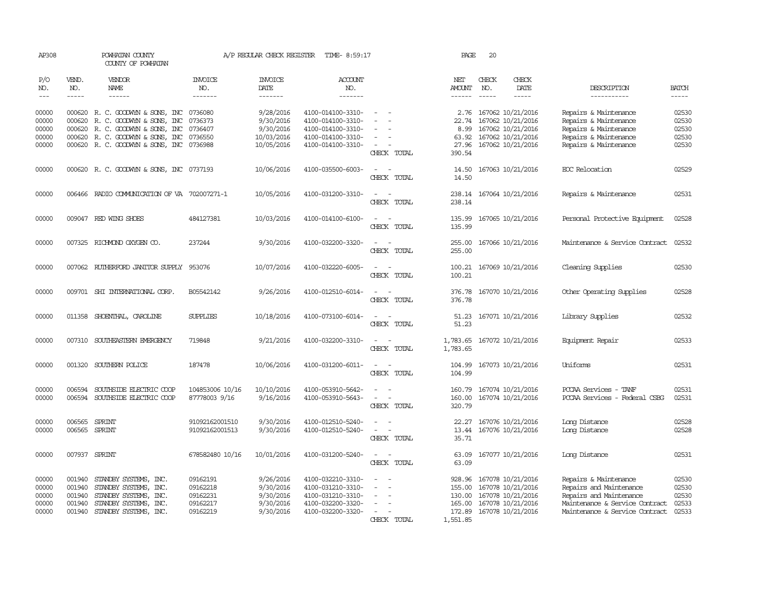AP308 POWHATAN COUNTY A/P REGULAR CHECK REGISTER TIME- 8:59:17 PAGE 20
COUNTY OF POWHATAN

| P/O NO. | VEND. NO. | VENDOR NAME | INVOICE NO. | INVOICE DATE | ACCOUNT NO. | | NET AMOUNT | CHECK NO. | CHECK DATE | DESCRIPTION | BATCH |
|---|---|---|---|---|---|---|---|---|---|---|---|
| 00000 | 000620 | R. C. GOODWYN & SONS, INC | 0736080 | 9/28/2016 | 4100-014100-3310- | - - | 2.76 | 167062 | 10/21/2016 | Repairs & Maintenance | 02530 |
| 00000 | 000620 | R. C. GOODWYN & SONS, INC | 0736373 | 9/30/2016 | 4100-014100-3310- | - - | 22.74 | 167062 | 10/21/2016 | Repairs & Maintenance | 02530 |
| 00000 | 000620 | R. C. GOODWYN & SONS, INC | 0736407 | 9/30/2016 | 4100-014100-3310- | - - | 8.99 | 167062 | 10/21/2016 | Repairs & Maintenance | 02530 |
| 00000 | 000620 | R. C. GOODWYN & SONS, INC | 0736550 | 10/03/2016 | 4100-014100-3310- | - - | 63.92 | 167062 | 10/21/2016 | Repairs & Maintenance | 02530 |
| 00000 | 000620 | R. C. GOODWYN & SONS, INC | 0736988 | 10/05/2016 | 4100-014100-3310- | - - | 27.96 | 167062 | 10/21/2016 | Repairs & Maintenance | 02530 |
| | | | | | | CHECK TOTAL | 390.54 | | | | |
| 00000 | 000620 | R. C. GOODWYN & SONS, INC | 0737193 | 10/06/2016 | 4100-035500-6003- | - - | 14.50 | 167063 | 10/21/2016 | EOC Relocation | 02529 |
| | | | | | | CHECK TOTAL | 14.50 | | | | |
| 00000 | 006466 | RADIO COMMUNICATION OF VA | 702007271-1 | 10/05/2016 | 4100-031200-3310- | - - | 238.14 | 167064 | 10/21/2016 | Repairs & Maintenance | 02531 |
| | | | | | | CHECK TOTAL | 238.14 | | | | |
| 00000 | 009047 | RED WING SHOES | 484127381 | 10/03/2016 | 4100-014100-6100- | - - | 135.99 | 167065 | 10/21/2016 | Personal Protective Equipment | 02528 |
| | | | | | | CHECK TOTAL | 135.99 | | | | |
| 00000 | 007325 | RICHMOND OXYGEN CO. | 237244 | 9/30/2016 | 4100-032200-3320- | - - | 255.00 | 167066 | 10/21/2016 | Maintenance & Service Contract | 02532 |
| | | | | | | CHECK TOTAL | 255.00 | | | | |
| 00000 | 007062 | RUTHERFORD JANITOR SUPPLY | 953076 | 10/07/2016 | 4100-032220-6005- | - - | 100.21 | 167069 | 10/21/2016 | Cleaning Supplies | 02530 |
| | | | | | | CHECK TOTAL | 100.21 | | | | |
| 00000 | 009701 | SHI INTERNATIONAL CORP. | B05542142 | 9/26/2016 | 4100-012510-6014- | - - | 376.78 | 167070 | 10/21/2016 | Other Operating Supplies | 02528 |
| | | | | | | CHECK TOTAL | 376.78 | | | | |
| 00000 | 011358 | SHOENTHAL, CAROLINE | SUPPLIES | 10/18/2016 | 4100-073100-6014- | - - | 51.23 | 167071 | 10/21/2016 | Library Supplies | 02532 |
| | | | | | | CHECK TOTAL | 51.23 | | | | |
| 00000 | 007310 | SOUTHEASTERN EMERGENCY | 719848 | 9/21/2016 | 4100-032200-3310- | - - | 1,783.65 | 167072 | 10/21/2016 | Equipment Repair | 02533 |
| | | | | | | CHECK TOTAL | 1,783.65 | | | | |
| 00000 | 001320 | SOUTHERN POLICE | 187478 | 10/06/2016 | 4100-031200-6011- | - - | 104.99 | 167073 | 10/21/2016 | Uniforms | 02531 |
| | | | | | | CHECK TOTAL | 104.99 | | | | |
| 00000 | 006594 | SOUTHSIDE ELECTRIC COOP | 104853006 10/16 | 10/10/2016 | 4100-053910-5642- | - - | 160.79 | 167074 | 10/21/2016 | PCCAA Services - TANF | 02531 |
| 00000 | 006594 | SOUTHSIDE ELECTRIC COOP | 87778003 9/16 | 9/16/2016 | 4100-053910-5643- | - - | 160.00 | 167074 | 10/21/2016 | PCCAA Services - Federal CSBG | 02531 |
| | | | | | | CHECK TOTAL | 320.79 | | | | |
| 00000 | 006565 | SPRINT | 91092162001510 | 9/30/2016 | 4100-012510-5240- | - - | 22.27 | 167076 | 10/21/2016 | Long Distance | 02528 |
| 00000 | 006565 | SPRINT | 91092162001513 | 9/30/2016 | 4100-012510-5240- | - - | 13.44 | 167076 | 10/21/2016 | Long Distance | 02528 |
| | | | | | | CHECK TOTAL | 35.71 | | | | |
| 00000 | 007937 | SPRINT | 678582480 10/16 | 10/01/2016 | 4100-031200-5240- | - - | 63.09 | 167077 | 10/21/2016 | Long Distance | 02531 |
| | | | | | | CHECK TOTAL | 63.09 | | | | |
| 00000 | 001940 | STANDBY SYSTEMS, INC. | 09162191 | 9/26/2016 | 4100-032210-3310- | - - | 928.96 | 167078 | 10/21/2016 | Repairs & Maintenance | 02530 |
| 00000 | 001940 | STANDBY SYSTEMS, INC. | 09162218 | 9/30/2016 | 4100-031210-3310- | - - | 155.00 | 167078 | 10/21/2016 | Repairs and Maintenance | 02530 |
| 00000 | 001940 | STANDBY SYSTEMS, INC. | 09162231 | 9/30/2016 | 4100-031210-3310- | - - | 130.00 | 167078 | 10/21/2016 | Repairs and Maintenance | 02530 |
| 00000 | 001940 | STANDBY SYSTEMS, INC. | 09162217 | 9/30/2016 | 4100-032200-3320- | - - | 165.00 | 167078 | 10/21/2016 | Maintenance & Service Contract | 02533 |
| 00000 | 001940 | STANDBY SYSTEMS, INC. | 09162219 | 9/30/2016 | 4100-032200-3320- | - - | 172.89 | 167078 | 10/21/2016 | Maintenance & Service Contract | 02533 |
| | | | | | | CHECK TOTAL | 1,551.85 | | | | |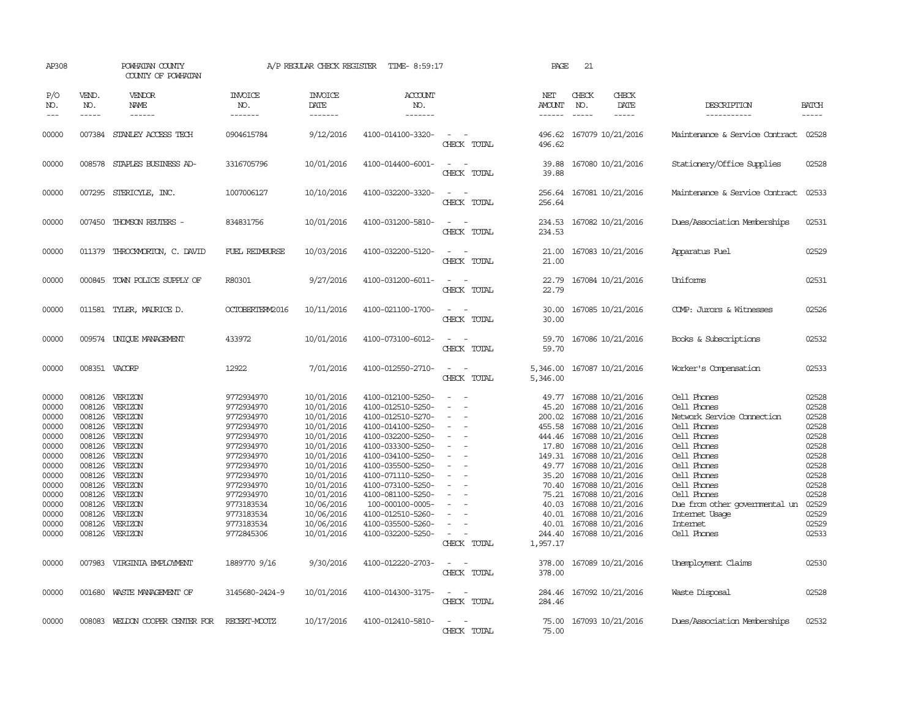AP308 POWHATAN COUNTY A/P REGULAR CHECK REGISTER TIME- 8:59:17 PAGE 21

COUNTY OF POWHATAN

| P/O NO. | VEND. NO. | VENDOR NAME | INVOICE NO. | INVOICE DATE | ACCOUNT NO. | | NET AMOUNT | CHECK NO. | CHECK DATE | DESCRIPTION | BATCH |
|---|---|---|---|---|---|---|---|---|---|---|---|
| 00000 | 007384 | STANLEY ACCESS TECH | 0904615784 | 9/12/2016 | 4100-014100-3320- | - - | 496.62 | 167079 | 10/21/2016 | Maintenance & Service Contract | 02528 |
| | | | | | | CHECK TOTAL | 496.62 | | | | |
| 00000 | 008578 | STAPLES BUSINESS AD- | 3316705796 | 10/01/2016 | 4100-014400-6001- | - - | 39.88 | 167080 | 10/21/2016 | Stationery/Office Supplies | 02528 |
| | | | | | | CHECK TOTAL | 39.88 | | | | |
| 00000 | 007295 | STERICYLE, INC. | 1007006127 | 10/10/2016 | 4100-032200-3320- | - - | 256.64 | 167081 | 10/21/2016 | Maintenance & Service Contract | 02533 |
| | | | | | | CHECK TOTAL | 256.64 | | | | |
| 00000 | 007450 | THOMSON REUTERS - | 834831756 | 10/01/2016 | 4100-031200-5810- | - - | 234.53 | 167082 | 10/21/2016 | Dues/Association Memberships | 02531 |
| | | | | | | CHECK TOTAL | 234.53 | | | | |
| 00000 | 011379 | THROCKMORTON, C. DAVID | FUEL REIMBURSE | 10/03/2016 | 4100-032200-5120- | - - | 21.00 | 167083 | 10/21/2016 | Apparatus Fuel | 02529 |
| | | | | | | CHECK TOTAL | 21.00 | | | | |
| 00000 | 000845 | TOWN POLICE SUPPLY OF | R80301 | 9/27/2016 | 4100-031200-6011- | - - | 22.79 | 167084 | 10/21/2016 | Uniforms | 02531 |
| | | | | | | CHECK TOTAL | 22.79 | | | | |
| 00000 | 011581 | TYLER, MAURICE D. | OCTOBERTERM2016 | 10/11/2016 | 4100-021100-1700- | - - | 30.00 | 167085 | 10/21/2016 | COMP: Jurors & Witnesses | 02526 |
| | | | | | | CHECK TOTAL | 30.00 | | | | |
| 00000 | 009574 | UNIQUE MANAGEMENT | 433972 | 10/01/2016 | 4100-073100-6012- | - - | 59.70 | 167086 | 10/21/2016 | Books & Subscriptions | 02532 |
| | | | | | | CHECK TOTAL | 59.70 | | | | |
| 00000 | 008351 | VACORP | 12922 | 7/01/2016 | 4100-012550-2710- | - - | 5,346.00 | 167087 | 10/21/2016 | Worker's Compensation | 02533 |
| | | | | | | CHECK TOTAL | 5,346.00 | | | | |
| 00000 | 008126 | VERIZON | 9772934970 | 10/01/2016 | 4100-012100-5250- | - - | 49.77 | 167088 | 10/21/2016 | Cell Phones | 02528 |
| 00000 | 008126 | VERIZON | 9772934970 | 10/01/2016 | 4100-012510-5250- | - - | 45.20 | 167088 | 10/21/2016 | Cell Phones | 02528 |
| 00000 | 008126 | VERIZON | 9772934970 | 10/01/2016 | 4100-012510-5270- | - - | 200.02 | 167088 | 10/21/2016 | Network Service Connection | 02528 |
| 00000 | 008126 | VERIZON | 9772934970 | 10/01/2016 | 4100-014100-5250- | - - | 455.58 | 167088 | 10/21/2016 | Cell Phones | 02528 |
| 00000 | 008126 | VERIZON | 9772934970 | 10/01/2016 | 4100-032200-5250- | - - | 444.46 | 167088 | 10/21/2016 | Cell Phones | 02528 |
| 00000 | 008126 | VERIZON | 9772934970 | 10/01/2016 | 4100-033300-5250- | - - | 17.80 | 167088 | 10/21/2016 | Cell Phones | 02528 |
| 00000 | 008126 | VERIZON | 9772934970 | 10/01/2016 | 4100-034100-5250- | - - | 149.31 | 167088 | 10/21/2016 | Cell Phones | 02528 |
| 00000 | 008126 | VERIZON | 9772934970 | 10/01/2016 | 4100-035500-5250- | - - | 49.77 | 167088 | 10/21/2016 | Cell Phones | 02528 |
| 00000 | 008126 | VERIZON | 9772934970 | 10/01/2016 | 4100-071110-5250- | - - | 35.20 | 167088 | 10/21/2016 | Cell Phones | 02528 |
| 00000 | 008126 | VERIZON | 9772934970 | 10/01/2016 | 4100-073100-5250- | - - | 70.40 | 167088 | 10/21/2016 | Cell Phones | 02528 |
| 00000 | 008126 | VERIZON | 9772934970 | 10/01/2016 | 4100-081100-5250- | - - | 75.21 | 167088 | 10/21/2016 | Cell Phones | 02528 |
| 00000 | 008126 | VERIZON | 9773183534 | 10/06/2016 | 100-000100-0005- | - - | 40.03 | 167088 | 10/21/2016 | Due from other governmental un | 02529 |
| 00000 | 008126 | VERIZON | 9773183534 | 10/06/2016 | 4100-012510-5260- | - - | 40.01 | 167088 | 10/21/2016 | Internet Usage | 02529 |
| 00000 | 008126 | VERIZON | 9773183534 | 10/06/2016 | 4100-035500-5260- | - - | 40.01 | 167088 | 10/21/2016 | Internet | 02529 |
| 00000 | 008126 | VERIZON | 9772845306 | 10/01/2016 | 4100-032200-5250- | - - | 244.40 | 167088 | 10/21/2016 | Cell Phones | 02533 |
| | | | | | | CHECK TOTAL | 1,957.17 | | | | |
| 00000 | 007983 | VIRGINIA EMPLOYMENT | 1889770 9/16 | 9/30/2016 | 4100-012220-2703- | - - | 378.00 | 167089 | 10/21/2016 | Unemployment Claims | 02530 |
| | | | | | | CHECK TOTAL | 378.00 | | | | |
| 00000 | 001680 | WASTE MANAGEMENT OF | 3145680-2424-9 | 10/01/2016 | 4100-014300-3175- | - - | 284.46 | 167092 | 10/21/2016 | Waste Disposal | 02528 |
| | | | | | | CHECK TOTAL | 284.46 | | | | |
| 00000 | 008083 | WELDON COOPER CENTER FOR | RECERT-MOOTZ | 10/17/2016 | 4100-012410-5810- | - - | 75.00 | 167093 | 10/21/2016 | Dues/Association Memberships | 02532 |
| | | | | | | CHECK TOTAL | 75.00 | | | | |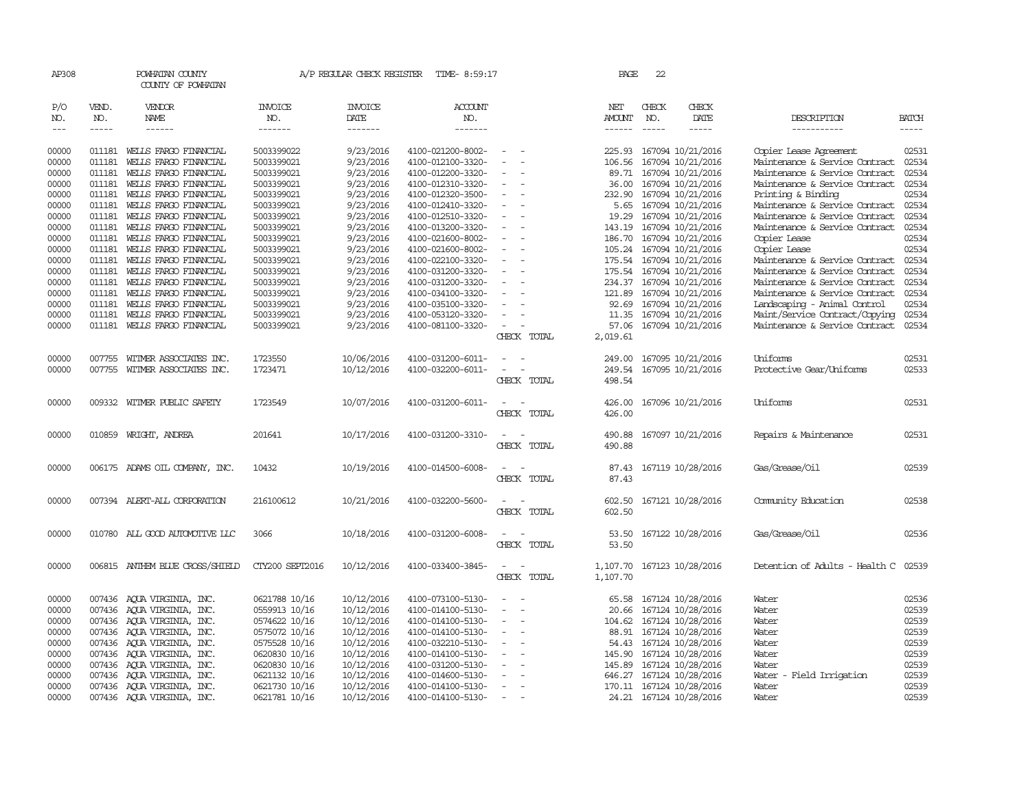AP308 POWHATAN COUNTY A/P REGULAR CHECK REGISTER TIME- 8:59:17 PAGE 22

COUNTY OF POWHATAN

| P/O NO. | VEND. NO. | VENDOR NAME | INVOICE NO. | INVOICE DATE | ACCOUNT NO. | | NET AMOUNT | CHECK NO. | CHECK DATE | DESCRIPTION | BATCH |
|---|---|---|---|---|---|---|---|---|---|---|---|
| --- | ----- | ------ | ------- | ------- | ------- | | ------ | ----- | ----- | ----------- | ----- |
| 00000 | 011181 | WELLS FARGO FINANCIAL | 5003399022 | 9/23/2016 | 4100-021200-8002- | - - | 225.93 | 167094 | 10/21/2016 | Copier Lease Agreement | 02531 |
| 00000 | 011181 | WELLS FARGO FINANCIAL | 5003399021 | 9/23/2016 | 4100-012100-3320- | - - | 106.56 | 167094 | 10/21/2016 | Maintenance & Service Contract | 02534 |
| 00000 | 011181 | WELLS FARGO FINANCIAL | 5003399021 | 9/23/2016 | 4100-012200-3320- | - - | 89.71 | 167094 | 10/21/2016 | Maintenance & Service Contract | 02534 |
| 00000 | 011181 | WELLS FARGO FINANCIAL | 5003399021 | 9/23/2016 | 4100-012310-3320- | - - | 36.00 | 167094 | 10/21/2016 | Maintenance & Service Contract | 02534 |
| 00000 | 011181 | WELLS FARGO FINANCIAL | 5003399021 | 9/23/2016 | 4100-012320-3500- | - - | 232.90 | 167094 | 10/21/2016 | Printing & Binding | 02534 |
| 00000 | 011181 | WELLS FARGO FINANCIAL | 5003399021 | 9/23/2016 | 4100-012410-3320- | - - | 5.65 | 167094 | 10/21/2016 | Maintenance & Service Contract | 02534 |
| 00000 | 011181 | WELLS FARGO FINANCIAL | 5003399021 | 9/23/2016 | 4100-012510-3320- | - - | 19.29 | 167094 | 10/21/2016 | Maintenance & Service Contract | 02534 |
| 00000 | 011181 | WELLS FARGO FINANCIAL | 5003399021 | 9/23/2016 | 4100-013200-3320- | - - | 143.19 | 167094 | 10/21/2016 | Maintenance & Service Contract | 02534 |
| 00000 | 011181 | WELLS FARGO FINANCIAL | 5003399021 | 9/23/2016 | 4100-021600-8002- | - - | 186.70 | 167094 | 10/21/2016 | Copier Lease | 02534 |
| 00000 | 011181 | WELLS FARGO FINANCIAL | 5003399021 | 9/23/2016 | 4100-021600-8002- | - - | 105.24 | 167094 | 10/21/2016 | Copier Lease | 02534 |
| 00000 | 011181 | WELLS FARGO FINANCIAL | 5003399021 | 9/23/2016 | 4100-022100-3320- | - - | 175.54 | 167094 | 10/21/2016 | Maintenance & Service Contract | 02534 |
| 00000 | 011181 | WELLS FARGO FINANCIAL | 5003399021 | 9/23/2016 | 4100-031200-3320- | - - | 175.54 | 167094 | 10/21/2016 | Maintenance & Service Contract | 02534 |
| 00000 | 011181 | WELLS FARGO FINANCIAL | 5003399021 | 9/23/2016 | 4100-031200-3320- | - - | 234.37 | 167094 | 10/21/2016 | Maintenance & Service Contract | 02534 |
| 00000 | 011181 | WELLS FARGO FINANCIAL | 5003399021 | 9/23/2016 | 4100-034100-3320- | - - | 121.89 | 167094 | 10/21/2016 | Maintenance & Service Contract | 02534 |
| 00000 | 011181 | WELLS FARGO FINANCIAL | 5003399021 | 9/23/2016 | 4100-035100-3320- | - - | 92.69 | 167094 | 10/21/2016 | Landscaping - Animal Control | 02534 |
| 00000 | 011181 | WELLS FARGO FINANCIAL | 5003399021 | 9/23/2016 | 4100-053120-3320- | - - | 11.35 | 167094 | 10/21/2016 | Maint/Service Contract/Copying | 02534 |
| 00000 | 011181 | WELLS FARGO FINANCIAL | 5003399021 | 9/23/2016 | 4100-081100-3320- | - - | 57.06 | 167094 | 10/21/2016 | Maintenance & Service Contract | 02534 |
| | | | | | | CHECK TOTAL | 2,019.61 | | | | |
| 00000 | 007755 | WITMER ASSOCIATES INC. | 1723550 | 10/06/2016 | 4100-031200-6011- | - - | 249.00 | 167095 | 10/21/2016 | Uniforms | 02531 |
| 00000 | 007755 | WITMER ASSOCIATES INC. | 1723471 | 10/12/2016 | 4100-032200-6011- | - - | 249.54 | 167095 | 10/21/2016 | Protective Gear/Uniforms | 02533 |
| | | | | | | CHECK TOTAL | 498.54 | | | | |
| 00000 | 009332 | WITMER PUBLIC SAFETY | 1723549 | 10/07/2016 | 4100-031200-6011- | - - | 426.00 | 167096 | 10/21/2016 | Uniforms | 02531 |
| | | | | | | CHECK TOTAL | 426.00 | | | | |
| 00000 | 010859 | WRIGHT, ANDREA | 201641 | 10/17/2016 | 4100-031200-3310- | - - | 490.88 | 167097 | 10/21/2016 | Repairs & Maintenance | 02531 |
| | | | | | | CHECK TOTAL | 490.88 | | | | |
| 00000 | 006175 | ADAMS OIL COMPANY, INC. | 10432 | 10/19/2016 | 4100-014500-6008- | - - | 87.43 | 167119 | 10/28/2016 | Gas/Grease/Oil | 02539 |
| | | | | | | CHECK TOTAL | 87.43 | | | | |
| 00000 | 007394 | ALERT-ALL CORPORATION | 216100612 | 10/21/2016 | 4100-032200-5600- | - - | 602.50 | 167121 | 10/28/2016 | Community Education | 02538 |
| | | | | | | CHECK TOTAL | 602.50 | | | | |
| 00000 | 010780 | ALL GOOD AUTOMOTIVE LLC | 3066 | 10/18/2016 | 4100-031200-6008- | - - | 53.50 | 167122 | 10/28/2016 | Gas/Grease/Oil | 02536 |
| | | | | | | CHECK TOTAL | 53.50 | | | | |
| 00000 | 006815 | ANTHEM BLUE CROSS/SHIELD | CTY200 SEPT2016 | 10/12/2016 | 4100-033400-3845- | - - | 1,107.70 | 167123 | 10/28/2016 | Detention of Adults - Health C | 02539 |
| | | | | | | CHECK TOTAL | 1,107.70 | | | | |
| 00000 | 007436 | AQUA VIRGINIA, INC. | 0621788 10/16 | 10/12/2016 | 4100-073100-5130- | - - | 65.58 | 167124 | 10/28/2016 | Water | 02536 |
| 00000 | 007436 | AQUA VIRGINIA, INC. | 0559913 10/16 | 10/12/2016 | 4100-014100-5130- | - - | 20.66 | 167124 | 10/28/2016 | Water | 02539 |
| 00000 | 007436 | AQUA VIRGINIA, INC. | 0574622 10/16 | 10/12/2016 | 4100-014100-5130- | - - | 104.62 | 167124 | 10/28/2016 | Water | 02539 |
| 00000 | 007436 | AQUA VIRGINIA, INC. | 0575072 10/16 | 10/12/2016 | 4100-014100-5130- | - - | 88.91 | 167124 | 10/28/2016 | Water | 02539 |
| 00000 | 007436 | AQUA VIRGINIA, INC. | 0575528 10/16 | 10/12/2016 | 4100-032210-5130- | - - | 54.43 | 167124 | 10/28/2016 | Water | 02539 |
| 00000 | 007436 | AQUA VIRGINIA, INC. | 0620830 10/16 | 10/12/2016 | 4100-014100-5130- | - - | 145.90 | 167124 | 10/28/2016 | Water | 02539 |
| 00000 | 007436 | AQUA VIRGINIA, INC. | 0620830 10/16 | 10/12/2016 | 4100-031200-5130- | - - | 145.89 | 167124 | 10/28/2016 | Water | 02539 |
| 00000 | 007436 | AQUA VIRGINIA, INC. | 0621132 10/16 | 10/12/2016 | 4100-014600-5130- | - - | 646.27 | 167124 | 10/28/2016 | Water - Field Irrigation | 02539 |
| 00000 | 007436 | AQUA VIRGINIA, INC. | 0621730 10/16 | 10/12/2016 | 4100-014100-5130- | - - | 170.11 | 167124 | 10/28/2016 | Water | 02539 |
| 00000 | 007436 | AQUA VIRGINIA, INC. | 0621781 10/16 | 10/12/2016 | 4100-014100-5130- | - - | 24.21 | 167124 | 10/28/2016 | Water | 02539 |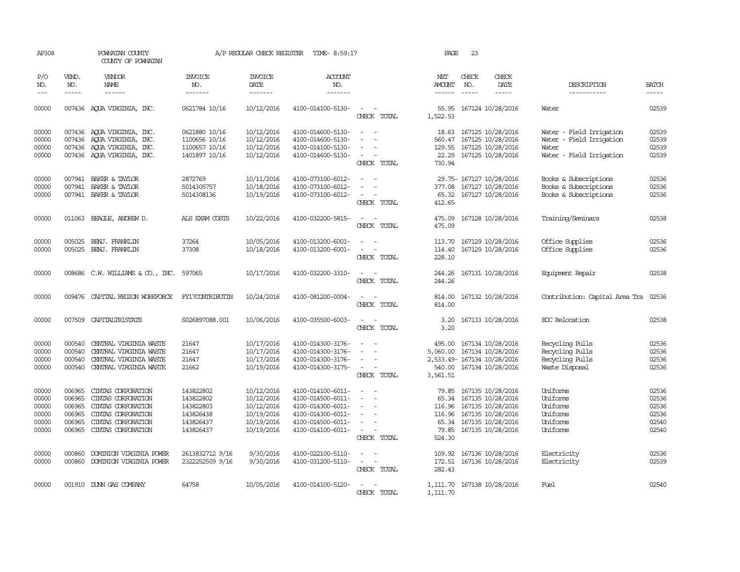AP308 POWHATAN COUNTY A/P REGULAR CHECK REGISTER TIME- 8:59:17 PAGE 23

COUNTY OF POWHATAN

| P/O NO. | VEND. NO. | VENDOR NAME | INVOICE NO. | INVOICE DATE | ACCOUNT NO. | | NET AMOUNT | CHECK NO. | CHECK DATE | DESCRIPTION | BATCH |
|---|---|---|---|---|---|---|---|---|---|---|---|
| 00000 | 007436 | AQUA VIRGINIA, INC. | 0621784 10/16 | 10/12/2016 | 4100-014100-5130- | - - | 55.95 | 167124 | 10/28/2016 | Water | 02539 |
| | | | | | | CHECK TOTAL | 1,522.53 | | | | |
| 00000 | 007436 | AQUA VIRGINIA, INC. | 0621880 10/16 | 10/12/2016 | 4100-014600-5130- | - - | 18.63 | 167125 | 10/28/2016 | Water - Field Irrigation | 02539 |
| 00000 | 007436 | AQUA VIRGINIA, INC. | 1100656 10/16 | 10/12/2016 | 4100-014600-5130- | - - | 560.47 | 167125 | 10/28/2016 | Water - Field Irrigation | 02539 |
| 00000 | 007436 | AQUA VIRGINIA, INC. | 1100657 10/16 | 10/12/2016 | 4100-014100-5130- | - - | 129.55 | 167125 | 10/28/2016 | Water | 02539 |
| 00000 | 007436 | AQUA VIRGINIA, INC. | 1401897 10/16 | 10/12/2016 | 4100-014600-5130- | - - | 22.29 | 167125 | 10/28/2016 | Water - Field Irrigation | 02539 |
| | | | | | | CHECK TOTAL | 730.94 | | | | |
| 00000 | 007941 | BAKER & TAYLOR | 2872769 | 10/11/2016 | 4100-073100-6012- | - - | 29.75- | 167127 | 10/28/2016 | Books & Subscriptions | 02536 |
| 00000 | 007941 | BAKER & TAYLOR | 5014305757 | 10/18/2016 | 4100-073100-6012- | - - | 377.08 | 167127 | 10/28/2016 | Books & Subscriptions | 02536 |
| 00000 | 007941 | BAKER & TAYLOR | 5014308136 | 10/19/2016 | 4100-073100-6012- | - - | 65.32 | 167127 | 10/28/2016 | Books & Subscriptions | 02536 |
| | | | | | | CHECK TOTAL | 412.65 | | | | |
| 00000 | 011063 | BEAGLE, ANDREW D. | ALS EXAM COSTS | 10/22/2016 | 4100-032200-5815- | - - | 475.09 | 167128 | 10/28/2016 | Training/Seminars | 02538 |
| | | | | | | CHECK TOTAL | 475.09 | | | | |
| 00000 | 005025 | BENJ. FRANKLIN | 37264 | 10/05/2016 | 4100-013200-6001- | - - | 113.70 | 167129 | 10/28/2016 | Office Supplies | 02536 |
| 00000 | 005025 | BENJ. FRANKLIN | 37308 | 10/18/2016 | 4100-013200-6001- | - - | 114.40 | 167129 | 10/28/2016 | Office Supplies | 02536 |
| | | | | | | CHECK TOTAL | 228.10 | | | | |
| 00000 | 008686 | C.W. WILLIAMS & CO., INC. | 597065 | 10/17/2016 | 4100-032200-3310- | - - | 244.26 | 167131 | 10/28/2016 | Equipment Repair | 02538 |
| | | | | | | CHECK TOTAL | 244.26 | | | | |
| 00000 | 009476 | CAPITAL REGION WORKFORCE | FY17CONTRIBUTIN | 10/24/2016 | 4100-081200-0004- | - - | 814.00 | 167132 | 10/28/2016 | Contribution: Capital Area Tra | 02536 |
| | | | | | | CHECK TOTAL | 814.00 | | | | |
| 00000 | 007509 | CAPITALTRISTATE | S026897088.001 | 10/06/2016 | 4100-035500-6003- | - - | 3.20 | 167133 | 10/28/2016 | EOC Relocation | 02538 |
| | | | | | | CHECK TOTAL | 3.20 | | | | |
| 00000 | 000540 | CENTRAL VIRGINIA WASTE | 21647 | 10/17/2016 | 4100-014300-3176- | - - | 495.00 | 167134 | 10/28/2016 | Recycling Pulls | 02536 |
| 00000 | 000540 | CENTRAL VIRGINIA WASTE | 21647 | 10/17/2016 | 4100-014300-3176- | - - | 5,060.00 | 167134 | 10/28/2016 | Recycling Pulls | 02536 |
| 00000 | 000540 | CENTRAL VIRGINIA WASTE | 21647 | 10/17/2016 | 4100-014300-3176- | - - | 2,533.49- | 167134 | 10/28/2016 | Recycling Pulls | 02536 |
| 00000 | 000540 | CENTRAL VIRGINIA WASTE | 21662 | 10/19/2016 | 4100-014300-3175- | - - | 540.00 | 167134 | 10/28/2016 | Waste Disposal | 02536 |
| | | | | | | CHECK TOTAL | 3,561.51 | | | | |
| 00000 | 006965 | CINTAS CORPORATION | 143822802 | 10/12/2016 | 4100-014100-6011- | - - | 79.85 | 167135 | 10/28/2016 | Uniforms | 02536 |
| 00000 | 006965 | CINTAS CORPORATION | 143822802 | 10/12/2016 | 4100-014500-6011- | - - | 65.34 | 167135 | 10/28/2016 | Uniforms | 02536 |
| 00000 | 006965 | CINTAS CORPORATION | 143822803 | 10/12/2016 | 4100-014300-6011- | - - | 116.96 | 167135 | 10/28/2016 | Uniforms | 02536 |
| 00000 | 006965 | CINTAS CORPORATION | 143826438 | 10/19/2016 | 4100-014300-6011- | - - | 116.96 | 167135 | 10/28/2016 | Uniforms | 02536 |
| 00000 | 006965 | CINTAS CORPORATION | 143826437 | 10/19/2016 | 4100-014500-6011- | - - | 65.34 | 167135 | 10/28/2016 | Uniforms | 02540 |
| 00000 | 006965 | CINTAS CORPORATION | 143826437 | 10/19/2016 | 4100-014100-6011- | - - | 79.85 | 167135 | 10/28/2016 | Uniforms | 02540 |
| | | | | | | CHECK TOTAL | 524.30 | | | | |
| 00000 | 000860 | DOMINION VIRGINIA POWER | 2613832712 9/16 | 9/30/2016 | 4100-022100-5110- | - - | 109.92 | 167136 | 10/28/2016 | Electricity | 02536 |
| 00000 | 000860 | DOMINION VIRGINIA POWER | 2322252509 9/16 | 9/30/2016 | 4100-031200-5110- | - - | 172.51 | 167136 | 10/28/2016 | Electricity | 02539 |
| | | | | | | CHECK TOTAL | 282.43 | | | | |
| 00000 | 001910 | DUNN GAS COMPANY | 64758 | 10/05/2016 | 4100-014100-5120- | - - | 1,111.70 | 167138 | 10/28/2016 | Fuel | 02540 |
| | | | | | | CHECK TOTAL | 1,111.70 | | | | |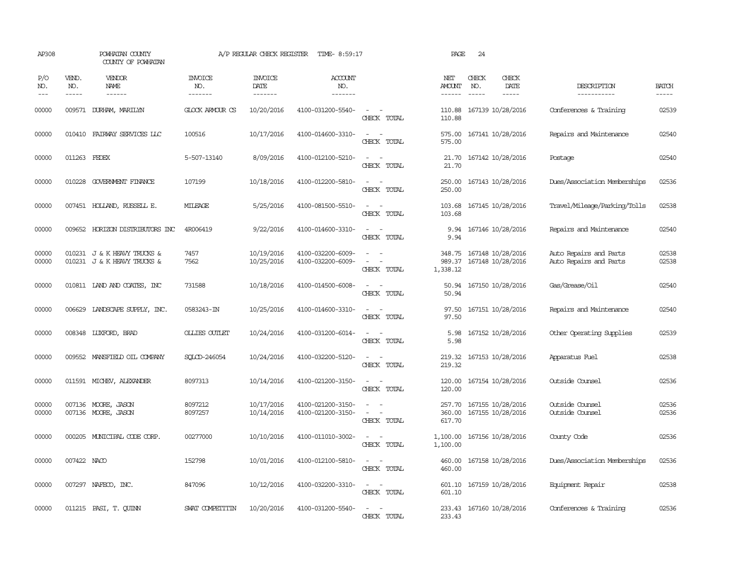AP308 POWHATAN COUNTY COUNTY OF POWHATAN A/P REGULAR CHECK REGISTER TIME- 8:59:17 PAGE 24

| P/O NO. | VEND. NO. | VENDOR NAME | INVOICE NO. | INVOICE DATE | ACCOUNT NO. | | NET AMOUNT | CHECK NO. | CHECK DATE | DESCRIPTION | BATCH |
|---|---|---|---|---|---|---|---|---|---|---|---|
| 00000 | 009571 | DURHAM, MARILYN | GLOCK ARMOUR CS | 10/20/2016 | 4100-031200-5540- | - - | 110.88 | 167139 | 10/28/2016 | Conferences & Training | 02539 |
| | | | | | | CHECK TOTAL | 110.88 | | | | |
| 00000 | 010410 | FAIRWAY SERVICES LLC | 100516 | 10/17/2016 | 4100-014600-3310- | - - | 575.00 | 167141 | 10/28/2016 | Repairs and Maintenance | 02540 |
| | | | | | | CHECK TOTAL | 575.00 | | | | |
| 00000 | 011263 | FEDEX | 5-507-13140 | 8/09/2016 | 4100-012100-5210- | - - | 21.70 | 167142 | 10/28/2016 | Postage | 02540 |
| | | | | | | CHECK TOTAL | 21.70 | | | | |
| 00000 | 010228 | GOVERNMENT FINANCE | 107199 | 10/18/2016 | 4100-012200-5810- | - - | 250.00 | 167143 | 10/28/2016 | Dues/Association Memberships | 02536 |
| | | | | | | CHECK TOTAL | 250.00 | | | | |
| 00000 | 007451 | HOLLAND, RUSSELL E. | MILEAGE | 5/25/2016 | 4100-081500-5510- | - - | 103.68 | 167145 | 10/28/2016 | Travel/Mileage/Parking/Tolls | 02538 |
| | | | | | | CHECK TOTAL | 103.68 | | | | |
| 00000 | 009652 | HORIZON DISTRIBUTORS INC | 4R006419 | 9/22/2016 | 4100-014600-3310- | - - | 9.94 | 167146 | 10/28/2016 | Repairs and Maintenance | 02540 |
| | | | | | | CHECK TOTAL | 9.94 | | | | |
| 00000 | 010231 | J & K HEAVY TRUCKS & | 7457 | 10/19/2016 | 4100-032200-6009- | - - | 348.75 | 167148 | 10/28/2016 | Auto Repairs and Parts | 02538 |
| 00000 | 010231 | J & K HEAVY TRUCKS & | 7562 | 10/25/2016 | 4100-032200-6009- | - - | 989.37 | 167148 | 10/28/2016 | Auto Repairs and Parts | 02538 |
| | | | | | | CHECK TOTAL | 1,338.12 | | | | |
| 00000 | 010811 | LAND AND COATES, INC | 731588 | 10/18/2016 | 4100-014500-6008- | - - | 50.94 | 167150 | 10/28/2016 | Gas/Grease/Oil | 02540 |
| | | | | | | CHECK TOTAL | 50.94 | | | | |
| 00000 | 006629 | LANDSCAPE SUPPLY, INC. | 0583243-IN | 10/25/2016 | 4100-014600-3310- | - - | 97.50 | 167151 | 10/28/2016 | Repairs and Maintenance | 02540 |
| | | | | | | CHECK TOTAL | 97.50 | | | | |
| 00000 | 008348 | LUXFORD, BRAD | OLLIES OUTLET | 10/24/2016 | 4100-031200-6014- | - - | 5.98 | 167152 | 10/28/2016 | Other Operating Supplies | 02539 |
| | | | | | | CHECK TOTAL | 5.98 | | | | |
| 00000 | 009552 | MANSFIELD OIL COMPANY | SQLCD-246054 | 10/24/2016 | 4100-032200-5120- | - - | 219.32 | 167153 | 10/28/2016 | Apparatus Fuel | 02538 |
| | | | | | | CHECK TOTAL | 219.32 | | | | |
| 00000 | 011591 | MICHEV, ALEXANDER | 8097313 | 10/14/2016 | 4100-021200-3150- | - - | 120.00 | 167154 | 10/28/2016 | Outside Counsel | 02536 |
| | | | | | | CHECK TOTAL | 120.00 | | | | |
| 00000 | 007136 | MOORE, JASON | 8097212 | 10/17/2016 | 4100-021200-3150- | - - | 257.70 | 167155 | 10/28/2016 | Outside Counsel | 02536 |
| 00000 | 007136 | MOORE, JASON | 8097257 | 10/14/2016 | 4100-021200-3150- | - - | 360.00 | 167155 | 10/28/2016 | Outside Counsel | 02536 |
| | | | | | | CHECK TOTAL | 617.70 | | | | |
| 00000 | 000205 | MUNICIPAL CODE CORP. | 00277000 | 10/10/2016 | 4100-011010-3002- | - - | 1,100.00 | 167156 | 10/28/2016 | County Code | 02536 |
| | | | | | | CHECK TOTAL | 1,100.00 | | | | |
| 00000 | 007422 | NACO | 152798 | 10/01/2016 | 4100-012100-5810- | - - | 460.00 | 167158 | 10/28/2016 | Dues/Association Memberships | 02536 |
| | | | | | | CHECK TOTAL | 460.00 | | | | |
| 00000 | 007297 | NAFECO, INC. | 847096 | 10/12/2016 | 4100-032200-3310- | - - | 601.10 | 167159 | 10/28/2016 | Equipment Repair | 02538 |
| | | | | | | CHECK TOTAL | 601.10 | | | | |
| 00000 | 011215 | PASI, T. QUINN | SWAT COMPETITIN | 10/20/2016 | 4100-031200-5540- | - - | 233.43 | 167160 | 10/28/2016 | Conferences & Training | 02536 |
| | | | | | | CHECK TOTAL | 233.43 | | | | |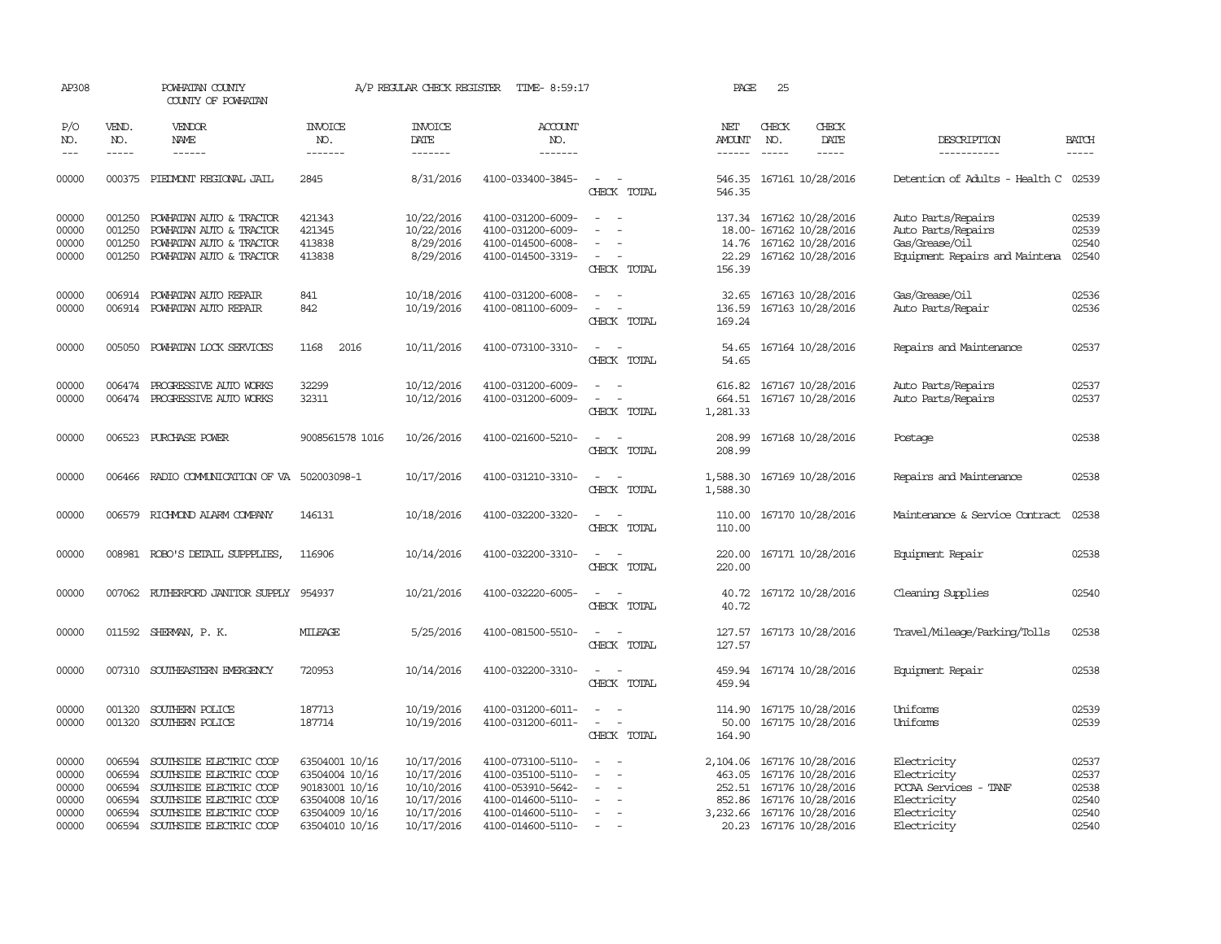AP308 POWHATAN COUNTY A/P REGULAR CHECK REGISTER TIME- 8:59:17 PAGE 25
COUNTY OF POWHATAN

| P/O NO. | VEND. NO. | VENDOR NAME | INVOICE NO. | INVOICE DATE | ACCOUNT NO. | | NET AMOUNT | CHECK NO. | CHECK DATE | DESCRIPTION | BATCH |
|---|---|---|---|---|---|---|---|---|---|---|---|
| 00000 | 000375 | PIEDMONT REGIONAL JAIL | 2845 | 8/31/2016 | 4100-033400-3845- | - - | 546.35 | 167161 | 10/28/2016 | Detention of Adults - Health C | 02539 |
| | | | | | | CHECK TOTAL | 546.35 | | | | |
| 00000 | 001250 | POWHATAN AUTO & TRACTOR | 421343 | 10/22/2016 | 4100-031200-6009- | - - | 137.34 | 167162 | 10/28/2016 | Auto Parts/Repairs | 02539 |
| 00000 | 001250 | POWHATAN AUTO & TRACTOR | 421345 | 10/22/2016 | 4100-031200-6009- | - - | 18.00- | 167162 | 10/28/2016 | Auto Parts/Repairs | 02539 |
| 00000 | 001250 | POWHATAN AUTO & TRACTOR | 413838 | 8/29/2016 | 4100-014500-6008- | - - | 14.76 | 167162 | 10/28/2016 | Gas/Grease/Oil | 02540 |
| 00000 | 001250 | POWHATAN AUTO & TRACTOR | 413838 | 8/29/2016 | 4100-014500-3319- | - - | 22.29 | 167162 | 10/28/2016 | Equipment Repairs and Maintena | 02540 |
| | | | | | | CHECK TOTAL | 156.39 | | | | |
| 00000 | 006914 | POWHATAN AUTO REPAIR | 841 | 10/18/2016 | 4100-031200-6008- | - - | 32.65 | 167163 | 10/28/2016 | Gas/Grease/Oil | 02536 |
| 00000 | 006914 | POWHATAN AUTO REPAIR | 842 | 10/19/2016 | 4100-081100-6009- | - - | 136.59 | 167163 | 10/28/2016 | Auto Parts/Repair | 02536 |
| | | | | | | CHECK TOTAL | 169.24 | | | | |
| 00000 | 005050 | POWHATAN LOCK SERVICES | 1168 2016 | 10/11/2016 | 4100-073100-3310- | - - | 54.65 | 167164 | 10/28/2016 | Repairs and Maintenance | 02537 |
| | | | | | | CHECK TOTAL | 54.65 | | | | |
| 00000 | 006474 | PROGRESSIVE AUTO WORKS | 32299 | 10/12/2016 | 4100-031200-6009- | - - | 616.82 | 167167 | 10/28/2016 | Auto Parts/Repairs | 02537 |
| 00000 | 006474 | PROGRESSIVE AUTO WORKS | 32311 | 10/12/2016 | 4100-031200-6009- | - - | 664.51 | 167167 | 10/28/2016 | Auto Parts/Repairs | 02537 |
| | | | | | | CHECK TOTAL | 1,281.33 | | | | |
| 00000 | 006523 | PURCHASE POWER | 9008561578 1016 | 10/26/2016 | 4100-021600-5210- | - - | 208.99 | 167168 | 10/28/2016 | Postage | 02538 |
| | | | | | | CHECK TOTAL | 208.99 | | | | |
| 00000 | 006466 | RADIO COMMUNICATION OF VA | 502003098-1 | 10/17/2016 | 4100-031210-3310- | - - | 1,588.30 | 167169 | 10/28/2016 | Repairs and Maintenance | 02538 |
| | | | | | | CHECK TOTAL | 1,588.30 | | | | |
| 00000 | 006579 | RICHMOND ALARM COMPANY | 146131 | 10/18/2016 | 4100-032200-3320- | - - | 110.00 | 167170 | 10/28/2016 | Maintenance & Service Contract | 02538 |
| | | | | | | CHECK TOTAL | 110.00 | | | | |
| 00000 | 008981 | ROBO'S DETAIL SUPPPLIES, | 116906 | 10/14/2016 | 4100-032200-3310- | - - | 220.00 | 167171 | 10/28/2016 | Equipment Repair | 02538 |
| | | | | | | CHECK TOTAL | 220.00 | | | | |
| 00000 | 007062 | RUTHERFORD JANITOR SUPPLY | 954937 | 10/21/2016 | 4100-032220-6005- | - - | 40.72 | 167172 | 10/28/2016 | Cleaning Supplies | 02540 |
| | | | | | | CHECK TOTAL | 40.72 | | | | |
| 00000 | 011592 | SHERMAN, P. K. | MILEAGE | 5/25/2016 | 4100-081500-5510- | - - | 127.57 | 167173 | 10/28/2016 | Travel/Mileage/Parking/Tolls | 02538 |
| | | | | | | CHECK TOTAL | 127.57 | | | | |
| 00000 | 007310 | SOUTHEASTERN EMERGENCY | 720953 | 10/14/2016 | 4100-032200-3310- | - - | 459.94 | 167174 | 10/28/2016 | Equipment Repair | 02538 |
| | | | | | | CHECK TOTAL | 459.94 | | | | |
| 00000 | 001320 | SOUTHERN POLICE | 187713 | 10/19/2016 | 4100-031200-6011- | - - | 114.90 | 167175 | 10/28/2016 | Uniforms | 02539 |
| 00000 | 001320 | SOUTHERN POLICE | 187714 | 10/19/2016 | 4100-031200-6011- | - - | 50.00 | 167175 | 10/28/2016 | Uniforms | 02539 |
| | | | | | | CHECK TOTAL | 164.90 | | | | |
| 00000 | 006594 | SOUTHSIDE ELECTRIC COOP | 63504001 10/16 | 10/17/2016 | 4100-073100-5110- | - - | 2,104.06 | 167176 | 10/28/2016 | Electricity | 02537 |
| 00000 | 006594 | SOUTHSIDE ELECTRIC COOP | 63504004 10/16 | 10/17/2016 | 4100-035100-5110- | - - | 463.05 | 167176 | 10/28/2016 | Electricity | 02537 |
| 00000 | 006594 | SOUTHSIDE ELECTRIC COOP | 90183001 10/16 | 10/10/2016 | 4100-053910-5642- | - - | 252.51 | 167176 | 10/28/2016 | PCCAA Services - TANF | 02538 |
| 00000 | 006594 | SOUTHSIDE ELECTRIC COOP | 63504008 10/16 | 10/17/2016 | 4100-014600-5110- | - - | 852.86 | 167176 | 10/28/2016 | Electricity | 02540 |
| 00000 | 006594 | SOUTHSIDE ELECTRIC COOP | 63504009 10/16 | 10/17/2016 | 4100-014600-5110- | - - | 3,232.66 | 167176 | 10/28/2016 | Electricity | 02540 |
| 00000 | 006594 | SOUTHSIDE ELECTRIC COOP | 63504010 10/16 | 10/17/2016 | 4100-014600-5110- | - - | 20.23 | 167176 | 10/28/2016 | Electricity | 02540 |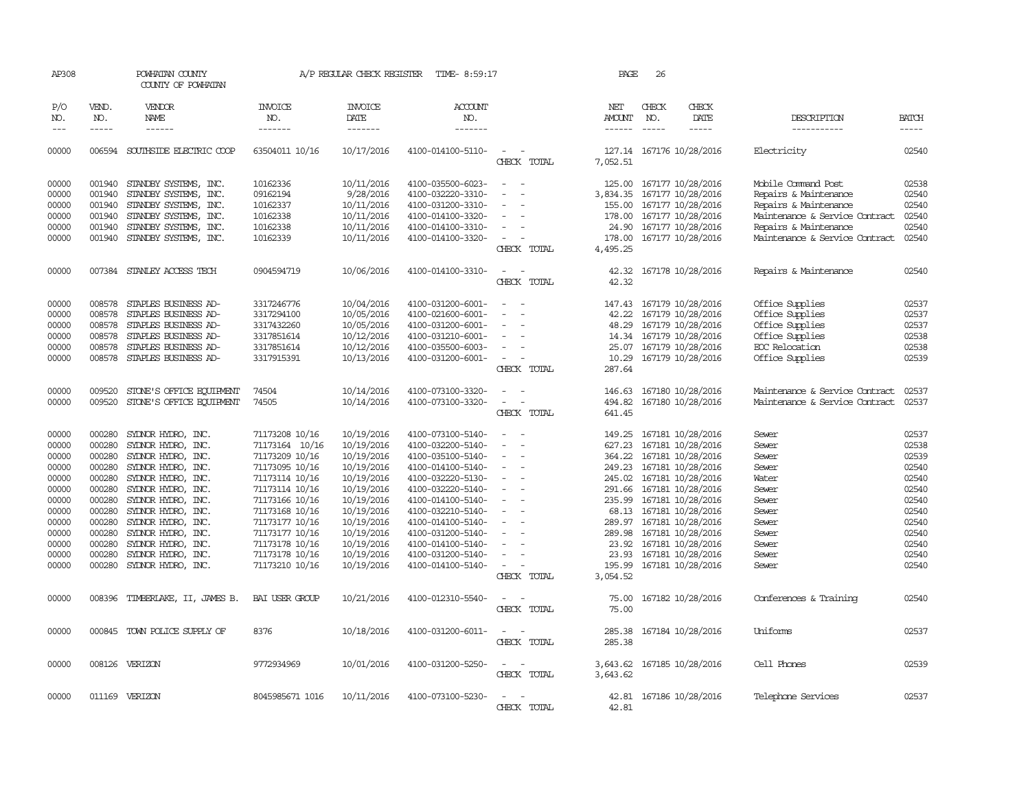AP308 POWHATAN COUNTY A/P REGULAR CHECK REGISTER TIME- 8:59:17 PAGE 26

COUNTY OF POWHATAN

| P/O NO. | VEND. NO. | VENDOR NAME | INVOICE NO. | INVOICE DATE | ACCOUNT NO. | | NET AMOUNT | CHECK NO. | CHECK DATE | DESCRIPTION | BATCH |
|---|---|---|---|---|---|---|---|---|---|---|---|
| 00000 | 006594 | SOUTHSIDE ELECTRIC COOP | 63504011 10/16 | 10/17/2016 | 4100-014100-5110- | - - | 127.14 | 167176 | 10/28/2016 | Electricity | 02540 |
| | | | | | | CHECK TOTAL | 7,052.51 | | | | |
| 00000 | 001940 | STANDBY SYSTEMS, INC. | 10162336 | 10/11/2016 | 4100-035500-6023- | - - | 125.00 | 167177 | 10/28/2016 | Mobile Command Post | 02538 |
| 00000 | 001940 | STANDBY SYSTEMS, INC. | 09162194 | 9/28/2016 | 4100-032220-3310- | - - | 3,834.35 | 167177 | 10/28/2016 | Repairs & Maintenance | 02540 |
| 00000 | 001940 | STANDBY SYSTEMS, INC. | 10162337 | 10/11/2016 | 4100-031200-3310- | - - | 155.00 | 167177 | 10/28/2016 | Repairs & Maintenance | 02540 |
| 00000 | 001940 | STANDBY SYSTEMS, INC. | 10162338 | 10/11/2016 | 4100-014100-3320- | - - | 178.00 | 167177 | 10/28/2016 | Maintenance & Service Contract | 02540 |
| 00000 | 001940 | STANDBY SYSTEMS, INC. | 10162338 | 10/11/2016 | 4100-014100-3310- | - - | 24.90 | 167177 | 10/28/2016 | Repairs & Maintenance | 02540 |
| 00000 | 001940 | STANDBY SYSTEMS, INC. | 10162339 | 10/11/2016 | 4100-014100-3320- | - - | 178.00 | 167177 | 10/28/2016 | Maintenance & Service Contract | 02540 |
| | | | | | | CHECK TOTAL | 4,495.25 | | | | |
| 00000 | 007384 | STANLEY ACCESS TECH | 0904594719 | 10/06/2016 | 4100-014100-3310- | - - | 42.32 | 167178 | 10/28/2016 | Repairs & Maintenance | 02540 |
| | | | | | | CHECK TOTAL | 42.32 | | | | |
| 00000 | 008578 | STAPLES BUSINESS AD- | 3317246776 | 10/04/2016 | 4100-031200-6001- | - - | 147.43 | 167179 | 10/28/2016 | Office Supplies | 02537 |
| 00000 | 008578 | STAPLES BUSINESS AD- | 3317294100 | 10/05/2016 | 4100-021600-6001- | - - | 42.22 | 167179 | 10/28/2016 | Office Supplies | 02537 |
| 00000 | 008578 | STAPLES BUSINESS AD- | 3317432260 | 10/05/2016 | 4100-031200-6001- | - - | 48.29 | 167179 | 10/28/2016 | Office Supplies | 02537 |
| 00000 | 008578 | STAPLES BUSINESS AD- | 3317851614 | 10/12/2016 | 4100-031210-6001- | - - | 14.34 | 167179 | 10/28/2016 | Office Supplies | 02538 |
| 00000 | 008578 | STAPLES BUSINESS AD- | 3317851614 | 10/12/2016 | 4100-035500-6003- | - - | 25.07 | 167179 | 10/28/2016 | EOC Relocation | 02538 |
| 00000 | 008578 | STAPLES BUSINESS AD- | 3317915391 | 10/13/2016 | 4100-031200-6001- | - - | 10.29 | 167179 | 10/28/2016 | Office Supplies | 02539 |
| | | | | | | CHECK TOTAL | 287.64 | | | | |
| 00000 | 009520 | STONE'S OFFICE EQUIPMENT | 74504 | 10/14/2016 | 4100-073100-3320- | - - | 146.63 | 167180 | 10/28/2016 | Maintenance & Service Contract | 02537 |
| 00000 | 009520 | STONE'S OFFICE EQUIPMENT | 74505 | 10/14/2016 | 4100-073100-3320- | - - | 494.82 | 167180 | 10/28/2016 | Maintenance & Service Contract | 02537 |
| | | | | | | CHECK TOTAL | 641.45 | | | | |
| 00000 | 000280 | SYDNOR HYDRO, INC. | 71173208 10/16 | 10/19/2016 | 4100-073100-5140- | - - | 149.25 | 167181 | 10/28/2016 | Sewer | 02537 |
| 00000 | 000280 | SYDNOR HYDRO, INC. | 71173164 10/16 | 10/19/2016 | 4100-032200-5140- | - - | 627.23 | 167181 | 10/28/2016 | Sewer | 02538 |
| 00000 | 000280 | SYDNOR HYDRO, INC. | 71173209 10/16 | 10/19/2016 | 4100-035100-5140- | - - | 364.22 | 167181 | 10/28/2016 | Sewer | 02539 |
| 00000 | 000280 | SYDNOR HYDRO, INC. | 71173095 10/16 | 10/19/2016 | 4100-014100-5140- | - - | 249.23 | 167181 | 10/28/2016 | Sewer | 02540 |
| 00000 | 000280 | SYDNOR HYDRO, INC. | 71173114 10/16 | 10/19/2016 | 4100-032220-5130- | - - | 245.02 | 167181 | 10/28/2016 | Water | 02540 |
| 00000 | 000280 | SYDNOR HYDRO, INC. | 71173114 10/16 | 10/19/2016 | 4100-032220-5140- | - - | 291.66 | 167181 | 10/28/2016 | Sewer | 02540 |
| 00000 | 000280 | SYDNOR HYDRO, INC. | 71173166 10/16 | 10/19/2016 | 4100-014100-5140- | - - | 235.99 | 167181 | 10/28/2016 | Sewer | 02540 |
| 00000 | 000280 | SYDNOR HYDRO, INC. | 71173168 10/16 | 10/19/2016 | 4100-032210-5140- | - - | 68.13 | 167181 | 10/28/2016 | Sewer | 02540 |
| 00000 | 000280 | SYDNOR HYDRO, INC. | 71173177 10/16 | 10/19/2016 | 4100-014100-5140- | - - | 289.97 | 167181 | 10/28/2016 | Sewer | 02540 |
| 00000 | 000280 | SYDNOR HYDRO, INC. | 71173177 10/16 | 10/19/2016 | 4100-031200-5140- | - - | 289.98 | 167181 | 10/28/2016 | Sewer | 02540 |
| 00000 | 000280 | SYDNOR HYDRO, INC. | 71173178 10/16 | 10/19/2016 | 4100-014100-5140- | - - | 23.92 | 167181 | 10/28/2016 | Sewer | 02540 |
| 00000 | 000280 | SYDNOR HYDRO, INC. | 71173178 10/16 | 10/19/2016 | 4100-031200-5140- | - - | 23.93 | 167181 | 10/28/2016 | Sewer | 02540 |
| 00000 | 000280 | SYDNOR HYDRO, INC. | 71173210 10/16 | 10/19/2016 | 4100-014100-5140- | - - | 195.99 | 167181 | 10/28/2016 | Sewer | 02540 |
| | | | | | | CHECK TOTAL | 3,054.52 | | | | |
| 00000 | 008396 | TIMBERLAKE, II, JAMES B. | BAI USER GROUP | 10/21/2016 | 4100-012310-5540- | - - | 75.00 | 167182 | 10/28/2016 | Conferences & Training | 02540 |
| | | | | | | CHECK TOTAL | 75.00 | | | | |
| 00000 | 000845 | TOWN POLICE SUPPLY OF | 8376 | 10/18/2016 | 4100-031200-6011- | - - | 285.38 | 167184 | 10/28/2016 | Uniforms | 02537 |
| | | | | | | CHECK TOTAL | 285.38 | | | | |
| 00000 | 008126 | VERIZON | 9772934969 | 10/01/2016 | 4100-031200-5250- | - - | 3,643.62 | 167185 | 10/28/2016 | Cell Phones | 02539 |
| | | | | | | CHECK TOTAL | 3,643.62 | | | | |
| 00000 | 011169 | VERIZON | 8045985671 1016 | 10/11/2016 | 4100-073100-5230- | - - | 42.81 | 167186 | 10/28/2016 | Telephone Services | 02537 |
| | | | | | | CHECK TOTAL | 42.81 | | | | |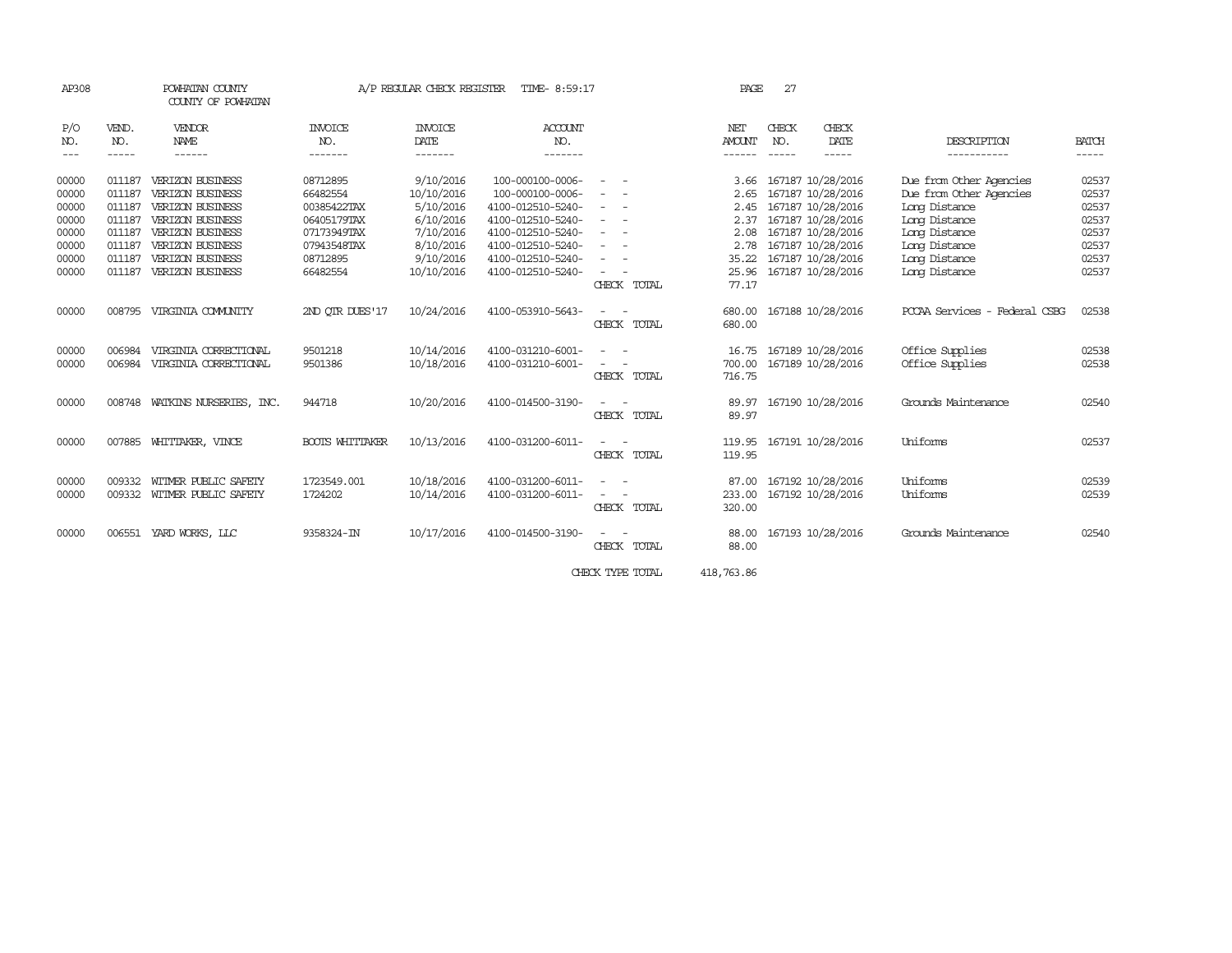AP308 POWHATAN COUNTY A/P REGULAR CHECK REGISTER TIME- 8:59:17 PAGE 27

COUNTY OF POWHATAN

| P/O NO. | VEND. NO. | VENDOR NAME | INVOICE NO. | INVOICE DATE | ACCOUNT NO. | | NET AMOUNT | CHECK NO. | CHECK DATE | DESCRIPTION | BATCH |
|---|---|---|---|---|---|---|---|---|---|---|---|
| 00000 | 011187 | VERIZON BUSINESS | 08712895 | 9/10/2016 | 100-000100-0006- | - - | 3.66 | 167187 | 10/28/2016 | Due from Other Agencies | 02537 |
| 00000 | 011187 | VERIZON BUSINESS | 66482554 | 10/10/2016 | 100-000100-0006- | - - | 2.65 | 167187 | 10/28/2016 | Due from Other Agencies | 02537 |
| 00000 | 011187 | VERIZON BUSINESS | 00385422TAX | 5/10/2016 | 4100-012510-5240- | - - | 2.45 | 167187 | 10/28/2016 | Long Distance | 02537 |
| 00000 | 011187 | VERIZON BUSINESS | 06405179TAX | 6/10/2016 | 4100-012510-5240- | - - | 2.37 | 167187 | 10/28/2016 | Long Distance | 02537 |
| 00000 | 011187 | VERIZON BUSINESS | 07173949TAX | 7/10/2016 | 4100-012510-5240- | - - | 2.08 | 167187 | 10/28/2016 | Long Distance | 02537 |
| 00000 | 011187 | VERIZON BUSINESS | 07943548TAX | 8/10/2016 | 4100-012510-5240- | - - | 2.78 | 167187 | 10/28/2016 | Long Distance | 02537 |
| 00000 | 011187 | VERIZON BUSINESS | 08712895 | 9/10/2016 | 4100-012510-5240- | - - | 35.22 | 167187 | 10/28/2016 | Long Distance | 02537 |
| 00000 | 011187 | VERIZON BUSINESS | 66482554 | 10/10/2016 | 4100-012510-5240- | - - | 25.96 | 167187 | 10/28/2016 | Long Distance | 02537 |
| | | | | | | CHECK TOTAL | 77.17 | | | | |
| 00000 | 008795 | VIRGINIA COMMUNITY | 2ND QTR DUES'17 | 10/24/2016 | 4100-053910-5643- | - - | 680.00 | 167188 | 10/28/2016 | PCCAA Services - Federal CSBG | 02538 |
| | | | | | | CHECK TOTAL | 680.00 | | | | |
| 00000 | 006984 | VIRGINIA CORRECTIONAL | 9501218 | 10/14/2016 | 4100-031210-6001- | - - | 16.75 | 167189 | 10/28/2016 | Office Supplies | 02538 |
| 00000 | 006984 | VIRGINIA CORRECTIONAL | 9501386 | 10/18/2016 | 4100-031210-6001- | - - | 700.00 | 167189 | 10/28/2016 | Office Supplies | 02538 |
| | | | | | | CHECK TOTAL | 716.75 | | | | |
| 00000 | 008748 | WATKINS NURSERIES, INC. | 944718 | 10/20/2016 | 4100-014500-3190- | - - | 89.97 | 167190 | 10/28/2016 | Grounds Maintenance | 02540 |
| | | | | | | CHECK TOTAL | 89.97 | | | | |
| 00000 | 007885 | WHITTAKER, VINCE | BOOTS WHITTAKER | 10/13/2016 | 4100-031200-6011- | - - | 119.95 | 167191 | 10/28/2016 | Uniforms | 02537 |
| | | | | | | CHECK TOTAL | 119.95 | | | | |
| 00000 | 009332 | WITMER PUBLIC SAFETY | 1723549.001 | 10/18/2016 | 4100-031200-6011- | - - | 87.00 | 167192 | 10/28/2016 | Uniforms | 02539 |
| 00000 | 009332 | WITMER PUBLIC SAFETY | 1724202 | 10/14/2016 | 4100-031200-6011- | - - | 233.00 | 167192 | 10/28/2016 | Uniforms | 02539 |
| | | | | | | CHECK TOTAL | 320.00 | | | | |
| 00000 | 006551 | YARD WORKS, LLC | 9358324-IN | 10/17/2016 | 4100-014500-3190- | - - | 88.00 | 167193 | 10/28/2016 | Grounds Maintenance | 02540 |
| | | | | | | CHECK TOTAL | 88.00 | | | | |
| | | | | | | CHECK TYPE TOTAL | 418,763.86 | | | | |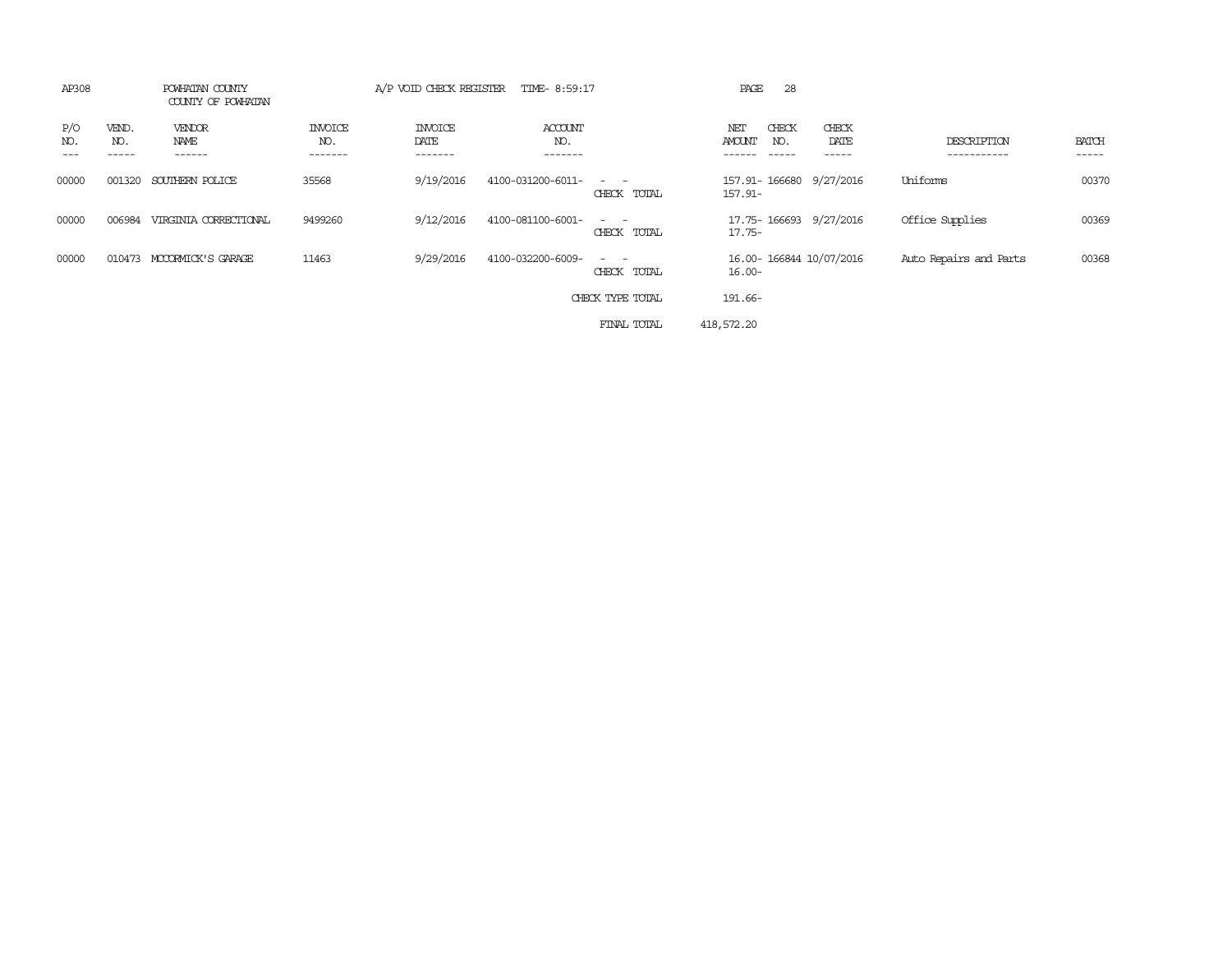AP308 POWHATAN COUNTY
COUNTY OF POWHATAN

A/P VOID CHECK REGISTER TIME- 8:59:17

PAGE 28

| P/O NO. | VEND. NO. | VENDOR NAME | INVOICE NO. | INVOICE DATE | ACCOUNT NO. | | NET AMOUNT | CHECK NO. | CHECK DATE | DESCRIPTION | BATCH |
|---|---|---|---|---|---|---|---|---|---|---|---|
| 00000 | 001320 | SOUTHERN POLICE | 35568 | 9/19/2016 | 4100-031200-6011- | - - | 157.91- | 166680 | 9/27/2016 | Uniforms | 00370 |
| | | | | | | CHECK TOTAL | 157.91- | | | | |
| 00000 | 006984 | VIRGINIA CORRECTIONAL | 9499260 | 9/12/2016 | 4100-081100-6001- | - - | 17.75- | 166693 | 9/27/2016 | Office Supplies | 00369 |
| | | | | | | CHECK TOTAL | 17.75- | | | | |
| 00000 | 010473 | MCCORMICK'S GARAGE | 11463 | 9/29/2016 | 4100-032200-6009- | - - | 16.00- | 166844 | 10/07/2016 | Auto Repairs and Parts | 00368 |
| | | | | | | CHECK TOTAL | 16.00- | | | | |
| | | | | | | CHECK TYPE TOTAL | 191.66- | | | | |
| | | | | | | FINAL TOTAL | 418,572.20 | | | | |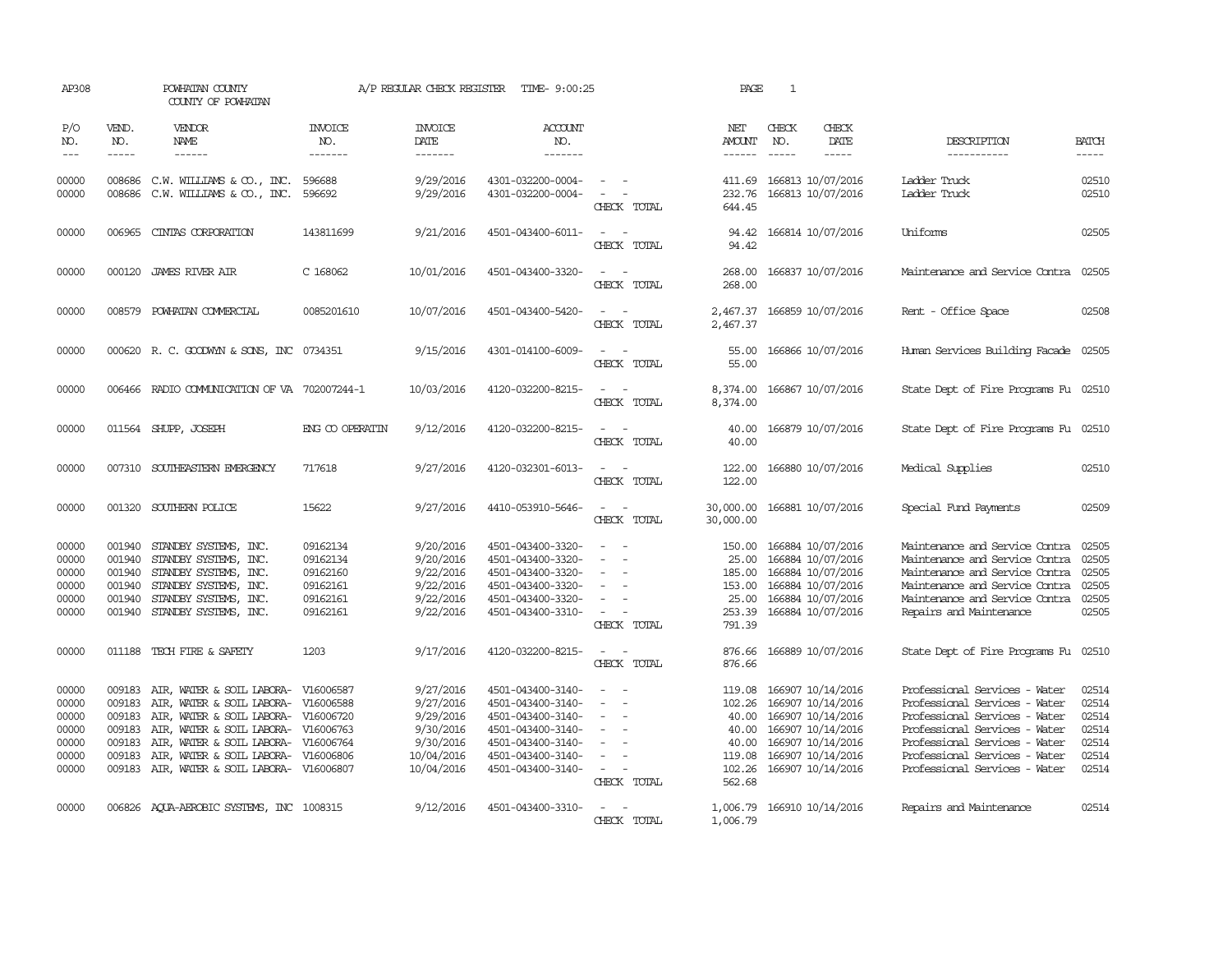AP308 POWHATAN COUNTY A/P REGULAR CHECK REGISTER TIME- 9:00:25 PAGE 1

COUNTY OF POWHATAN

| P/O NO. | VEND. NO. | VENDOR NAME | INVOICE NO. | INVOICE DATE | ACCOUNT NO. | | NET AMOUNT | CHECK NO. | CHECK DATE | DESCRIPTION | BATCH |
|---|---|---|---|---|---|---|---|---|---|---|---|
| 00000 | 008686 | C.W. WILLIAMS & CO., INC. | 596688 | 9/29/2016 | 4301-032200-0004- | - - | 411.69 | 166813 | 10/07/2016 | Ladder Truck | 02510 |
| 00000 | 008686 | C.W. WILLIAMS & CO., INC. | 596692 | 9/29/2016 | 4301-032200-0004- | - - | 232.76 | 166813 | 10/07/2016 | Ladder Truck | 02510 |
| | | | | | | CHECK TOTAL | 644.45 | | | | |
| 00000 | 006965 | CINTAS CORPORATION | 143811699 | 9/21/2016 | 4501-043400-6011- | - - | 94.42 | 166814 | 10/07/2016 | Uniforms | 02505 |
| | | | | | | CHECK TOTAL | 94.42 | | | | |
| 00000 | 000120 | JAMES RIVER AIR | C 168062 | 10/01/2016 | 4501-043400-3320- | - - | 268.00 | 166837 | 10/07/2016 | Maintenance and Service Contra | 02505 |
| | | | | | | CHECK TOTAL | 268.00 | | | | |
| 00000 | 008579 | POWHATAN COMMERCIAL | 0085201610 | 10/07/2016 | 4501-043400-5420- | - - | 2,467.37 | 166859 | 10/07/2016 | Rent - Office Space | 02508 |
| | | | | | | CHECK TOTAL | 2,467.37 | | | | |
| 00000 | 000620 | R. C. GOODWYN & SONS, INC | 0734351 | 9/15/2016 | 4301-014100-6009- | - - | 55.00 | 166866 | 10/07/2016 | Human Services Building Facade | 02505 |
| | | | | | | CHECK TOTAL | 55.00 | | | | |
| 00000 | 006466 | RADIO COMMUNICATION OF VA | 702007244-1 | 10/03/2016 | 4120-032200-8215- | - - | 8,374.00 | 166867 | 10/07/2016 | State Dept of Fire Programs Fu | 02510 |
| | | | | | | CHECK TOTAL | 8,374.00 | | | | |
| 00000 | 011564 | SHUPP, JOSEPH | ENG CO OPERATIN | 9/12/2016 | 4120-032200-8215- | - - | 40.00 | 166879 | 10/07/2016 | State Dept of Fire Programs Fu | 02510 |
| | | | | | | CHECK TOTAL | 40.00 | | | | |
| 00000 | 007310 | SOUTHEASTERN EMERGENCY | 717618 | 9/27/2016 | 4120-032301-6013- | - - | 122.00 | 166880 | 10/07/2016 | Medical Supplies | 02510 |
| | | | | | | CHECK TOTAL | 122.00 | | | | |
| 00000 | 001320 | SOUTHERN POLICE | 15622 | 9/27/2016 | 4410-053910-5646- | - - | 30,000.00 | 166881 | 10/07/2016 | Special Fund Payments | 02509 |
| | | | | | | CHECK TOTAL | 30,000.00 | | | | |
| 00000 | 001940 | STANDBY SYSTEMS, INC. | 09162134 | 9/20/2016 | 4501-043400-3320- | - - | 150.00 | 166884 | 10/07/2016 | Maintenance and Service Contra | 02505 |
| 00000 | 001940 | STANDBY SYSTEMS, INC. | 09162134 | 9/20/2016 | 4501-043400-3320- | - - | 25.00 | 166884 | 10/07/2016 | Maintenance and Service Contra | 02505 |
| 00000 | 001940 | STANDBY SYSTEMS, INC. | 09162160 | 9/22/2016 | 4501-043400-3320- | - - | 185.00 | 166884 | 10/07/2016 | Maintenance and Service Contra | 02505 |
| 00000 | 001940 | STANDBY SYSTEMS, INC. | 09162161 | 9/22/2016 | 4501-043400-3320- | - - | 153.00 | 166884 | 10/07/2016 | Maintenance and Service Contra | 02505 |
| 00000 | 001940 | STANDBY SYSTEMS, INC. | 09162161 | 9/22/2016 | 4501-043400-3320- | - - | 25.00 | 166884 | 10/07/2016 | Maintenance and Service Contra | 02505 |
| 00000 | 001940 | STANDBY SYSTEMS, INC. | 09162161 | 9/22/2016 | 4501-043400-3310- | - - | 253.39 | 166884 | 10/07/2016 | Repairs and Maintenance | 02505 |
| | | | | | | CHECK TOTAL | 791.39 | | | | |
| 00000 | 011188 | TECH FIRE & SAFETY | 1203 | 9/17/2016 | 4120-032200-8215- | - - | 876.66 | 166889 | 10/07/2016 | State Dept of Fire Programs Fu | 02510 |
| | | | | | | CHECK TOTAL | 876.66 | | | | |
| 00000 | 009183 | AIR, WATER & SOIL LABORA- | V16006587 | 9/27/2016 | 4501-043400-3140- | - - | 119.08 | 166907 | 10/14/2016 | Professional Services - Water | 02514 |
| 00000 | 009183 | AIR, WATER & SOIL LABORA- | V16006588 | 9/27/2016 | 4501-043400-3140- | - - | 102.26 | 166907 | 10/14/2016 | Professional Services - Water | 02514 |
| 00000 | 009183 | AIR, WATER & SOIL LABORA- | V16006720 | 9/29/2016 | 4501-043400-3140- | - - | 40.00 | 166907 | 10/14/2016 | Professional Services - Water | 02514 |
| 00000 | 009183 | AIR, WATER & SOIL LABORA- | V16006763 | 9/30/2016 | 4501-043400-3140- | - - | 40.00 | 166907 | 10/14/2016 | Professional Services - Water | 02514 |
| 00000 | 009183 | AIR, WATER & SOIL LABORA- | V16006764 | 9/30/2016 | 4501-043400-3140- | - - | 40.00 | 166907 | 10/14/2016 | Professional Services - Water | 02514 |
| 00000 | 009183 | AIR, WATER & SOIL LABORA- | V16006806 | 10/04/2016 | 4501-043400-3140- | - - | 119.08 | 166907 | 10/14/2016 | Professional Services - Water | 02514 |
| 00000 | 009183 | AIR, WATER & SOIL LABORA- | V16006807 | 10/04/2016 | 4501-043400-3140- | - - | 102.26 | 166907 | 10/14/2016 | Professional Services - Water | 02514 |
| | | | | | | CHECK TOTAL | 562.68 | | | | |
| 00000 | 006826 | AQUA-AEROBIC SYSTEMS, INC | 1008315 | 9/12/2016 | 4501-043400-3310- | - - | 1,006.79 | 166910 | 10/14/2016 | Repairs and Maintenance | 02514 |
| | | | | | | CHECK TOTAL | 1,006.79 | | | | |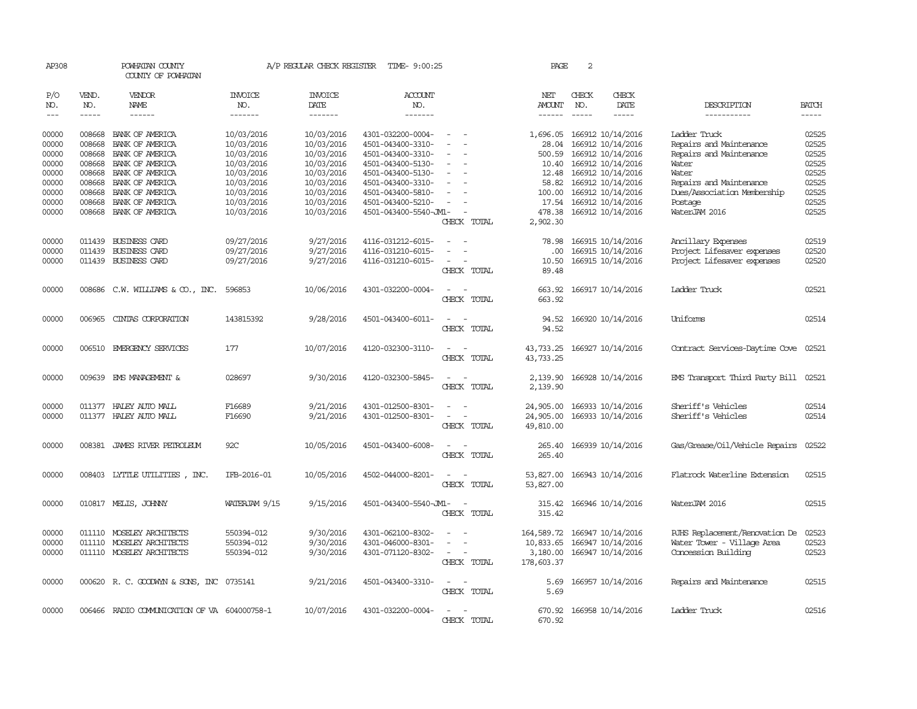AP308 POWHATAN COUNTY A/P REGULAR CHECK REGISTER TIME- 9:00:25 PAGE 2

COUNTY OF POWHATAN

| P/O NO. | VEND. NO. | VENDOR NAME | INVOICE NO. | INVOICE DATE | ACCOUNT NO. | | NET AMOUNT | CHECK NO. | CHECK DATE | DESCRIPTION | BATCH |
|---|---|---|---|---|---|---|---|---|---|---|---|
| --- | ----- | ------ | ------- | ------- | ------- | | ------ | ----- | ----- | ----------- | ----- |
| 00000 | 008668 | BANK OF AMERICA | 10/03/2016 | 10/03/2016 | 4301-032200-0004- | - - | 1,696.05 | 166912 | 10/14/2016 | Ladder Truck | 02525 |
| 00000 | 008668 | BANK OF AMERICA | 10/03/2016 | 10/03/2016 | 4501-043400-3310- | - - | 28.04 | 166912 | 10/14/2016 | Repairs and Maintenance | 02525 |
| 00000 | 008668 | BANK OF AMERICA | 10/03/2016 | 10/03/2016 | 4501-043400-3310- | - - | 500.59 | 166912 | 10/14/2016 | Repairs and Maintenance | 02525 |
| 00000 | 008668 | BANK OF AMERICA | 10/03/2016 | 10/03/2016 | 4501-043400-5130- | - - | 10.40 | 166912 | 10/14/2016 | Water | 02525 |
| 00000 | 008668 | BANK OF AMERICA | 10/03/2016 | 10/03/2016 | 4501-043400-5130- | - - | 12.48 | 166912 | 10/14/2016 | Water | 02525 |
| 00000 | 008668 | BANK OF AMERICA | 10/03/2016 | 10/03/2016 | 4501-043400-3310- | - - | 58.82 | 166912 | 10/14/2016 | Repairs and Maintenance | 02525 |
| 00000 | 008668 | BANK OF AMERICA | 10/03/2016 | 10/03/2016 | 4501-043400-5810- | - - | 100.00 | 166912 | 10/14/2016 | Dues/Association Membership | 02525 |
| 00000 | 008668 | BANK OF AMERICA | 10/03/2016 | 10/03/2016 | 4501-043400-5210- | - - | 17.54 | 166912 | 10/14/2016 | Postage | 02525 |
| 00000 | 008668 | BANK OF AMERICA | 10/03/2016 | 10/03/2016 | 4501-043400-5540-JM1- | - | 478.38 | 166912 | 10/14/2016 | WaterJAM 2016 | 02525 |
| | | | | | | CHECK TOTAL | 2,902.30 | | | | |
| 00000 | 011439 | BUSINESS CARD | 09/27/2016 | 9/27/2016 | 4116-031212-6015- | - - | 78.98 | 166915 | 10/14/2016 | Ancillary Expenses | 02519 |
| 00000 | 011439 | BUSINESS CARD | 09/27/2016 | 9/27/2016 | 4116-031210-6015- | - - | .00 | 166915 | 10/14/2016 | Project Lifesaver expenses | 02520 |
| 00000 | 011439 | BUSINESS CARD | 09/27/2016 | 9/27/2016 | 4116-031210-6015- | - - | 10.50 | 166915 | 10/14/2016 | Project Lifesaver expenses | 02520 |
| | | | | | | CHECK TOTAL | 89.48 | | | | |
| 00000 | 008686 | C.W. WILLIAMS & CO., INC. | 596853 | 10/06/2016 | 4301-032200-0004- | - - | 663.92 | 166917 | 10/14/2016 | Ladder Truck | 02521 |
| | | | | | | CHECK TOTAL | 663.92 | | | | |
| 00000 | 006965 | CINTAS CORPORATION | 143815392 | 9/28/2016 | 4501-043400-6011- | - - | 94.52 | 166920 | 10/14/2016 | Uniforms | 02514 |
| | | | | | | CHECK TOTAL | 94.52 | | | | |
| 00000 | 006510 | EMERGENCY SERVICES | 177 | 10/07/2016 | 4120-032300-3110- | - - | 43,733.25 | 166927 | 10/14/2016 | Contract Services-Daytime Cove | 02521 |
| | | | | | | CHECK TOTAL | 43,733.25 | | | | |
| 00000 | 009639 | EMS MANAGEMENT & | 028697 | 9/30/2016 | 4120-032300-5845- | - - | 2,139.90 | 166928 | 10/14/2016 | EMS Transport Third Party Bill | 02521 |
| | | | | | | CHECK TOTAL | 2,139.90 | | | | |
| 00000 | 011377 | HALEY AUTO MALL | F16689 | 9/21/2016 | 4301-012500-8301- | - - | 24,905.00 | 166933 | 10/14/2016 | Sheriff's Vehicles | 02514 |
| 00000 | 011377 | HALEY AUTO MALL | F16690 | 9/21/2016 | 4301-012500-8301- | - - | 24,905.00 | 166933 | 10/14/2016 | Sheriff's Vehicles | 02514 |
| | | | | | | CHECK TOTAL | 49,810.00 | | | | |
| 00000 | 008381 | JAMES RIVER PETROLEUM | 92C | 10/05/2016 | 4501-043400-6008- | - - | 265.40 | 166939 | 10/14/2016 | Gas/Grease/Oil/Vehicle Repairs | 02522 |
| | | | | | | CHECK TOTAL | 265.40 | | | | |
| 00000 | 008403 | LYTTLE UTILITIES , INC. | IFB-2016-01 | 10/05/2016 | 4502-044000-8201- | - - | 53,827.00 | 166943 | 10/14/2016 | Flatrock Waterline Extension | 02515 |
| | | | | | | CHECK TOTAL | 53,827.00 | | | | |
| 00000 | 010817 | MELIS, JOHNNY | WATERJAM 9/15 | 9/15/2016 | 4501-043400-5540-JM1- | - | 315.42 | 166946 | 10/14/2016 | WaterJAM 2016 | 02515 |
| | | | | | | CHECK TOTAL | 315.42 | | | | |
| 00000 | 011110 | MOSELEY ARCHITECTS | 550394-012 | 9/30/2016 | 4301-062100-8302- | - - | 164,589.72 | 166947 | 10/14/2016 | PJHS Replacement/Renovation De | 02523 |
| 00000 | 011110 | MOSELEY ARCHITECTS | 550394-012 | 9/30/2016 | 4301-046000-8301- | - - | 10,833.65 | 166947 | 10/14/2016 | Water Tower - Village Area | 02523 |
| 00000 | 011110 | MOSELEY ARCHITECTS | 550394-012 | 9/30/2016 | 4301-071120-8302- | - - | 3,180.00 | 166947 | 10/14/2016 | Concession Building | 02523 |
| | | | | | | CHECK TOTAL | 178,603.37 | | | | |
| 00000 | 000620 | R. C. GOODWYN & SONS, INC | 0735141 | 9/21/2016 | 4501-043400-3310- | - - | 5.69 | 166957 | 10/14/2016 | Repairs and Maintenance | 02515 |
| | | | | | | CHECK TOTAL | 5.69 | | | | |
| 00000 | 006466 | RADIO COMMUNICATION OF VA | 604000758-1 | 10/07/2016 | 4301-032200-0004- | - - | 670.92 | 166958 | 10/14/2016 | Ladder Truck | 02516 |
| | | | | | | CHECK TOTAL | 670.92 | | | | |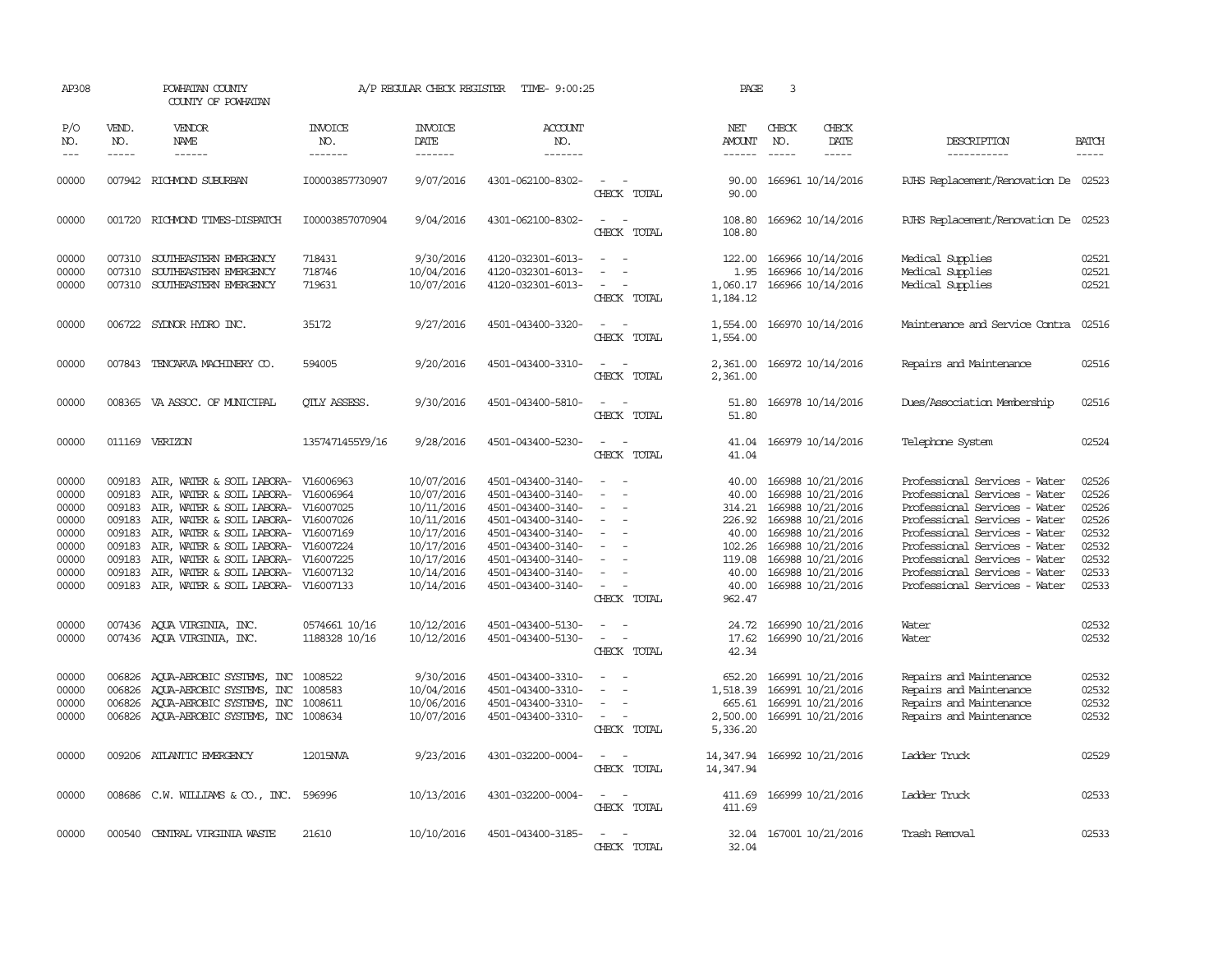AP308 POWHATAN COUNTY A/P REGULAR CHECK REGISTER TIME- 9:00:25 PAGE 3

COUNTY OF POWHATAN

| P/O NO. | VEND. NO. | VENDOR NAME | INVOICE NO. | INVOICE DATE | ACCOUNT NO. | | NET AMOUNT | CHECK NO. | CHECK DATE | DESCRIPTION | BATCH |
|---|---|---|---|---|---|---|---|---|---|---|---|
| 00000 | 007942 | RICHMOND SUBURBAN | I00003857730907 | 9/07/2016 | 4301-062100-8302- | - - | 90.00 | 166961 | 10/14/2016 | PJHS Replacement/Renovation De | 02523 |
| | | | | | | CHECK TOTAL | 90.00 | | | | |
| 00000 | 001720 | RICHMOND TIMES-DISPATCH | I00003857070904 | 9/04/2016 | 4301-062100-8302- | - - | 108.80 | 166962 | 10/14/2016 | PJHS Replacement/Renovation De | 02523 |
| | | | | | | CHECK TOTAL | 108.80 | | | | |
| 00000 | 007310 | SOUTHEASTERN EMERGENCY | 718431 | 9/30/2016 | 4120-032301-6013- | - - | 122.00 | 166966 | 10/14/2016 | Medical Supplies | 02521 |
| 00000 | 007310 | SOUTHEASTERN EMERGENCY | 718746 | 10/04/2016 | 4120-032301-6013- | - - | 1.95 | 166966 | 10/14/2016 | Medical Supplies | 02521 |
| 00000 | 007310 | SOUTHEASTERN EMERGENCY | 719631 | 10/07/2016 | 4120-032301-6013- | - - | 1,060.17 | 166966 | 10/14/2016 | Medical Supplies | 02521 |
| | | | | | | CHECK TOTAL | 1,184.12 | | | | |
| 00000 | 006722 | SYDNOR HYDRO INC. | 35172 | 9/27/2016 | 4501-043400-3320- | - - | 1,554.00 | 166970 | 10/14/2016 | Maintenance and Service Contra | 02516 |
| | | | | | | CHECK TOTAL | 1,554.00 | | | | |
| 00000 | 007843 | TENCARVA MACHINERY CO. | 594005 | 9/20/2016 | 4501-043400-3310- | - - | 2,361.00 | 166972 | 10/14/2016 | Repairs and Maintenance | 02516 |
| | | | | | | CHECK TOTAL | 2,361.00 | | | | |
| 00000 | 008365 | VA ASSOC. OF MUNICIPAL | QTLY ASSESS. | 9/30/2016 | 4501-043400-5810- | - - | 51.80 | 166978 | 10/14/2016 | Dues/Association Membership | 02516 |
| | | | | | | CHECK TOTAL | 51.80 | | | | |
| 00000 | 011169 | VERIZON | 1357471455Y9/16 | 9/28/2016 | 4501-043400-5230- | - - | 41.04 | 166979 | 10/14/2016 | Telephone System | 02524 |
| | | | | | | CHECK TOTAL | 41.04 | | | | |
| 00000 | 009183 | AIR, WATER & SOIL LABORA- | V16006963 | 10/07/2016 | 4501-043400-3140- | - - | 40.00 | 166988 | 10/21/2016 | Professional Services - Water | 02526 |
| 00000 | 009183 | AIR, WATER & SOIL LABORA- | V16006964 | 10/07/2016 | 4501-043400-3140- | - - | 40.00 | 166988 | 10/21/2016 | Professional Services - Water | 02526 |
| 00000 | 009183 | AIR, WATER & SOIL LABORA- | V16007025 | 10/11/2016 | 4501-043400-3140- | - - | 314.21 | 166988 | 10/21/2016 | Professional Services - Water | 02526 |
| 00000 | 009183 | AIR, WATER & SOIL LABORA- | V16007026 | 10/11/2016 | 4501-043400-3140- | - - | 226.92 | 166988 | 10/21/2016 | Professional Services - Water | 02526 |
| 00000 | 009183 | AIR, WATER & SOIL LABORA- | V16007169 | 10/17/2016 | 4501-043400-3140- | - - | 40.00 | 166988 | 10/21/2016 | Professional Services - Water | 02532 |
| 00000 | 009183 | AIR, WATER & SOIL LABORA- | V16007224 | 10/17/2016 | 4501-043400-3140- | - - | 102.26 | 166988 | 10/21/2016 | Professional Services - Water | 02532 |
| 00000 | 009183 | AIR, WATER & SOIL LABORA- | V16007225 | 10/17/2016 | 4501-043400-3140- | - - | 119.08 | 166988 | 10/21/2016 | Professional Services - Water | 02532 |
| 00000 | 009183 | AIR, WATER & SOIL LABORA- | V16007132 | 10/14/2016 | 4501-043400-3140- | - - | 40.00 | 166988 | 10/21/2016 | Professional Services - Water | 02533 |
| 00000 | 009183 | AIR, WATER & SOIL LABORA- | V16007133 | 10/14/2016 | 4501-043400-3140- | - - | 40.00 | 166988 | 10/21/2016 | Professional Services - Water | 02533 |
| | | | | | | CHECK TOTAL | 962.47 | | | | |
| 00000 | 007436 | AQUA VIRGINIA, INC. | 0574661 10/16 | 10/12/2016 | 4501-043400-5130- | - - | 24.72 | 166990 | 10/21/2016 | Water | 02532 |
| 00000 | 007436 | AQUA VIRGINIA, INC. | 1188328 10/16 | 10/12/2016 | 4501-043400-5130- | - - | 17.62 | 166990 | 10/21/2016 | Water | 02532 |
| | | | | | | CHECK TOTAL | 42.34 | | | | |
| 00000 | 006826 | AQUA-AEROBIC SYSTEMS, INC | 1008522 | 9/30/2016 | 4501-043400-3310- | - - | 652.20 | 166991 | 10/21/2016 | Repairs and Maintenance | 02532 |
| 00000 | 006826 | AQUA-AEROBIC SYSTEMS, INC | 1008583 | 10/04/2016 | 4501-043400-3310- | - - | 1,518.39 | 166991 | 10/21/2016 | Repairs and Maintenance | 02532 |
| 00000 | 006826 | AQUA-AEROBIC SYSTEMS, INC | 1008611 | 10/06/2016 | 4501-043400-3310- | - - | 665.61 | 166991 | 10/21/2016 | Repairs and Maintenance | 02532 |
| 00000 | 006826 | AQUA-AEROBIC SYSTEMS, INC | 1008634 | 10/07/2016 | 4501-043400-3310- | - - | 2,500.00 | 166991 | 10/21/2016 | Repairs and Maintenance | 02532 |
| | | | | | | CHECK TOTAL | 5,336.20 | | | | |
| 00000 | 009206 | ATLANTIC EMERGENCY | 12015NVA | 9/23/2016 | 4301-032200-0004- | - - | 14,347.94 | 166992 | 10/21/2016 | Ladder Truck | 02529 |
| | | | | | | CHECK TOTAL | 14,347.94 | | | | |
| 00000 | 008686 | C.W. WILLIAMS & CO., INC. | 596996 | 10/13/2016 | 4301-032200-0004- | - - | 411.69 | 166999 | 10/21/2016 | Ladder Truck | 02533 |
| | | | | | | CHECK TOTAL | 411.69 | | | | |
| 00000 | 000540 | CENTRAL VIRGINIA WASTE | 21610 | 10/10/2016 | 4501-043400-3185- | - - | 32.04 | 167001 | 10/21/2016 | Trash Removal | 02533 |
| | | | | | | CHECK TOTAL | 32.04 | | | | |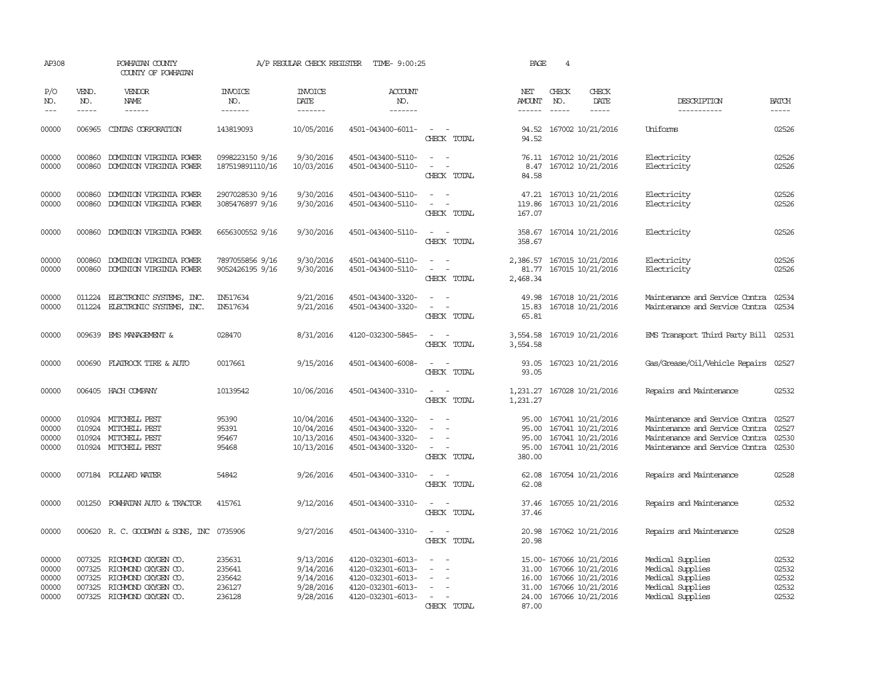AP308 POWHATAN COUNTY A/P REGULAR CHECK REGISTER TIME- 9:00:25 PAGE 4

COUNTY OF POWHATAN

| P/O NO. | VEND. NO. | VENDOR NAME | INVOICE NO. | INVOICE DATE | ACCOUNT NO. | | NET AMOUNT | CHECK NO. | CHECK DATE | DESCRIPTION | BATCH |
|---|---|---|---|---|---|---|---|---|---|---|---|
| 00000 | 006965 | CINTAS CORPORATION | 143819093 | 10/05/2016 | 4501-043400-6011- | - - | 94.52 | 167002 | 10/21/2016 | Uniforms | 02526 |
| | | | | | | CHECK TOTAL | 94.52 | | | | |
| 00000 | 000860 | DOMINION VIRGINIA POWER | 0998223150 9/16 | 9/30/2016 | 4501-043400-5110- | - - | 76.11 | 167012 | 10/21/2016 | Electricity | 02526 |
| 00000 | 000860 | DOMINION VIRGINIA POWER | 187519891110/16 | 10/03/2016 | 4501-043400-5110- | - - | 8.47 | 167012 | 10/21/2016 | Electricity | 02526 |
| | | | | | | CHECK TOTAL | 84.58 | | | | |
| 00000 | 000860 | DOMINION VIRGINIA POWER | 2907028530 9/16 | 9/30/2016 | 4501-043400-5110- | - - | 47.21 | 167013 | 10/21/2016 | Electricity | 02526 |
| 00000 | 000860 | DOMINION VIRGINIA POWER | 3085476897 9/16 | 9/30/2016 | 4501-043400-5110- | - - | 119.86 | 167013 | 10/21/2016 | Electricity | 02526 |
| | | | | | | CHECK TOTAL | 167.07 | | | | |
| 00000 | 000860 | DOMINION VIRGINIA POWER | 6656300552 9/16 | 9/30/2016 | 4501-043400-5110- | - - | 358.67 | 167014 | 10/21/2016 | Electricity | 02526 |
| | | | | | | CHECK TOTAL | 358.67 | | | | |
| 00000 | 000860 | DOMINION VIRGINIA POWER | 7897055856 9/16 | 9/30/2016 | 4501-043400-5110- | - - | 2,386.57 | 167015 | 10/21/2016 | Electricity | 02526 |
| 00000 | 000860 | DOMINION VIRGINIA POWER | 9052426195 9/16 | 9/30/2016 | 4501-043400-5110- | - - | 81.77 | 167015 | 10/21/2016 | Electricity | 02526 |
| | | | | | | CHECK TOTAL | 2,468.34 | | | | |
| 00000 | 011224 | ELECTRONIC SYSTEMS, INC. | IN517634 | 9/21/2016 | 4501-043400-3320- | - - | 49.98 | 167018 | 10/21/2016 | Maintenance and Service Contra | 02534 |
| 00000 | 011224 | ELECTRONIC SYSTEMS, INC. | IN517634 | 9/21/2016 | 4501-043400-3320- | - - | 15.83 | 167018 | 10/21/2016 | Maintenance and Service Contra | 02534 |
| | | | | | | CHECK TOTAL | 65.81 | | | | |
| 00000 | 009639 | EMS MANAGEMENT & | 028470 | 8/31/2016 | 4120-032300-5845- | - - | 3,554.58 | 167019 | 10/21/2016 | EMS Transport Third Party Bill | 02531 |
| | | | | | | CHECK TOTAL | 3,554.58 | | | | |
| 00000 | 000690 | FLATROCK TIRE & AUTO | 0017661 | 9/15/2016 | 4501-043400-6008- | - - | 93.05 | 167023 | 10/21/2016 | Gas/Grease/Oil/Vehicle Repairs | 02527 |
| | | | | | | CHECK TOTAL | 93.05 | | | | |
| 00000 | 006405 | HACH COMPANY | 10139542 | 10/06/2016 | 4501-043400-3310- | - - | 1,231.27 | 167028 | 10/21/2016 | Repairs and Maintenance | 02532 |
| | | | | | | CHECK TOTAL | 1,231.27 | | | | |
| 00000 | 010924 | MITCHELL PEST | 95390 | 10/04/2016 | 4501-043400-3320- | - - | 95.00 | 167041 | 10/21/2016 | Maintenance and Service Contra | 02527 |
| 00000 | 010924 | MITCHELL PEST | 95391 | 10/04/2016 | 4501-043400-3320- | - - | 95.00 | 167041 | 10/21/2016 | Maintenance and Service Contra | 02527 |
| 00000 | 010924 | MITCHELL PEST | 95467 | 10/13/2016 | 4501-043400-3320- | - - | 95.00 | 167041 | 10/21/2016 | Maintenance and Service Contra | 02530 |
| 00000 | 010924 | MITCHELL PEST | 95468 | 10/13/2016 | 4501-043400-3320- | - - | 95.00 | 167041 | 10/21/2016 | Maintenance and Service Contra | 02530 |
| | | | | | | CHECK TOTAL | 380.00 | | | | |
| 00000 | 007184 | POLLARD WATER | 54842 | 9/26/2016 | 4501-043400-3310- | - - | 62.08 | 167054 | 10/21/2016 | Repairs and Maintenance | 02528 |
| | | | | | | CHECK TOTAL | 62.08 | | | | |
| 00000 | 001250 | POWHATAN AUTO & TRACTOR | 415761 | 9/12/2016 | 4501-043400-3310- | - - | 37.46 | 167055 | 10/21/2016 | Repairs and Maintenance | 02532 |
| | | | | | | CHECK TOTAL | 37.46 | | | | |
| 00000 | 000620 | R. C. GOODWYN & SONS, INC | 0735906 | 9/27/2016 | 4501-043400-3310- | - - | 20.98 | 167062 | 10/21/2016 | Repairs and Maintenance | 02528 |
| | | | | | | CHECK TOTAL | 20.98 | | | | |
| 00000 | 007325 | RICHMOND OXYGEN CO. | 235631 | 9/13/2016 | 4120-032301-6013- | - - | 15.00- | 167066 | 10/21/2016 | Medical Supplies | 02532 |
| 00000 | 007325 | RICHMOND OXYGEN CO. | 235641 | 9/14/2016 | 4120-032301-6013- | - - | 31.00 | 167066 | 10/21/2016 | Medical Supplies | 02532 |
| 00000 | 007325 | RICHMOND OXYGEN CO. | 235642 | 9/14/2016 | 4120-032301-6013- | - - | 16.00 | 167066 | 10/21/2016 | Medical Supplies | 02532 |
| 00000 | 007325 | RICHMOND OXYGEN CO. | 236127 | 9/28/2016 | 4120-032301-6013- | - - | 31.00 | 167066 | 10/21/2016 | Medical Supplies | 02532 |
| 00000 | 007325 | RICHMOND OXYGEN CO. | 236128 | 9/28/2016 | 4120-032301-6013- | - - | 24.00 | 167066 | 10/21/2016 | Medical Supplies | 02532 |
| | | | | | | CHECK TOTAL | 87.00 | | | | |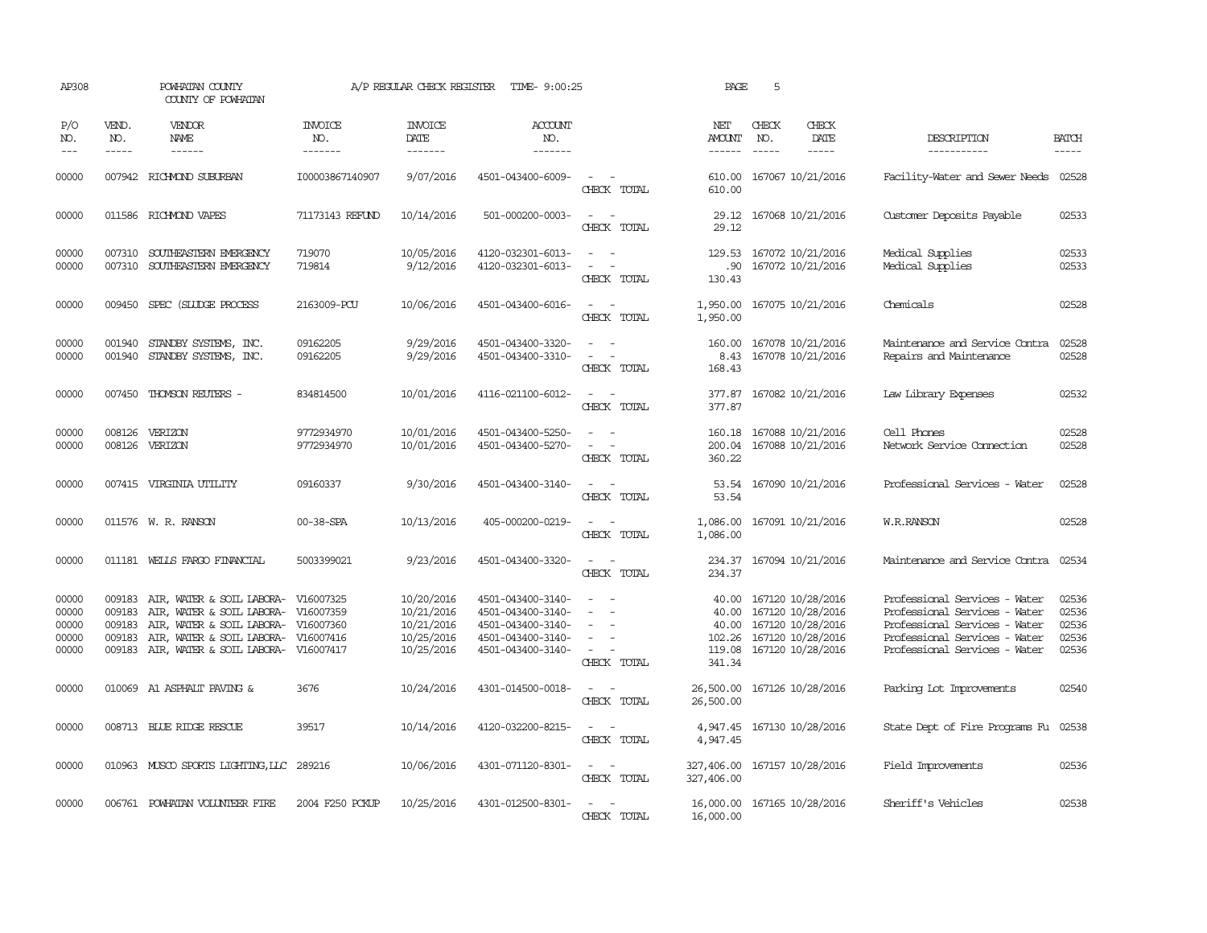AP308 POWHATAN COUNTY A/P REGULAR CHECK REGISTER TIME- 9:00:25 PAGE 5

COUNTY OF POWHATAN

| P/O NO. | VEND. NO. | VENDOR NAME | INVOICE NO. | INVOICE DATE | ACCOUNT NO. | | NET AMOUNT | CHECK NO. | CHECK DATE | DESCRIPTION | BATCH |
|---|---|---|---|---|---|---|---|---|---|---|---|
| 00000 | 007942 | RICHMOND SUBURBAN | I00003867140907 | 9/07/2016 | 4501-043400-6009- | - - | 610.00 | 167067 | 10/21/2016 | Facility-Water and Sewer Needs | 02528 |
| | | | | | | CHECK TOTAL | 610.00 | | | | |
| 00000 | 011586 | RICHMOND VAPES | 71173143 REFUND | 10/14/2016 | 501-000200-0003- | - - | 29.12 | 167068 | 10/21/2016 | Customer Deposits Payable | 02533 |
| | | | | | | CHECK TOTAL | 29.12 | | | | |
| 00000 | 007310 | SOUTHEASTERN EMERGENCY | 719070 | 10/05/2016 | 4120-032301-6013- | - - | 129.53 | 167072 | 10/21/2016 | Medical Supplies | 02533 |
| 00000 | 007310 | SOUTHEASTERN EMERGENCY | 719814 | 9/12/2016 | 4120-032301-6013- | - - | .90 | 167072 | 10/21/2016 | Medical Supplies | 02533 |
| | | | | | | CHECK TOTAL | 130.43 | | | | |
| 00000 | 009450 | SPEC (SLUDGE PROCESS | 2163009-PCU | 10/06/2016 | 4501-043400-6016- | - - | 1,950.00 | 167075 | 10/21/2016 | Chemicals | 02528 |
| | | | | | | CHECK TOTAL | 1,950.00 | | | | |
| 00000 | 001940 | STANDBY SYSTEMS, INC. | 09162205 | 9/29/2016 | 4501-043400-3320- | - - | 160.00 | 167078 | 10/21/2016 | Maintenance and Service Contra | 02528 |
| 00000 | 001940 | STANDBY SYSTEMS, INC. | 09162205 | 9/29/2016 | 4501-043400-3310- | - - | 8.43 | 167078 | 10/21/2016 | Repairs and Maintenance | 02528 |
| | | | | | | CHECK TOTAL | 168.43 | | | | |
| 00000 | 007450 | THOMSON REUTERS - | 834814500 | 10/01/2016 | 4116-021100-6012- | - - | 377.87 | 167082 | 10/21/2016 | Law Library Expenses | 02532 |
| | | | | | | CHECK TOTAL | 377.87 | | | | |
| 00000 | 008126 | VERIZON | 9772934970 | 10/01/2016 | 4501-043400-5250- | - - | 160.18 | 167088 | 10/21/2016 | Cell Phones | 02528 |
| 00000 | 008126 | VERIZON | 9772934970 | 10/01/2016 | 4501-043400-5270- | - - | 200.04 | 167088 | 10/21/2016 | Network Service Connection | 02528 |
| | | | | | | CHECK TOTAL | 360.22 | | | | |
| 00000 | 007415 | VIRGINIA UTILITY | 09160337 | 9/30/2016 | 4501-043400-3140- | - - | 53.54 | 167090 | 10/21/2016 | Professional Services - Water | 02528 |
| | | | | | | CHECK TOTAL | 53.54 | | | | |
| 00000 | 011576 | W. R. RANSON | 00-38-SPA | 10/13/2016 | 405-000200-0219- | - - | 1,086.00 | 167091 | 10/21/2016 | W.R.RANSON | 02528 |
| | | | | | | CHECK TOTAL | 1,086.00 | | | | |
| 00000 | 011181 | WELLS FARGO FINANCIAL | 5003399021 | 9/23/2016 | 4501-043400-3320- | - - | 234.37 | 167094 | 10/21/2016 | Maintenance and Service Contra | 02534 |
| | | | | | | CHECK TOTAL | 234.37 | | | | |
| 00000 | 009183 | AIR, WATER & SOIL LABORA- | V16007325 | 10/20/2016 | 4501-043400-3140- | - - | 40.00 | 167120 | 10/28/2016 | Professional Services - Water | 02536 |
| 00000 | 009183 | AIR, WATER & SOIL LABORA- | V16007359 | 10/21/2016 | 4501-043400-3140- | - - | 40.00 | 167120 | 10/28/2016 | Professional Services - Water | 02536 |
| 00000 | 009183 | AIR, WATER & SOIL LABORA- | V16007360 | 10/21/2016 | 4501-043400-3140- | - - | 40.00 | 167120 | 10/28/2016 | Professional Services - Water | 02536 |
| 00000 | 009183 | AIR, WATER & SOIL LABORA- | V16007416 | 10/25/2016 | 4501-043400-3140- | - - | 102.26 | 167120 | 10/28/2016 | Professional Services - Water | 02536 |
| 00000 | 009183 | AIR, WATER & SOIL LABORA- | V16007417 | 10/25/2016 | 4501-043400-3140- | - - | 119.08 | 167120 | 10/28/2016 | Professional Services - Water | 02536 |
| | | | | | | CHECK TOTAL | 341.34 | | | | |
| 00000 | 010069 | A1 ASPHALT PAVING & | 3676 | 10/24/2016 | 4301-014500-0018- | - - | 26,500.00 | 167126 | 10/28/2016 | Parking Lot Improvements | 02540 |
| | | | | | | CHECK TOTAL | 26,500.00 | | | | |
| 00000 | 008713 | BLUE RIDGE RESCUE | 39517 | 10/14/2016 | 4120-032200-8215- | - - | 4,947.45 | 167130 | 10/28/2016 | State Dept of Fire Programs Fu | 02538 |
| | | | | | | CHECK TOTAL | 4,947.45 | | | | |
| 00000 | 010963 | MUSCO SPORTS LIGHTING,LLC | 289216 | 10/06/2016 | 4301-071120-8301- | - - | 327,406.00 | 167157 | 10/28/2016 | Field Improvements | 02536 |
| | | | | | | CHECK TOTAL | 327,406.00 | | | | |
| 00000 | 006761 | POWHATAN VOLUNTEER FIRE | 2004 F250 PCKUP | 10/25/2016 | 4301-012500-8301- | - - | 16,000.00 | 167165 | 10/28/2016 | Sheriff's Vehicles | 02538 |
| | | | | | | CHECK TOTAL | 16,000.00 | | | | |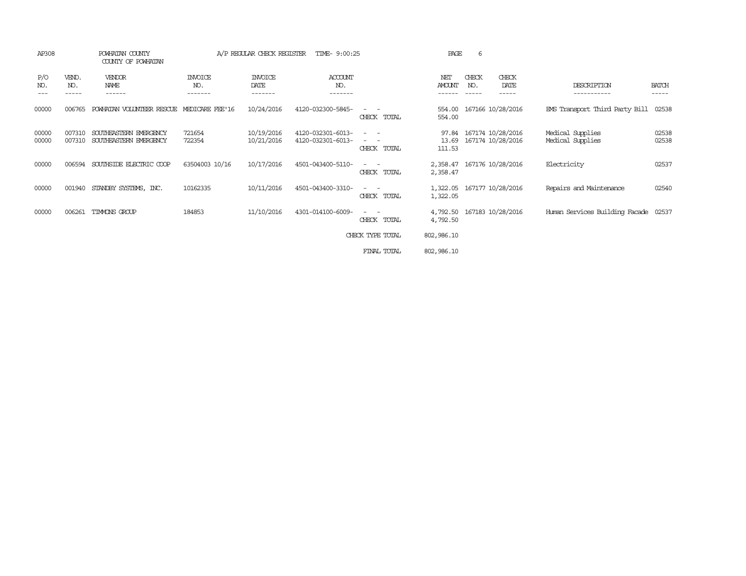AP308 POWHATAN COUNTY A/P REGULAR CHECK REGISTER TIME- 9:00:25 PAGE 6

COUNTY OF POWHATAN

| P/O NO. | VEND. NO. | VENDOR NAME | INVOICE NO. | INVOICE DATE | ACCOUNT NO. | | NET AMOUNT | CHECK NO. | CHECK DATE | DESCRIPTION | BATCH |
|---|---|---|---|---|---|---|---|---|---|---|---|
| 00000 | 006765 | POWHATAN VOLUNTEER RESCUE | MEDICARE FEE'16 | 10/24/2016 | 4120-032300-5845- | - - | 554.00 | 167166 | 10/28/2016 | EMS Transport Third Party Bill | 02538 |
| | | | | | | CHECK TOTAL | 554.00 | | | | |
| 00000 | 007310 | SOUTHEASTERN EMERGENCY | 721654 | 10/19/2016 | 4120-032301-6013- | - - | 97.84 | 167174 | 10/28/2016 | Medical Supplies | 02538 |
| 00000 | 007310 | SOUTHEASTERN EMERGENCY | 722354 | 10/21/2016 | 4120-032301-6013- | - - | 13.69 | 167174 | 10/28/2016 | Medical Supplies | 02538 |
| | | | | | | CHECK TOTAL | 111.53 | | | | |
| 00000 | 006594 | SOUTHSIDE ELECTRIC COOP | 63504003 10/16 | 10/17/2016 | 4501-043400-5110- | - - | 2,358.47 | 167176 | 10/28/2016 | Electricity | 02537 |
| | | | | | | CHECK TOTAL | 2,358.47 | | | | |
| 00000 | 001940 | STANDBY SYSTEMS, INC. | 10162335 | 10/11/2016 | 4501-043400-3310- | - - | 1,322.05 | 167177 | 10/28/2016 | Repairs and Maintenance | 02540 |
| | | | | | | CHECK TOTAL | 1,322.05 | | | | |
| 00000 | 006261 | TIMMONS GROUP | 184853 | 11/10/2016 | 4301-014100-6009- | - - | 4,792.50 | 167183 | 10/28/2016 | Human Services Building Facade | 02537 |
| | | | | | | CHECK TOTAL | 4,792.50 | | | | |
| | | | | | | CHECK TYPE TOTAL | 802,986.10 | | | | |
| | | | | | | FINAL TOTAL | 802,986.10 | | | | |